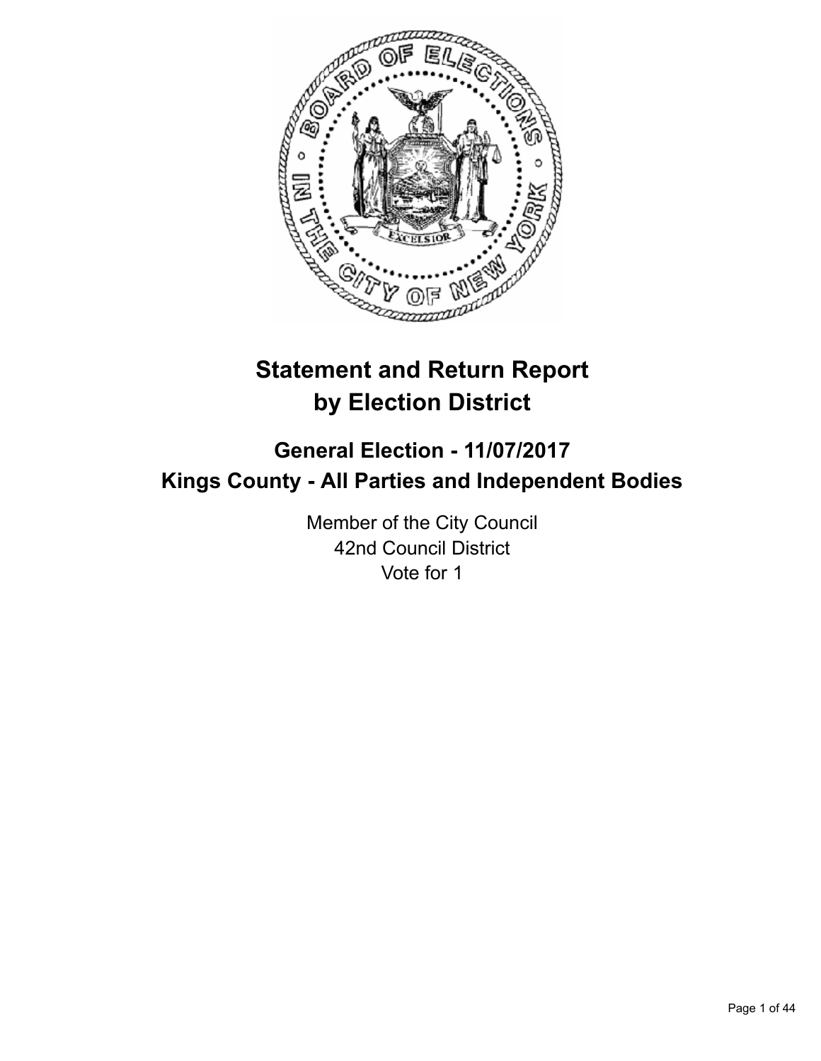# Statement and Return Report by Election District

## General Election - 11/07/2017
## Kings County - All Parties and Independent Bodies

Member of the City Council
42nd Council District
Vote for 1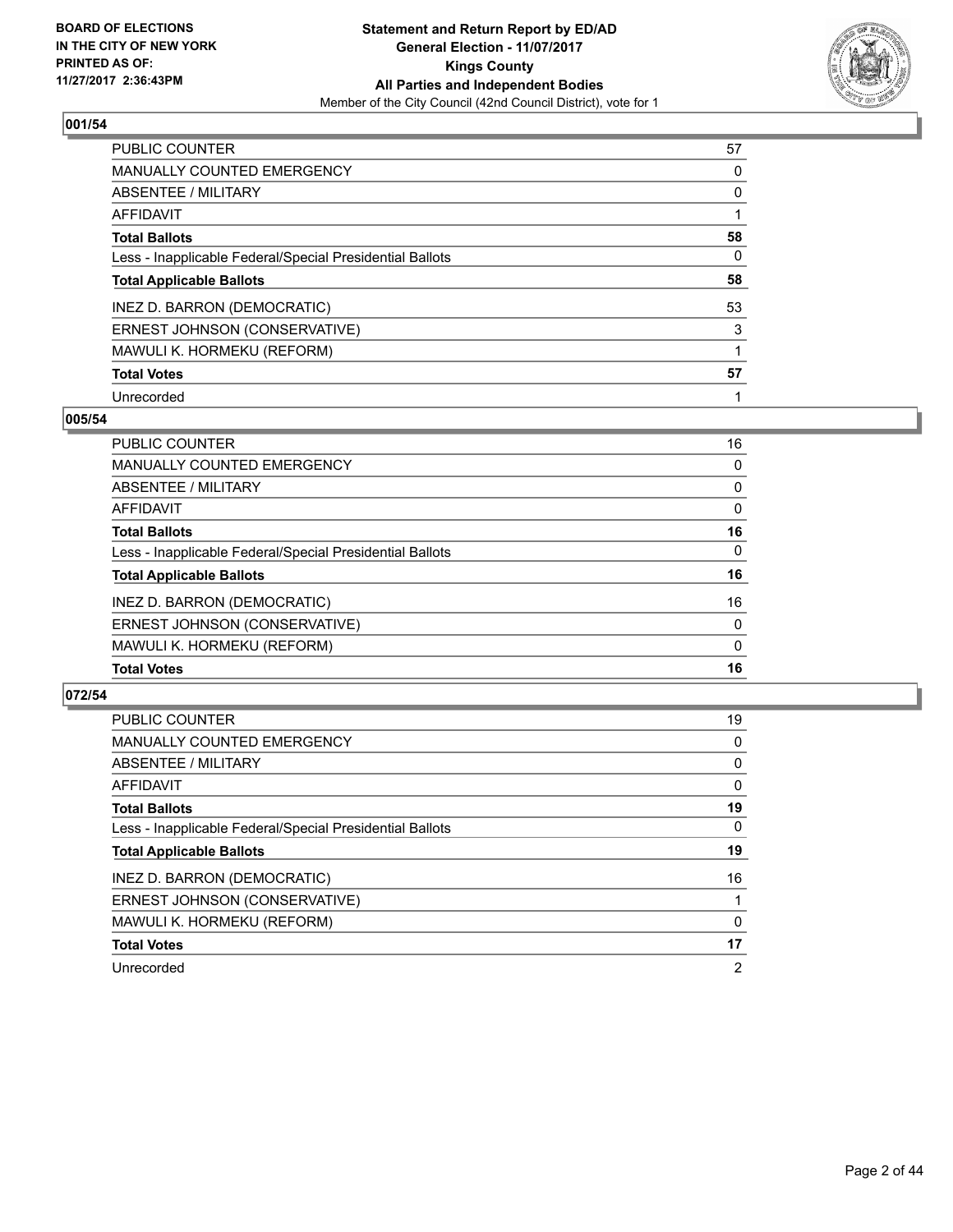BOARD OF ELECTIONS
IN THE CITY OF NEW YORK
PRINTED AS OF:
11/27/2017 2:36:43PM

**Statement and Return Report by ED/AD**
**General Election - 11/07/2017**
**Kings County**
**All Parties and Independent Bodies**
Member of the City Council (42nd Council District), vote for 1

## 001/54

| | |
|---|---|
| PUBLIC COUNTER | 57 |
| MANUALLY COUNTED EMERGENCY | 0 |
| ABSENTEE / MILITARY | 0 |
| AFFIDAVIT | 1 |
| **Total Ballots** | **58** |
| Less - Inapplicable Federal/Special Presidential Ballots | 0 |
| **Total Applicable Ballots** | **58** |
| INEZ D. BARRON (DEMOCRATIC) | 53 |
| ERNEST JOHNSON (CONSERVATIVE) | 3 |
| MAWULI K. HORMEKU (REFORM) | 1 |
| **Total Votes** | **57** |
| Unrecorded | 1 |

## 005/54

| | |
|---|---|
| PUBLIC COUNTER | 16 |
| MANUALLY COUNTED EMERGENCY | 0 |
| ABSENTEE / MILITARY | 0 |
| AFFIDAVIT | 0 |
| **Total Ballots** | **16** |
| Less - Inapplicable Federal/Special Presidential Ballots | 0 |
| **Total Applicable Ballots** | **16** |
| INEZ D. BARRON (DEMOCRATIC) | 16 |
| ERNEST JOHNSON (CONSERVATIVE) | 0 |
| MAWULI K. HORMEKU (REFORM) | 0 |
| **Total Votes** | **16** |

## 072/54

| | |
|---|---|
| PUBLIC COUNTER | 19 |
| MANUALLY COUNTED EMERGENCY | 0 |
| ABSENTEE / MILITARY | 0 |
| AFFIDAVIT | 0 |
| **Total Ballots** | **19** |
| Less - Inapplicable Federal/Special Presidential Ballots | 0 |
| **Total Applicable Ballots** | **19** |
| INEZ D. BARRON (DEMOCRATIC) | 16 |
| ERNEST JOHNSON (CONSERVATIVE) | 1 |
| MAWULI K. HORMEKU (REFORM) | 0 |
| **Total Votes** | **17** |
| Unrecorded | 2 |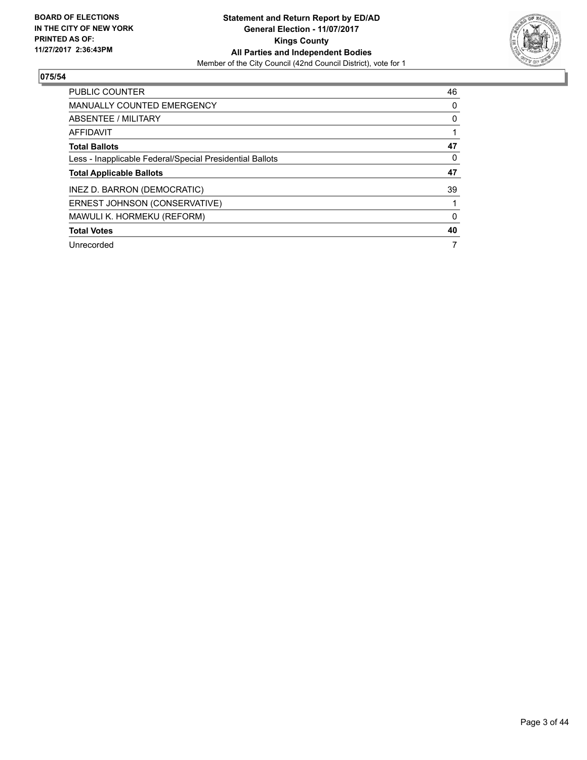**BOARD OF ELECTIONS IN THE CITY OF NEW YORK PRINTED AS OF: 11/27/2017 2:36:43PM**

**Statement and Return Report by ED/AD**
**General Election - 11/07/2017**
**Kings County**
**All Parties and Independent Bodies**
Member of the City Council (42nd Council District), vote for 1

## 075/54

| | |
|---|---|
| PUBLIC COUNTER | 46 |
| MANUALLY COUNTED EMERGENCY | 0 |
| ABSENTEE / MILITARY | 0 |
| AFFIDAVIT | 1 |
| **Total Ballots** | **47** |
| Less - Inapplicable Federal/Special Presidential Ballots | 0 |
| **Total Applicable Ballots** | **47** |
| INEZ D. BARRON (DEMOCRATIC) | 39 |
| ERNEST JOHNSON (CONSERVATIVE) | 1 |
| MAWULI K. HORMEKU (REFORM) | 0 |
| **Total Votes** | **40** |
| Unrecorded | 7 |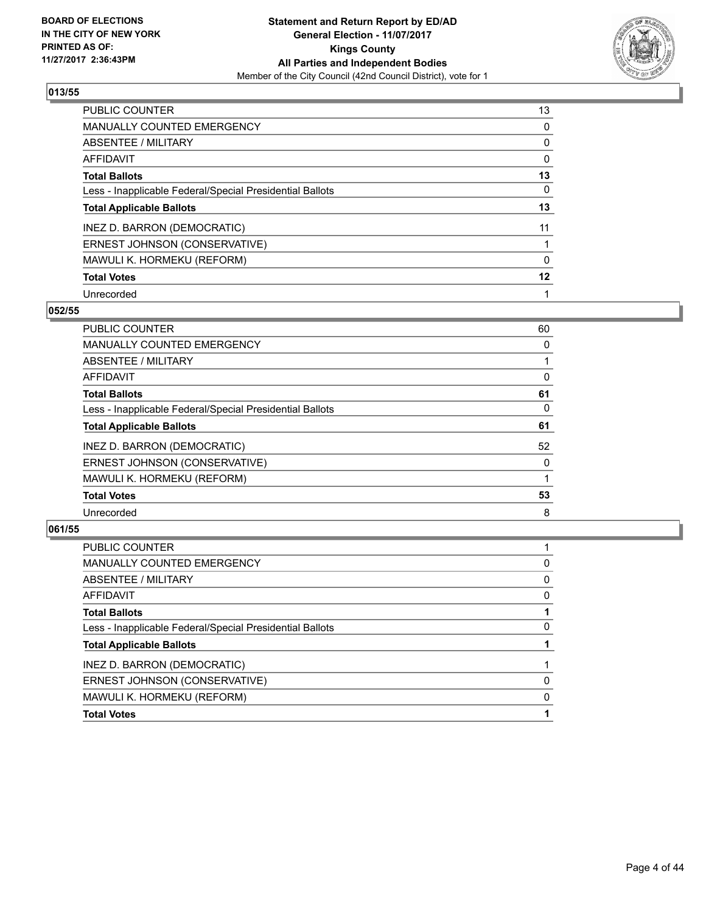## 013/55

| | |
|---|---|
| PUBLIC COUNTER | 13 |
| MANUALLY COUNTED EMERGENCY | 0 |
| ABSENTEE / MILITARY | 0 |
| AFFIDAVIT | 0 |
| **Total Ballots** | **13** |
| Less - Inapplicable Federal/Special Presidential Ballots | 0 |
| **Total Applicable Ballots** | **13** |
| INEZ D. BARRON (DEMOCRATIC) | 11 |
| ERNEST JOHNSON (CONSERVATIVE) | 1 |
| MAWULI K. HORMEKU (REFORM) | 0 |
| **Total Votes** | **12** |
| Unrecorded | 1 |

## 052/55

| | |
|---|---|
| PUBLIC COUNTER | 60 |
| MANUALLY COUNTED EMERGENCY | 0 |
| ABSENTEE / MILITARY | 1 |
| AFFIDAVIT | 0 |
| **Total Ballots** | **61** |
| Less - Inapplicable Federal/Special Presidential Ballots | 0 |
| **Total Applicable Ballots** | **61** |
| INEZ D. BARRON (DEMOCRATIC) | 52 |
| ERNEST JOHNSON (CONSERVATIVE) | 0 |
| MAWULI K. HORMEKU (REFORM) | 1 |
| **Total Votes** | **53** |
| Unrecorded | 8 |

## 061/55

| | |
|---|---|
| PUBLIC COUNTER | 1 |
| MANUALLY COUNTED EMERGENCY | 0 |
| ABSENTEE / MILITARY | 0 |
| AFFIDAVIT | 0 |
| **Total Ballots** | **1** |
| Less - Inapplicable Federal/Special Presidential Ballots | 0 |
| **Total Applicable Ballots** | **1** |
| INEZ D. BARRON (DEMOCRATIC) | 1 |
| ERNEST JOHNSON (CONSERVATIVE) | 0 |
| MAWULI K. HORMEKU (REFORM) | 0 |
| **Total Votes** | **1** |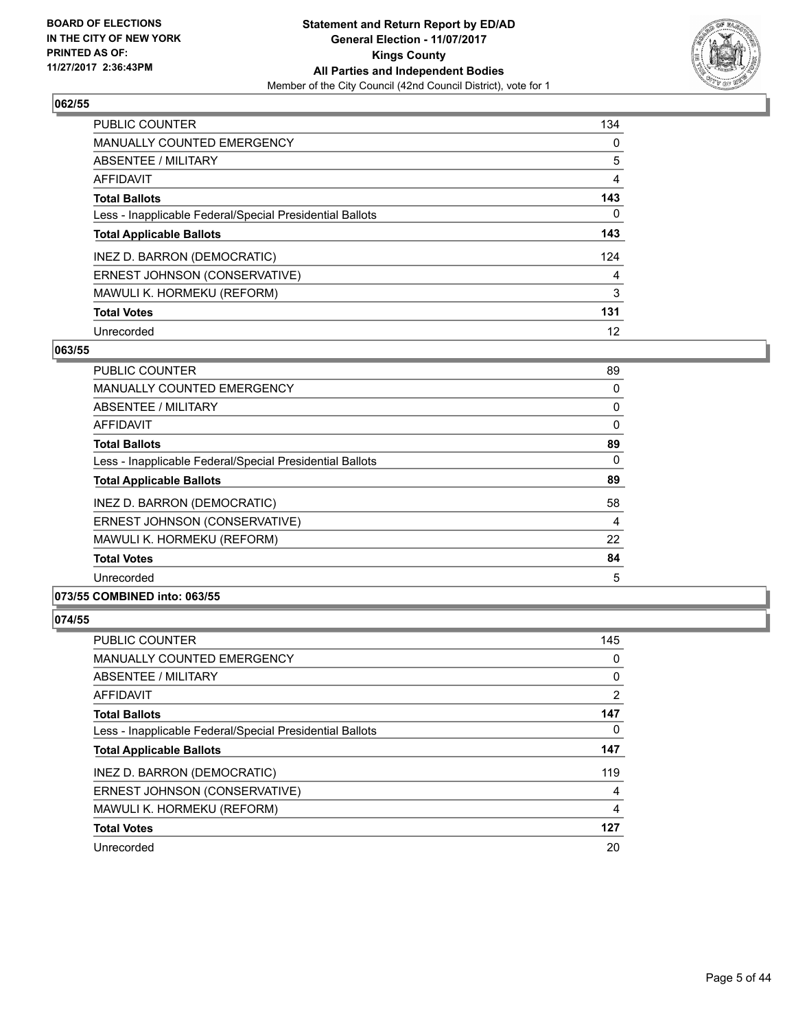**BOARD OF ELECTIONS IN THE CITY OF NEW YORK PRINTED AS OF: 11/27/2017 2:36:43PM**

**Statement and Return Report by ED/AD**
**General Election - 11/07/2017**
**Kings County**
**All Parties and Independent Bodies**
Member of the City Council (42nd Council District), vote for 1

### 062/55

| | |
|---|---|
| PUBLIC COUNTER | 134 |
| MANUALLY COUNTED EMERGENCY | 0 |
| ABSENTEE / MILITARY | 5 |
| AFFIDAVIT | 4 |
| **Total Ballots** | **143** |
| Less - Inapplicable Federal/Special Presidential Ballots | 0 |
| **Total Applicable Ballots** | **143** |
| INEZ D. BARRON (DEMOCRATIC) | 124 |
| ERNEST JOHNSON (CONSERVATIVE) | 4 |
| MAWULI K. HORMEKU (REFORM) | 3 |
| **Total Votes** | **131** |
| Unrecorded | 12 |

### 063/55

| | |
|---|---|
| PUBLIC COUNTER | 89 |
| MANUALLY COUNTED EMERGENCY | 0 |
| ABSENTEE / MILITARY | 0 |
| AFFIDAVIT | 0 |
| **Total Ballots** | **89** |
| Less - Inapplicable Federal/Special Presidential Ballots | 0 |
| **Total Applicable Ballots** | **89** |
| INEZ D. BARRON (DEMOCRATIC) | 58 |
| ERNEST JOHNSON (CONSERVATIVE) | 4 |
| MAWULI K. HORMEKU (REFORM) | 22 |
| **Total Votes** | **84** |
| Unrecorded | 5 |

### 073/55 COMBINED into: 063/55

### 074/55

| | |
|---|---|
| PUBLIC COUNTER | 145 |
| MANUALLY COUNTED EMERGENCY | 0 |
| ABSENTEE / MILITARY | 0 |
| AFFIDAVIT | 2 |
| **Total Ballots** | **147** |
| Less - Inapplicable Federal/Special Presidential Ballots | 0 |
| **Total Applicable Ballots** | **147** |
| INEZ D. BARRON (DEMOCRATIC) | 119 |
| ERNEST JOHNSON (CONSERVATIVE) | 4 |
| MAWULI K. HORMEKU (REFORM) | 4 |
| **Total Votes** | **127** |
| Unrecorded | 20 |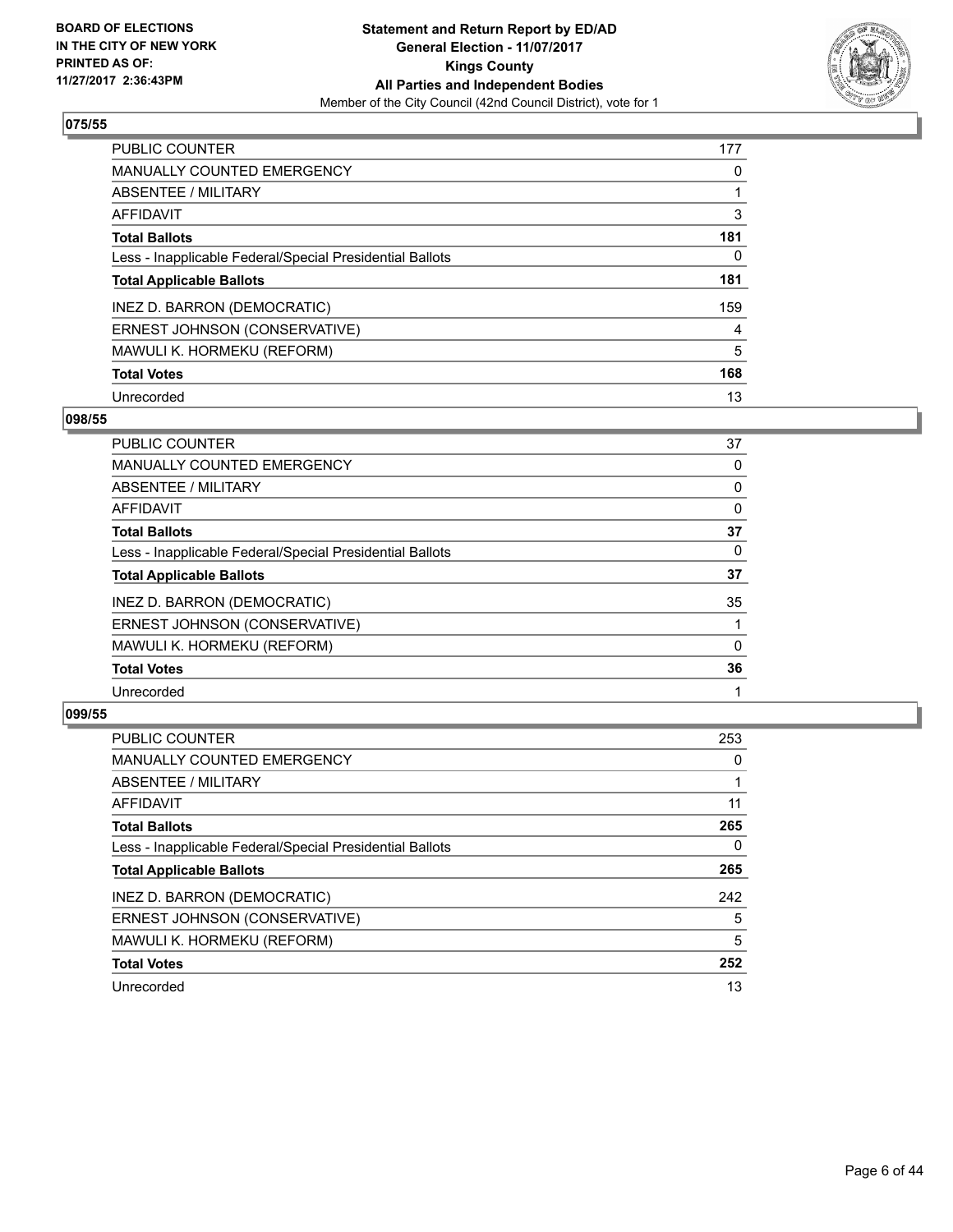**BOARD OF ELECTIONS IN THE CITY OF NEW YORK PRINTED AS OF: 11/27/2017 2:36:43PM**

**Statement and Return Report by ED/AD**
**General Election - 11/07/2017**
**Kings County**
**All Parties and Independent Bodies**
Member of the City Council (42nd Council District), vote for 1

### 075/55

| | |
|---|---|
| PUBLIC COUNTER | 177 |
| MANUALLY COUNTED EMERGENCY | 0 |
| ABSENTEE / MILITARY | 1 |
| AFFIDAVIT | 3 |
| **Total Ballots** | **181** |
| Less - Inapplicable Federal/Special Presidential Ballots | 0 |
| **Total Applicable Ballots** | **181** |
| INEZ D. BARRON (DEMOCRATIC) | 159 |
| ERNEST JOHNSON (CONSERVATIVE) | 4 |
| MAWULI K. HORMEKU (REFORM) | 5 |
| **Total Votes** | **168** |
| Unrecorded | 13 |

### 098/55

| | |
|---|---|
| PUBLIC COUNTER | 37 |
| MANUALLY COUNTED EMERGENCY | 0 |
| ABSENTEE / MILITARY | 0 |
| AFFIDAVIT | 0 |
| **Total Ballots** | **37** |
| Less - Inapplicable Federal/Special Presidential Ballots | 0 |
| **Total Applicable Ballots** | **37** |
| INEZ D. BARRON (DEMOCRATIC) | 35 |
| ERNEST JOHNSON (CONSERVATIVE) | 1 |
| MAWULI K. HORMEKU (REFORM) | 0 |
| **Total Votes** | **36** |
| Unrecorded | 1 |

### 099/55

| | |
|---|---|
| PUBLIC COUNTER | 253 |
| MANUALLY COUNTED EMERGENCY | 0 |
| ABSENTEE / MILITARY | 1 |
| AFFIDAVIT | 11 |
| **Total Ballots** | **265** |
| Less - Inapplicable Federal/Special Presidential Ballots | 0 |
| **Total Applicable Ballots** | **265** |
| INEZ D. BARRON (DEMOCRATIC) | 242 |
| ERNEST JOHNSON (CONSERVATIVE) | 5 |
| MAWULI K. HORMEKU (REFORM) | 5 |
| **Total Votes** | **252** |
| Unrecorded | 13 |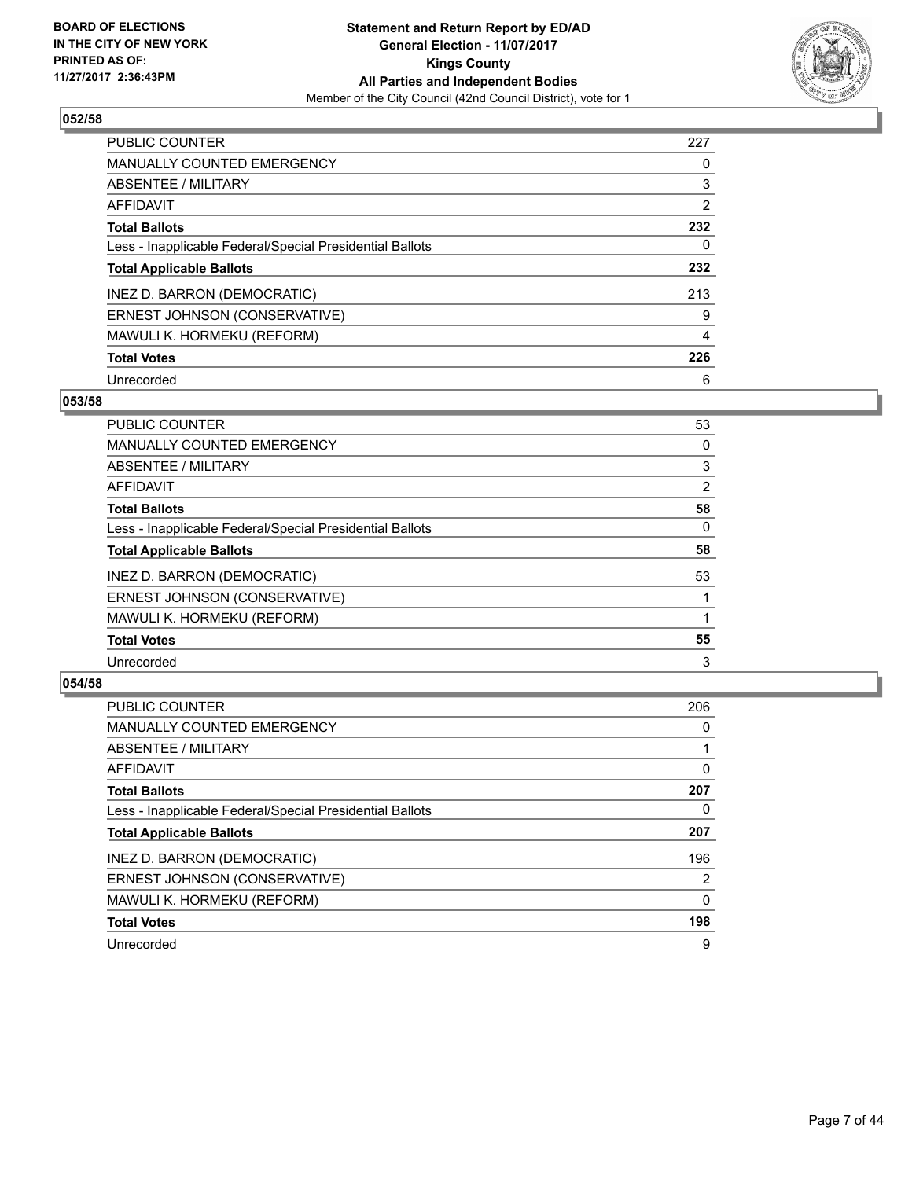**BOARD OF ELECTIONS IN THE CITY OF NEW YORK PRINTED AS OF: 11/27/2017 2:36:43PM**

**Statement and Return Report by ED/AD**
**General Election - 11/07/2017**
**Kings County**
**All Parties and Independent Bodies**
Member of the City Council (42nd Council District), vote for 1

### 052/58

| | |
|---|---|
| PUBLIC COUNTER | 227 |
| MANUALLY COUNTED EMERGENCY | 0 |
| ABSENTEE / MILITARY | 3 |
| AFFIDAVIT | 2 |
| **Total Ballots** | **232** |
| Less - Inapplicable Federal/Special Presidential Ballots | 0 |
| **Total Applicable Ballots** | **232** |
| INEZ D. BARRON (DEMOCRATIC) | 213 |
| ERNEST JOHNSON (CONSERVATIVE) | 9 |
| MAWULI K. HORMEKU (REFORM) | 4 |
| **Total Votes** | **226** |
| Unrecorded | 6 |

### 053/58

| | |
|---|---|
| PUBLIC COUNTER | 53 |
| MANUALLY COUNTED EMERGENCY | 0 |
| ABSENTEE / MILITARY | 3 |
| AFFIDAVIT | 2 |
| **Total Ballots** | **58** |
| Less - Inapplicable Federal/Special Presidential Ballots | 0 |
| **Total Applicable Ballots** | **58** |
| INEZ D. BARRON (DEMOCRATIC) | 53 |
| ERNEST JOHNSON (CONSERVATIVE) | 1 |
| MAWULI K. HORMEKU (REFORM) | 1 |
| **Total Votes** | **55** |
| Unrecorded | 3 |

### 054/58

| | |
|---|---|
| PUBLIC COUNTER | 206 |
| MANUALLY COUNTED EMERGENCY | 0 |
| ABSENTEE / MILITARY | 1 |
| AFFIDAVIT | 0 |
| **Total Ballots** | **207** |
| Less - Inapplicable Federal/Special Presidential Ballots | 0 |
| **Total Applicable Ballots** | **207** |
| INEZ D. BARRON (DEMOCRATIC) | 196 |
| ERNEST JOHNSON (CONSERVATIVE) | 2 |
| MAWULI K. HORMEKU (REFORM) | 0 |
| **Total Votes** | **198** |
| Unrecorded | 9 |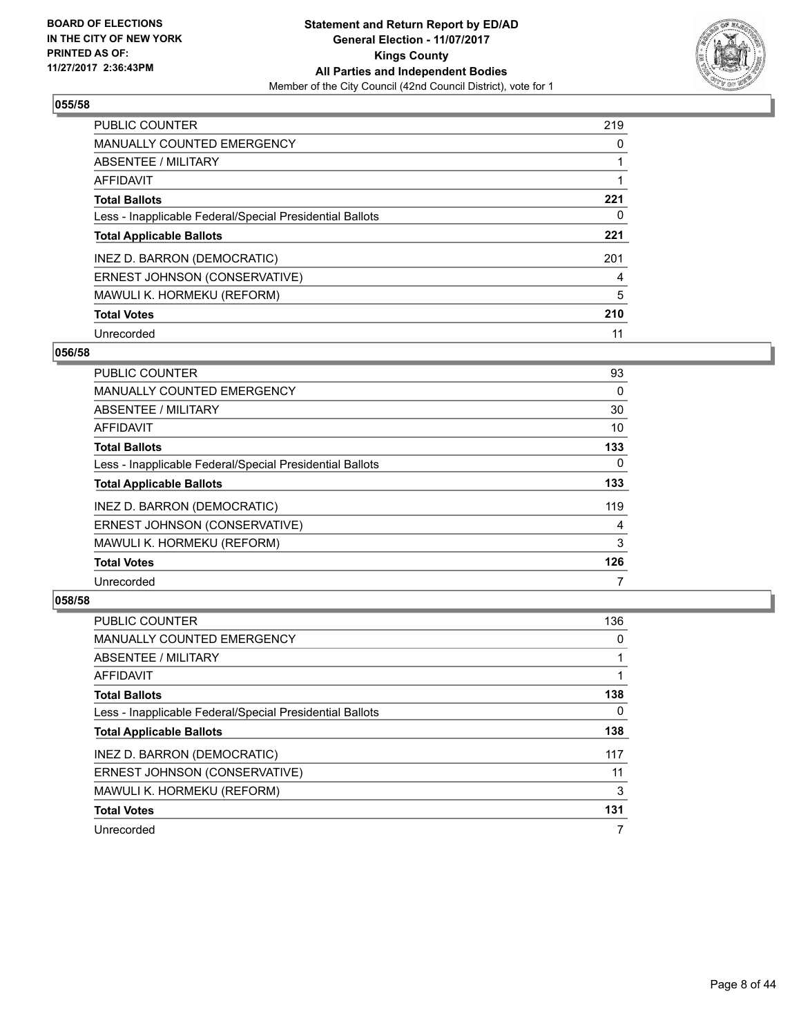BOARD OF ELECTIONS
IN THE CITY OF NEW YORK
PRINTED AS OF:
11/27/2017 2:36:43PM

**Statement and Return Report by ED/AD**
**General Election - 11/07/2017**
**Kings County**
**All Parties and Independent Bodies**
Member of the City Council (42nd Council District), vote for 1

## 055/58

| | |
|---|---|
| PUBLIC COUNTER | 219 |
| MANUALLY COUNTED EMERGENCY | 0 |
| ABSENTEE / MILITARY | 1 |
| AFFIDAVIT | 1 |
| **Total Ballots** | **221** |
| Less - Inapplicable Federal/Special Presidential Ballots | 0 |
| **Total Applicable Ballots** | **221** |
| INEZ D. BARRON (DEMOCRATIC) | 201 |
| ERNEST JOHNSON (CONSERVATIVE) | 4 |
| MAWULI K. HORMEKU (REFORM) | 5 |
| **Total Votes** | **210** |
| Unrecorded | 11 |

## 056/58

| | |
|---|---|
| PUBLIC COUNTER | 93 |
| MANUALLY COUNTED EMERGENCY | 0 |
| ABSENTEE / MILITARY | 30 |
| AFFIDAVIT | 10 |
| **Total Ballots** | **133** |
| Less - Inapplicable Federal/Special Presidential Ballots | 0 |
| **Total Applicable Ballots** | **133** |
| INEZ D. BARRON (DEMOCRATIC) | 119 |
| ERNEST JOHNSON (CONSERVATIVE) | 4 |
| MAWULI K. HORMEKU (REFORM) | 3 |
| **Total Votes** | **126** |
| Unrecorded | 7 |

## 058/58

| | |
|---|---|
| PUBLIC COUNTER | 136 |
| MANUALLY COUNTED EMERGENCY | 0 |
| ABSENTEE / MILITARY | 1 |
| AFFIDAVIT | 1 |
| **Total Ballots** | **138** |
| Less - Inapplicable Federal/Special Presidential Ballots | 0 |
| **Total Applicable Ballots** | **138** |
| INEZ D. BARRON (DEMOCRATIC) | 117 |
| ERNEST JOHNSON (CONSERVATIVE) | 11 |
| MAWULI K. HORMEKU (REFORM) | 3 |
| **Total Votes** | **131** |
| Unrecorded | 7 |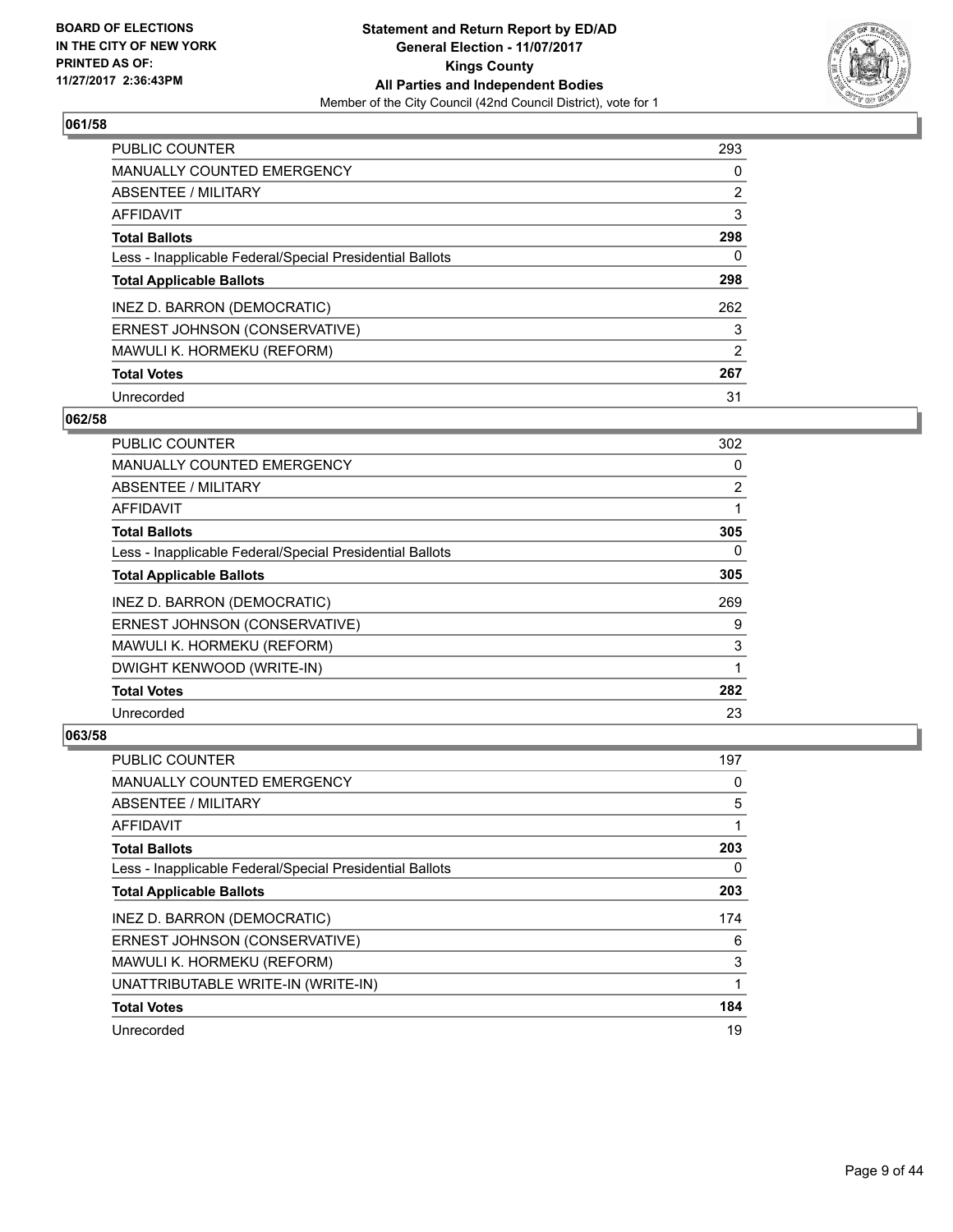## 061/58

| | |
|---|---|
| PUBLIC COUNTER | 293 |
| MANUALLY COUNTED EMERGENCY | 0 |
| ABSENTEE / MILITARY | 2 |
| AFFIDAVIT | 3 |
| **Total Ballots** | **298** |
| Less - Inapplicable Federal/Special Presidential Ballots | 0 |
| **Total Applicable Ballots** | **298** |
| INEZ D. BARRON (DEMOCRATIC) | 262 |
| ERNEST JOHNSON (CONSERVATIVE) | 3 |
| MAWULI K. HORMEKU (REFORM) | 2 |
| **Total Votes** | **267** |
| Unrecorded | 31 |

## 062/58

| | |
|---|---|
| PUBLIC COUNTER | 302 |
| MANUALLY COUNTED EMERGENCY | 0 |
| ABSENTEE / MILITARY | 2 |
| AFFIDAVIT | 1 |
| **Total Ballots** | **305** |
| Less - Inapplicable Federal/Special Presidential Ballots | 0 |
| **Total Applicable Ballots** | **305** |
| INEZ D. BARRON (DEMOCRATIC) | 269 |
| ERNEST JOHNSON (CONSERVATIVE) | 9 |
| MAWULI K. HORMEKU (REFORM) | 3 |
| DWIGHT KENWOOD (WRITE-IN) | 1 |
| **Total Votes** | **282** |
| Unrecorded | 23 |

## 063/58

| | |
|---|---|
| PUBLIC COUNTER | 197 |
| MANUALLY COUNTED EMERGENCY | 0 |
| ABSENTEE / MILITARY | 5 |
| AFFIDAVIT | 1 |
| **Total Ballots** | **203** |
| Less - Inapplicable Federal/Special Presidential Ballots | 0 |
| **Total Applicable Ballots** | **203** |
| INEZ D. BARRON (DEMOCRATIC) | 174 |
| ERNEST JOHNSON (CONSERVATIVE) | 6 |
| MAWULI K. HORMEKU (REFORM) | 3 |
| UNATTRIBUTABLE WRITE-IN (WRITE-IN) | 1 |
| **Total Votes** | **184** |
| Unrecorded | 19 |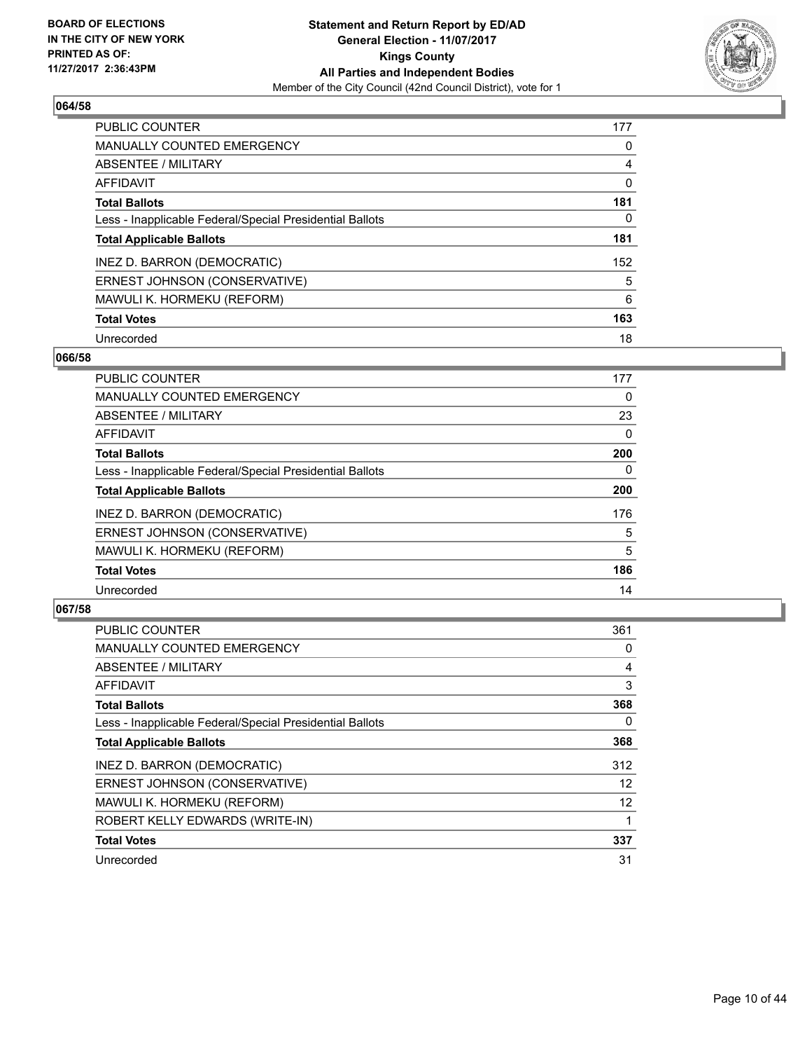## 064/58

| | |
|---|---|
| PUBLIC COUNTER | 177 |
| MANUALLY COUNTED EMERGENCY | 0 |
| ABSENTEE / MILITARY | 4 |
| AFFIDAVIT | 0 |
| **Total Ballots** | **181** |
| Less - Inapplicable Federal/Special Presidential Ballots | 0 |
| **Total Applicable Ballots** | **181** |
| INEZ D. BARRON (DEMOCRATIC) | 152 |
| ERNEST JOHNSON (CONSERVATIVE) | 5 |
| MAWULI K. HORMEKU (REFORM) | 6 |
| **Total Votes** | **163** |
| Unrecorded | 18 |

## 066/58

| | |
|---|---|
| PUBLIC COUNTER | 177 |
| MANUALLY COUNTED EMERGENCY | 0 |
| ABSENTEE / MILITARY | 23 |
| AFFIDAVIT | 0 |
| **Total Ballots** | **200** |
| Less - Inapplicable Federal/Special Presidential Ballots | 0 |
| **Total Applicable Ballots** | **200** |
| INEZ D. BARRON (DEMOCRATIC) | 176 |
| ERNEST JOHNSON (CONSERVATIVE) | 5 |
| MAWULI K. HORMEKU (REFORM) | 5 |
| **Total Votes** | **186** |
| Unrecorded | 14 |

## 067/58

| | |
|---|---|
| PUBLIC COUNTER | 361 |
| MANUALLY COUNTED EMERGENCY | 0 |
| ABSENTEE / MILITARY | 4 |
| AFFIDAVIT | 3 |
| **Total Ballots** | **368** |
| Less - Inapplicable Federal/Special Presidential Ballots | 0 |
| **Total Applicable Ballots** | **368** |
| INEZ D. BARRON (DEMOCRATIC) | 312 |
| ERNEST JOHNSON (CONSERVATIVE) | 12 |
| MAWULI K. HORMEKU (REFORM) | 12 |
| ROBERT KELLY EDWARDS (WRITE-IN) | 1 |
| **Total Votes** | **337** |
| Unrecorded | 31 |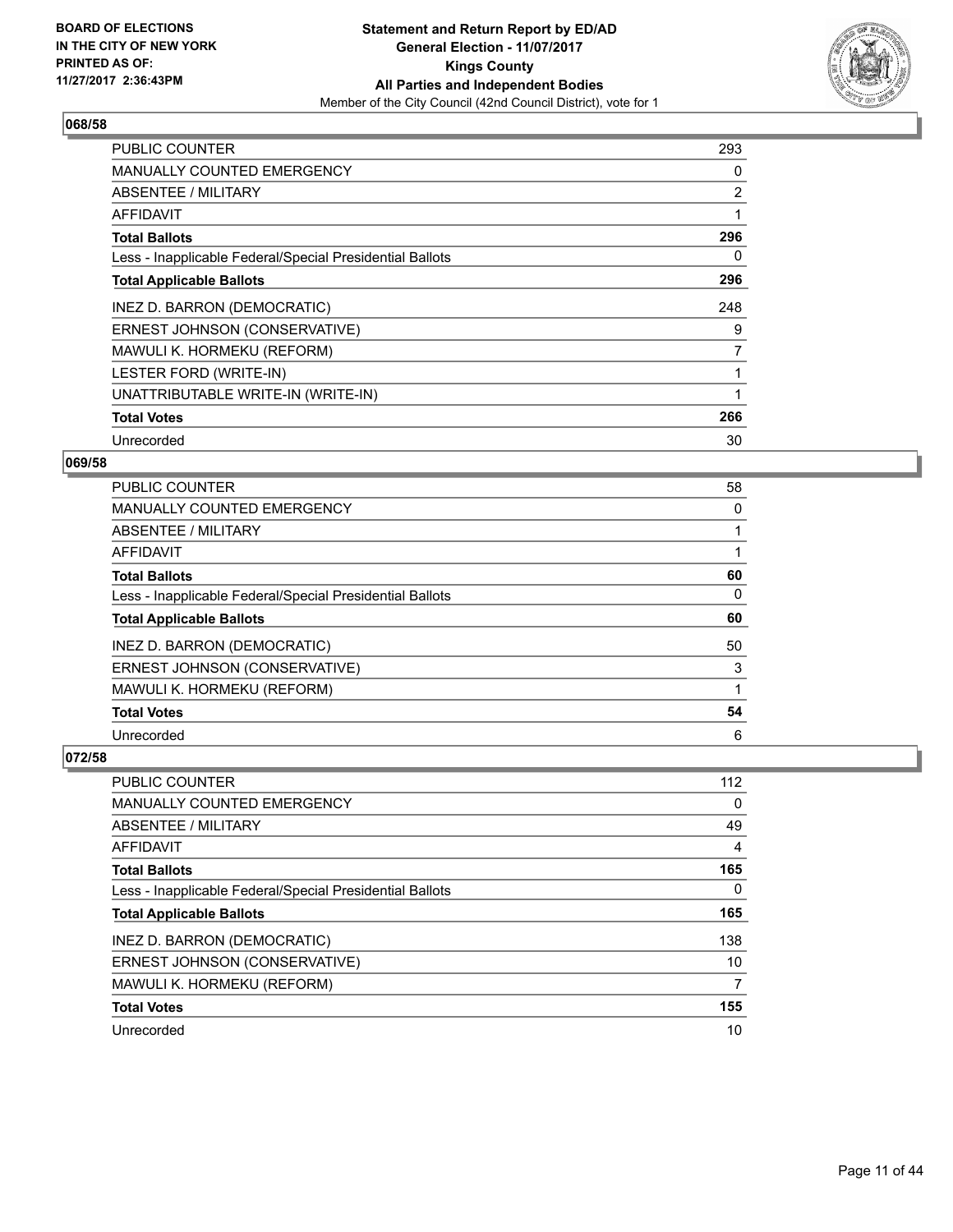BOARD OF ELECTIONS
IN THE CITY OF NEW YORK
PRINTED AS OF:
11/27/2017 2:36:43PM

**Statement and Return Report by ED/AD**
**General Election - 11/07/2017**
**Kings County**
**All Parties and Independent Bodies**
Member of the City Council (42nd Council District), vote for 1

## 068/58

| | |
|---|---|
| PUBLIC COUNTER | 293 |
| MANUALLY COUNTED EMERGENCY | 0 |
| ABSENTEE / MILITARY | 2 |
| AFFIDAVIT | 1 |
| **Total Ballots** | **296** |
| Less - Inapplicable Federal/Special Presidential Ballots | 0 |
| **Total Applicable Ballots** | **296** |
| INEZ D. BARRON (DEMOCRATIC) | 248 |
| ERNEST JOHNSON (CONSERVATIVE) | 9 |
| MAWULI K. HORMEKU (REFORM) | 7 |
| LESTER FORD (WRITE-IN) | 1 |
| UNATTRIBUTABLE WRITE-IN (WRITE-IN) | 1 |
| **Total Votes** | **266** |
| Unrecorded | 30 |

## 069/58

| | |
|---|---|
| PUBLIC COUNTER | 58 |
| MANUALLY COUNTED EMERGENCY | 0 |
| ABSENTEE / MILITARY | 1 |
| AFFIDAVIT | 1 |
| **Total Ballots** | **60** |
| Less - Inapplicable Federal/Special Presidential Ballots | 0 |
| **Total Applicable Ballots** | **60** |
| INEZ D. BARRON (DEMOCRATIC) | 50 |
| ERNEST JOHNSON (CONSERVATIVE) | 3 |
| MAWULI K. HORMEKU (REFORM) | 1 |
| **Total Votes** | **54** |
| Unrecorded | 6 |

## 072/58

| | |
|---|---|
| PUBLIC COUNTER | 112 |
| MANUALLY COUNTED EMERGENCY | 0 |
| ABSENTEE / MILITARY | 49 |
| AFFIDAVIT | 4 |
| **Total Ballots** | **165** |
| Less - Inapplicable Federal/Special Presidential Ballots | 0 |
| **Total Applicable Ballots** | **165** |
| INEZ D. BARRON (DEMOCRATIC) | 138 |
| ERNEST JOHNSON (CONSERVATIVE) | 10 |
| MAWULI K. HORMEKU (REFORM) | 7 |
| **Total Votes** | **155** |
| Unrecorded | 10 |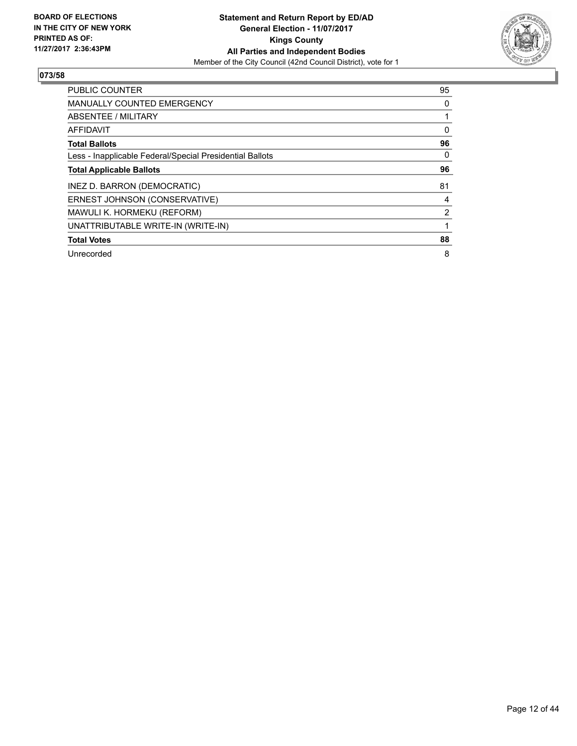**BOARD OF ELECTIONS IN THE CITY OF NEW YORK PRINTED AS OF: 11/27/2017 2:36:43PM**

**Statement and Return Report by ED/AD**
**General Election - 11/07/2017**
**Kings County**
**All Parties and Independent Bodies**
Member of the City Council (42nd Council District), vote for 1

## 073/58

| | |
|---|---|
| PUBLIC COUNTER | 95 |
| MANUALLY COUNTED EMERGENCY | 0 |
| ABSENTEE / MILITARY | 1 |
| AFFIDAVIT | 0 |
| **Total Ballots** | **96** |
| Less - Inapplicable Federal/Special Presidential Ballots | 0 |
| **Total Applicable Ballots** | **96** |
| INEZ D. BARRON (DEMOCRATIC) | 81 |
| ERNEST JOHNSON (CONSERVATIVE) | 4 |
| MAWULI K. HORMEKU (REFORM) | 2 |
| UNATTRIBUTABLE WRITE-IN (WRITE-IN) | 1 |
| **Total Votes** | **88** |
| Unrecorded | 8 |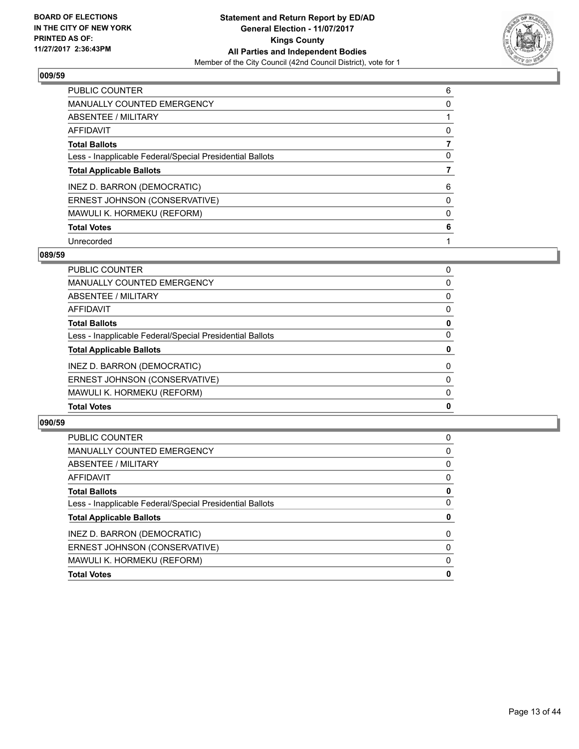**BOARD OF ELECTIONS IN THE CITY OF NEW YORK PRINTED AS OF: 11/27/2017 2:36:43PM**

**Statement and Return Report by ED/AD General Election - 11/07/2017 Kings County All Parties and Independent Bodies**

Member of the City Council (42nd Council District), vote for 1

### 009/59

| | |
|---|---|
| PUBLIC COUNTER | 6 |
| MANUALLY COUNTED EMERGENCY | 0 |
| ABSENTEE / MILITARY | 1 |
| AFFIDAVIT | 0 |
| **Total Ballots** | **7** |
| Less - Inapplicable Federal/Special Presidential Ballots | 0 |
| **Total Applicable Ballots** | **7** |
| INEZ D. BARRON (DEMOCRATIC) | 6 |
| ERNEST JOHNSON (CONSERVATIVE) | 0 |
| MAWULI K. HORMEKU (REFORM) | 0 |
| **Total Votes** | **6** |
| Unrecorded | 1 |

### 089/59

| | |
|---|---|
| PUBLIC COUNTER | 0 |
| MANUALLY COUNTED EMERGENCY | 0 |
| ABSENTEE / MILITARY | 0 |
| AFFIDAVIT | 0 |
| **Total Ballots** | **0** |
| Less - Inapplicable Federal/Special Presidential Ballots | 0 |
| **Total Applicable Ballots** | **0** |
| INEZ D. BARRON (DEMOCRATIC) | 0 |
| ERNEST JOHNSON (CONSERVATIVE) | 0 |
| MAWULI K. HORMEKU (REFORM) | 0 |
| **Total Votes** | **0** |

### 090/59

| | |
|---|---|
| PUBLIC COUNTER | 0 |
| MANUALLY COUNTED EMERGENCY | 0 |
| ABSENTEE / MILITARY | 0 |
| AFFIDAVIT | 0 |
| **Total Ballots** | **0** |
| Less - Inapplicable Federal/Special Presidential Ballots | 0 |
| **Total Applicable Ballots** | **0** |
| INEZ D. BARRON (DEMOCRATIC) | 0 |
| ERNEST JOHNSON (CONSERVATIVE) | 0 |
| MAWULI K. HORMEKU (REFORM) | 0 |
| **Total Votes** | **0** |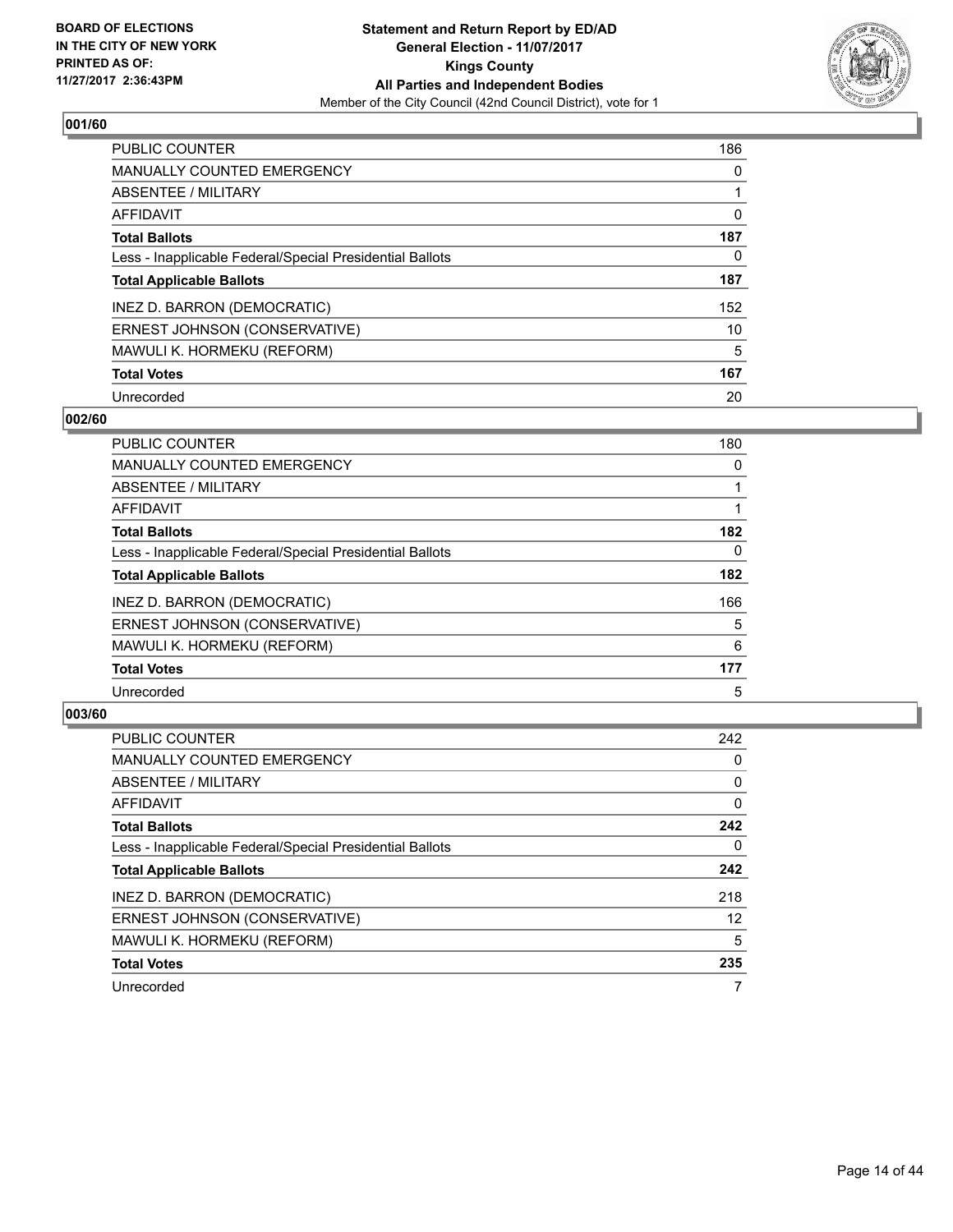**BOARD OF ELECTIONS IN THE CITY OF NEW YORK PRINTED AS OF: 11/27/2017 2:36:43PM**

**Statement and Return Report by ED/AD General Election - 11/07/2017 Kings County All Parties and Independent Bodies**

Member of the City Council (42nd Council District), vote for 1

## 001/60

| | |
|---|---|
| PUBLIC COUNTER | 186 |
| MANUALLY COUNTED EMERGENCY | 0 |
| ABSENTEE / MILITARY | 1 |
| AFFIDAVIT | 0 |
| **Total Ballots** | **187** |
| Less - Inapplicable Federal/Special Presidential Ballots | 0 |
| **Total Applicable Ballots** | **187** |
| INEZ D. BARRON (DEMOCRATIC) | 152 |
| ERNEST JOHNSON (CONSERVATIVE) | 10 |
| MAWULI K. HORMEKU (REFORM) | 5 |
| **Total Votes** | **167** |
| Unrecorded | 20 |

## 002/60

| | |
|---|---|
| PUBLIC COUNTER | 180 |
| MANUALLY COUNTED EMERGENCY | 0 |
| ABSENTEE / MILITARY | 1 |
| AFFIDAVIT | 1 |
| **Total Ballots** | **182** |
| Less - Inapplicable Federal/Special Presidential Ballots | 0 |
| **Total Applicable Ballots** | **182** |
| INEZ D. BARRON (DEMOCRATIC) | 166 |
| ERNEST JOHNSON (CONSERVATIVE) | 5 |
| MAWULI K. HORMEKU (REFORM) | 6 |
| **Total Votes** | **177** |
| Unrecorded | 5 |

## 003/60

| | |
|---|---|
| PUBLIC COUNTER | 242 |
| MANUALLY COUNTED EMERGENCY | 0 |
| ABSENTEE / MILITARY | 0 |
| AFFIDAVIT | 0 |
| **Total Ballots** | **242** |
| Less - Inapplicable Federal/Special Presidential Ballots | 0 |
| **Total Applicable Ballots** | **242** |
| INEZ D. BARRON (DEMOCRATIC) | 218 |
| ERNEST JOHNSON (CONSERVATIVE) | 12 |
| MAWULI K. HORMEKU (REFORM) | 5 |
| **Total Votes** | **235** |
| Unrecorded | 7 |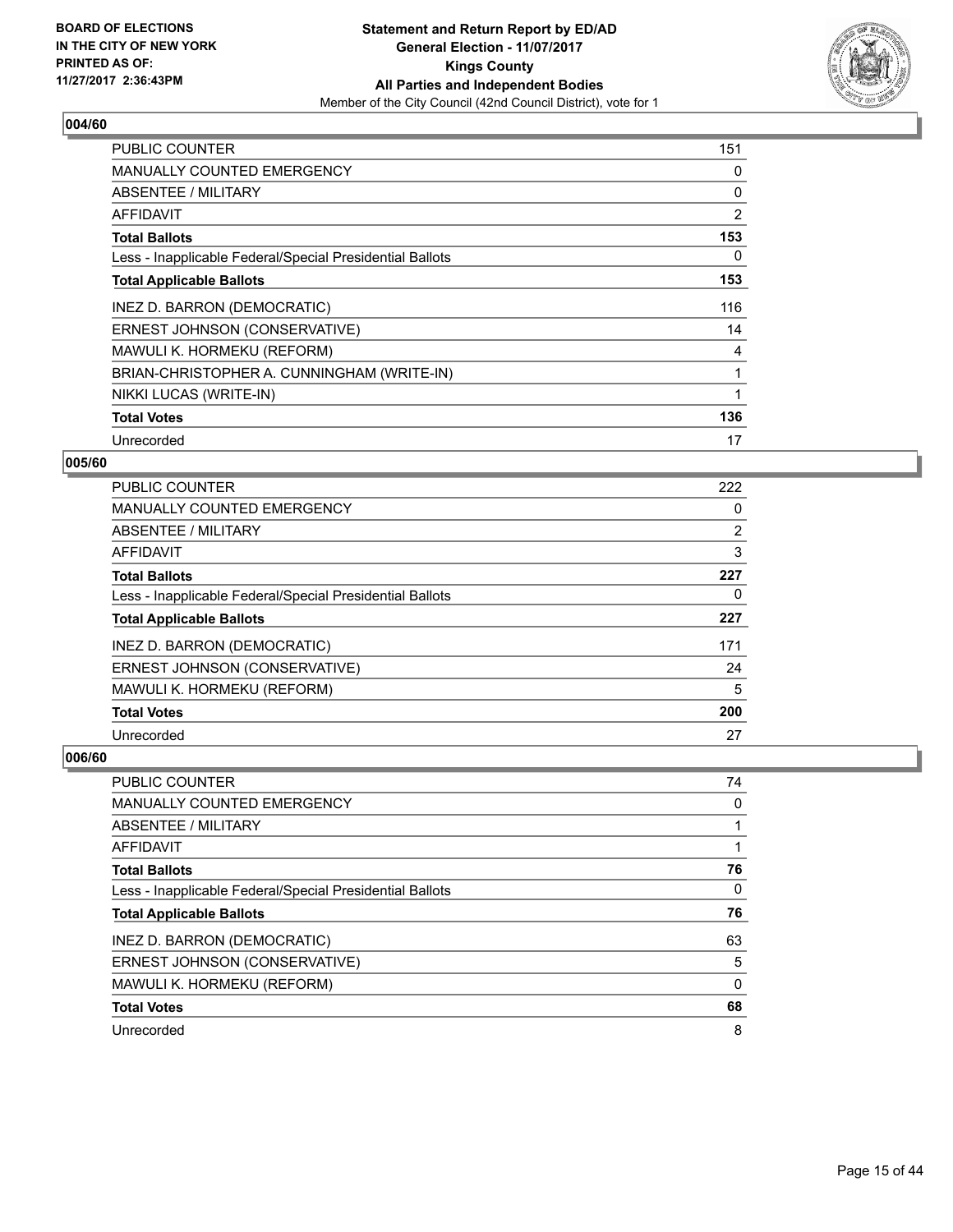**BOARD OF ELECTIONS IN THE CITY OF NEW YORK PRINTED AS OF: 11/27/2017 2:36:43PM**

**Statement and Return Report by ED/AD**
**General Election - 11/07/2017**
**Kings County**
**All Parties and Independent Bodies**
Member of the City Council (42nd Council District), vote for 1

### 004/60

| | |
|---|---|
| PUBLIC COUNTER | 151 |
| MANUALLY COUNTED EMERGENCY | 0 |
| ABSENTEE / MILITARY | 0 |
| AFFIDAVIT | 2 |
| **Total Ballots** | **153** |
| Less - Inapplicable Federal/Special Presidential Ballots | 0 |
| **Total Applicable Ballots** | **153** |
| INEZ D. BARRON (DEMOCRATIC) | 116 |
| ERNEST JOHNSON (CONSERVATIVE) | 14 |
| MAWULI K. HORMEKU (REFORM) | 4 |
| BRIAN-CHRISTOPHER A. CUNNINGHAM (WRITE-IN) | 1 |
| NIKKI LUCAS (WRITE-IN) | 1 |
| **Total Votes** | **136** |
| Unrecorded | 17 |

### 005/60

| | |
|---|---|
| PUBLIC COUNTER | 222 |
| MANUALLY COUNTED EMERGENCY | 0 |
| ABSENTEE / MILITARY | 2 |
| AFFIDAVIT | 3 |
| **Total Ballots** | **227** |
| Less - Inapplicable Federal/Special Presidential Ballots | 0 |
| **Total Applicable Ballots** | **227** |
| INEZ D. BARRON (DEMOCRATIC) | 171 |
| ERNEST JOHNSON (CONSERVATIVE) | 24 |
| MAWULI K. HORMEKU (REFORM) | 5 |
| **Total Votes** | **200** |
| Unrecorded | 27 |

### 006/60

| | |
|---|---|
| PUBLIC COUNTER | 74 |
| MANUALLY COUNTED EMERGENCY | 0 |
| ABSENTEE / MILITARY | 1 |
| AFFIDAVIT | 1 |
| **Total Ballots** | **76** |
| Less - Inapplicable Federal/Special Presidential Ballots | 0 |
| **Total Applicable Ballots** | **76** |
| INEZ D. BARRON (DEMOCRATIC) | 63 |
| ERNEST JOHNSON (CONSERVATIVE) | 5 |
| MAWULI K. HORMEKU (REFORM) | 0 |
| **Total Votes** | **68** |
| Unrecorded | 8 |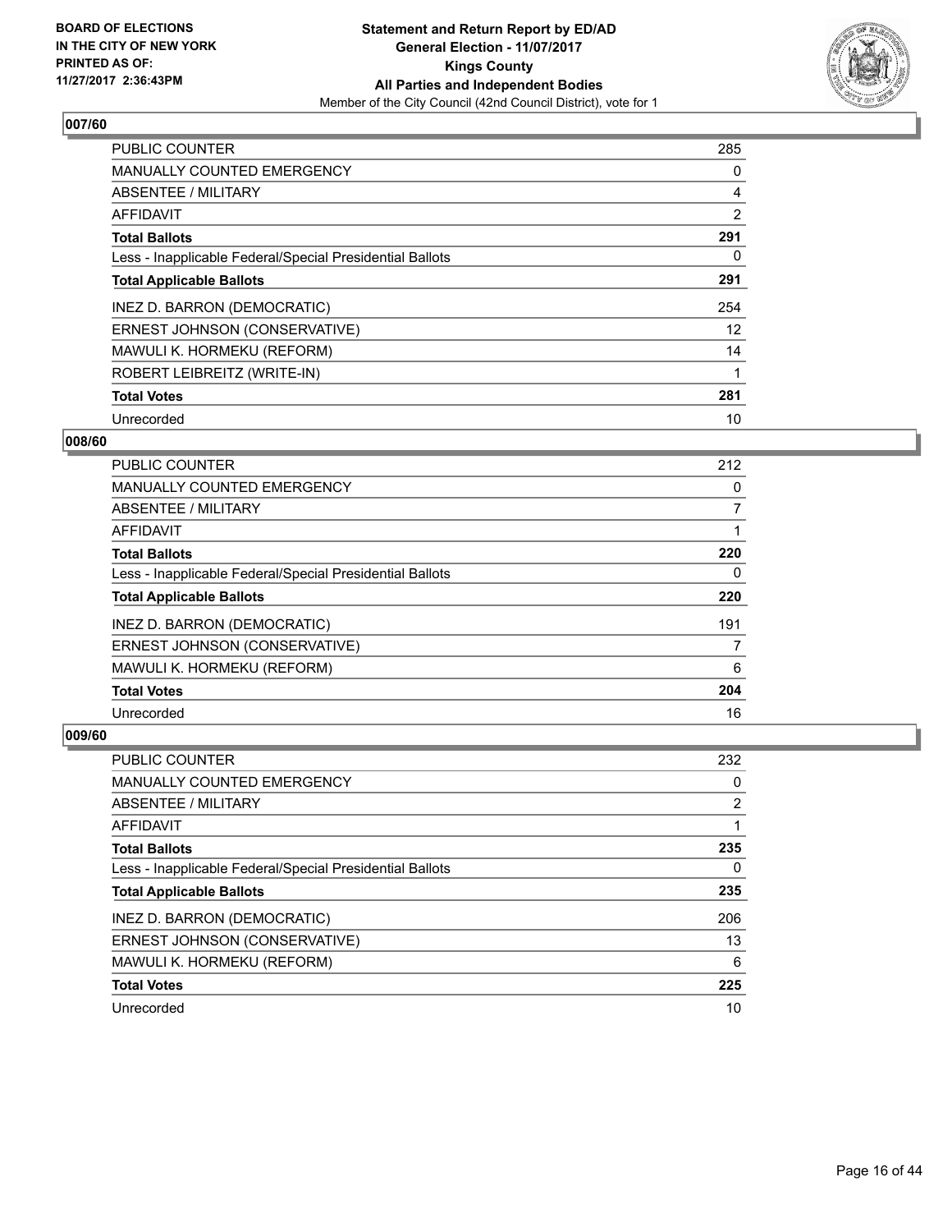**BOARD OF ELECTIONS IN THE CITY OF NEW YORK PRINTED AS OF: 11/27/2017 2:36:43PM**

**Statement and Return Report by ED/AD**
**General Election - 11/07/2017**
**Kings County**
**All Parties and Independent Bodies**
Member of the City Council (42nd Council District), vote for 1

### 007/60

| | |
|---|---|
| PUBLIC COUNTER | 285 |
| MANUALLY COUNTED EMERGENCY | 0 |
| ABSENTEE / MILITARY | 4 |
| AFFIDAVIT | 2 |
| **Total Ballots** | **291** |
| Less - Inapplicable Federal/Special Presidential Ballots | 0 |
| **Total Applicable Ballots** | **291** |
| INEZ D. BARRON (DEMOCRATIC) | 254 |
| ERNEST JOHNSON (CONSERVATIVE) | 12 |
| MAWULI K. HORMEKU (REFORM) | 14 |
| ROBERT LEIBREITZ (WRITE-IN) | 1 |
| **Total Votes** | **281** |
| Unrecorded | 10 |

### 008/60

| | |
|---|---|
| PUBLIC COUNTER | 212 |
| MANUALLY COUNTED EMERGENCY | 0 |
| ABSENTEE / MILITARY | 7 |
| AFFIDAVIT | 1 |
| **Total Ballots** | **220** |
| Less - Inapplicable Federal/Special Presidential Ballots | 0 |
| **Total Applicable Ballots** | **220** |
| INEZ D. BARRON (DEMOCRATIC) | 191 |
| ERNEST JOHNSON (CONSERVATIVE) | 7 |
| MAWULI K. HORMEKU (REFORM) | 6 |
| **Total Votes** | **204** |
| Unrecorded | 16 |

### 009/60

| | |
|---|---|
| PUBLIC COUNTER | 232 |
| MANUALLY COUNTED EMERGENCY | 0 |
| ABSENTEE / MILITARY | 2 |
| AFFIDAVIT | 1 |
| **Total Ballots** | **235** |
| Less - Inapplicable Federal/Special Presidential Ballots | 0 |
| **Total Applicable Ballots** | **235** |
| INEZ D. BARRON (DEMOCRATIC) | 206 |
| ERNEST JOHNSON (CONSERVATIVE) | 13 |
| MAWULI K. HORMEKU (REFORM) | 6 |
| **Total Votes** | **225** |
| Unrecorded | 10 |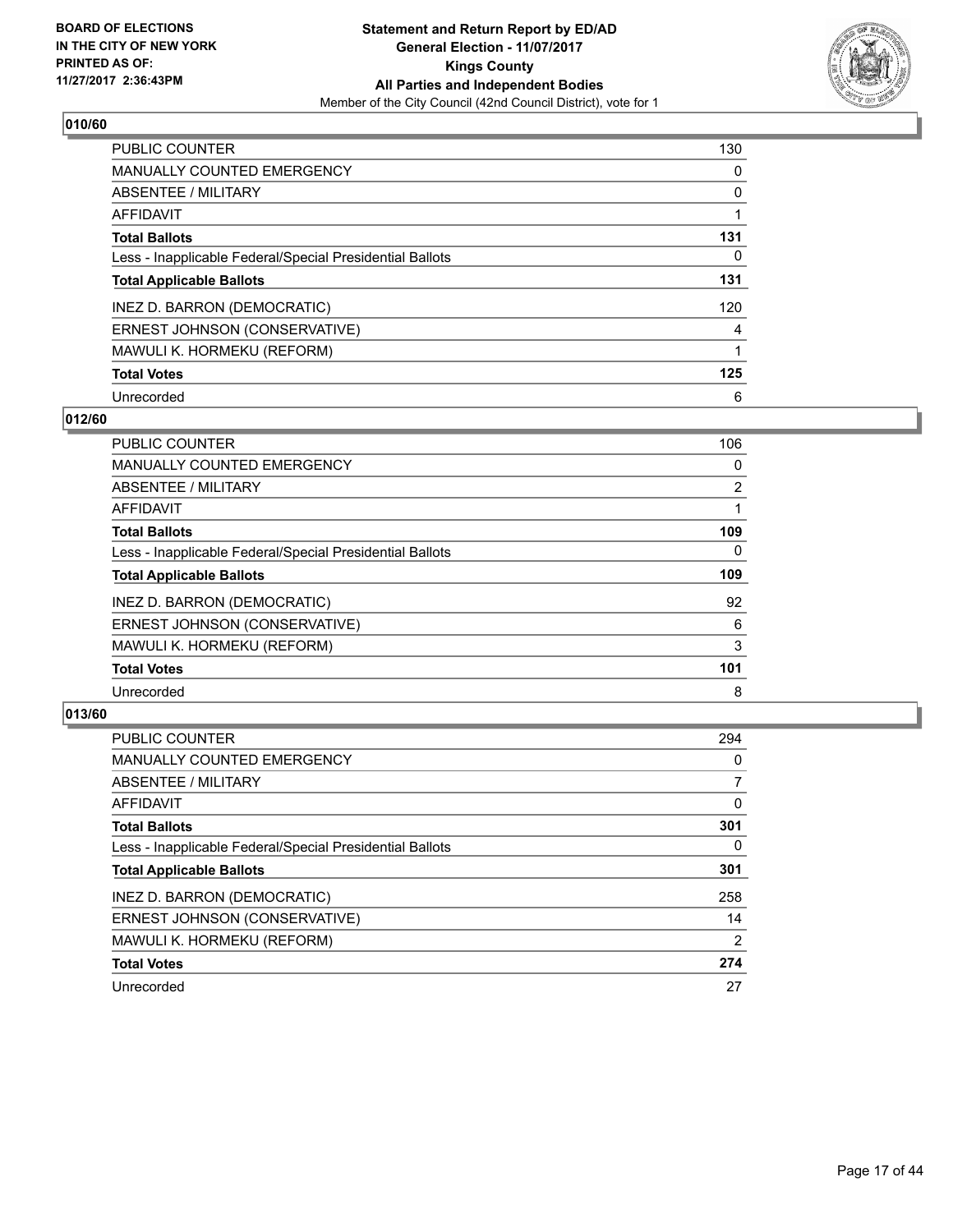**BOARD OF ELECTIONS IN THE CITY OF NEW YORK PRINTED AS OF: 11/27/2017 2:36:43PM**

**Statement and Return Report by ED/AD**
**General Election - 11/07/2017**
**Kings County**
**All Parties and Independent Bodies**
Member of the City Council (42nd Council District), vote for 1

## 010/60

| | |
|---|---|
| PUBLIC COUNTER | 130 |
| MANUALLY COUNTED EMERGENCY | 0 |
| ABSENTEE / MILITARY | 0 |
| AFFIDAVIT | 1 |
| **Total Ballots** | **131** |
| Less - Inapplicable Federal/Special Presidential Ballots | 0 |
| **Total Applicable Ballots** | **131** |
| INEZ D. BARRON (DEMOCRATIC) | 120 |
| ERNEST JOHNSON (CONSERVATIVE) | 4 |
| MAWULI K. HORMEKU (REFORM) | 1 |
| **Total Votes** | **125** |
| Unrecorded | 6 |

## 012/60

| | |
|---|---|
| PUBLIC COUNTER | 106 |
| MANUALLY COUNTED EMERGENCY | 0 |
| ABSENTEE / MILITARY | 2 |
| AFFIDAVIT | 1 |
| **Total Ballots** | **109** |
| Less - Inapplicable Federal/Special Presidential Ballots | 0 |
| **Total Applicable Ballots** | **109** |
| INEZ D. BARRON (DEMOCRATIC) | 92 |
| ERNEST JOHNSON (CONSERVATIVE) | 6 |
| MAWULI K. HORMEKU (REFORM) | 3 |
| **Total Votes** | **101** |
| Unrecorded | 8 |

## 013/60

| | |
|---|---|
| PUBLIC COUNTER | 294 |
| MANUALLY COUNTED EMERGENCY | 0 |
| ABSENTEE / MILITARY | 7 |
| AFFIDAVIT | 0 |
| **Total Ballots** | **301** |
| Less - Inapplicable Federal/Special Presidential Ballots | 0 |
| **Total Applicable Ballots** | **301** |
| INEZ D. BARRON (DEMOCRATIC) | 258 |
| ERNEST JOHNSON (CONSERVATIVE) | 14 |
| MAWULI K. HORMEKU (REFORM) | 2 |
| **Total Votes** | **274** |
| Unrecorded | 27 |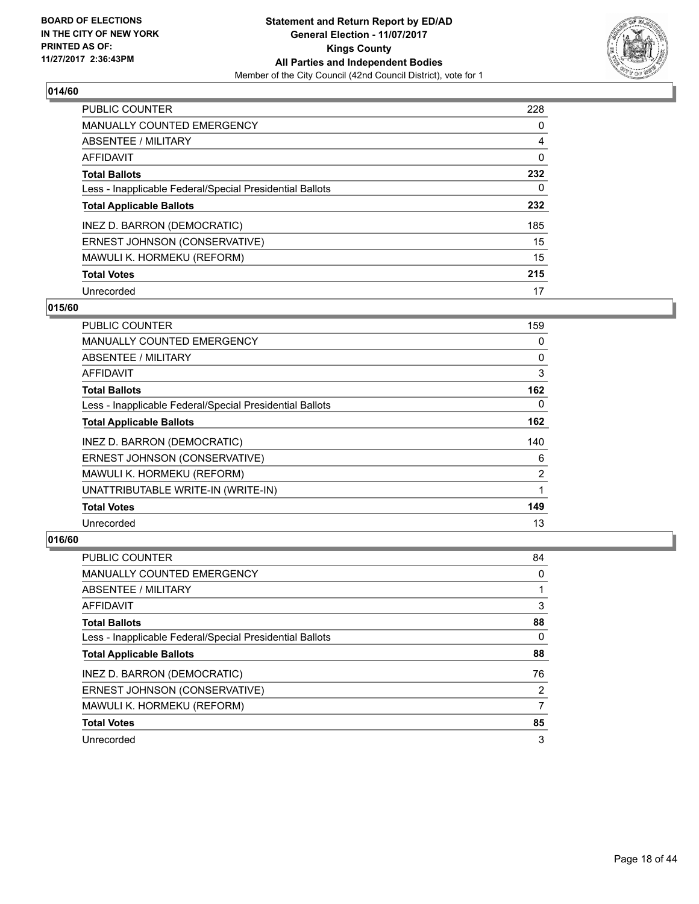BOARD OF ELECTIONS
IN THE CITY OF NEW YORK
PRINTED AS OF:
11/27/2017 2:36:43PM

**Statement and Return Report by ED/AD**
**General Election - 11/07/2017**
**Kings County**
**All Parties and Independent Bodies**
Member of the City Council (42nd Council District), vote for 1

### 014/60

| | |
|---|---|
| PUBLIC COUNTER | 228 |
| MANUALLY COUNTED EMERGENCY | 0 |
| ABSENTEE / MILITARY | 4 |
| AFFIDAVIT | 0 |
| **Total Ballots** | **232** |
| Less - Inapplicable Federal/Special Presidential Ballots | 0 |
| **Total Applicable Ballots** | **232** |
| INEZ D. BARRON (DEMOCRATIC) | 185 |
| ERNEST JOHNSON (CONSERVATIVE) | 15 |
| MAWULI K. HORMEKU (REFORM) | 15 |
| **Total Votes** | **215** |
| Unrecorded | 17 |

### 015/60

| | |
|---|---|
| PUBLIC COUNTER | 159 |
| MANUALLY COUNTED EMERGENCY | 0 |
| ABSENTEE / MILITARY | 0 |
| AFFIDAVIT | 3 |
| **Total Ballots** | **162** |
| Less - Inapplicable Federal/Special Presidential Ballots | 0 |
| **Total Applicable Ballots** | **162** |
| INEZ D. BARRON (DEMOCRATIC) | 140 |
| ERNEST JOHNSON (CONSERVATIVE) | 6 |
| MAWULI K. HORMEKU (REFORM) | 2 |
| UNATTRIBUTABLE WRITE-IN (WRITE-IN) | 1 |
| **Total Votes** | **149** |
| Unrecorded | 13 |

### 016/60

| | |
|---|---|
| PUBLIC COUNTER | 84 |
| MANUALLY COUNTED EMERGENCY | 0 |
| ABSENTEE / MILITARY | 1 |
| AFFIDAVIT | 3 |
| **Total Ballots** | **88** |
| Less - Inapplicable Federal/Special Presidential Ballots | 0 |
| **Total Applicable Ballots** | **88** |
| INEZ D. BARRON (DEMOCRATIC) | 76 |
| ERNEST JOHNSON (CONSERVATIVE) | 2 |
| MAWULI K. HORMEKU (REFORM) | 7 |
| **Total Votes** | **85** |
| Unrecorded | 3 |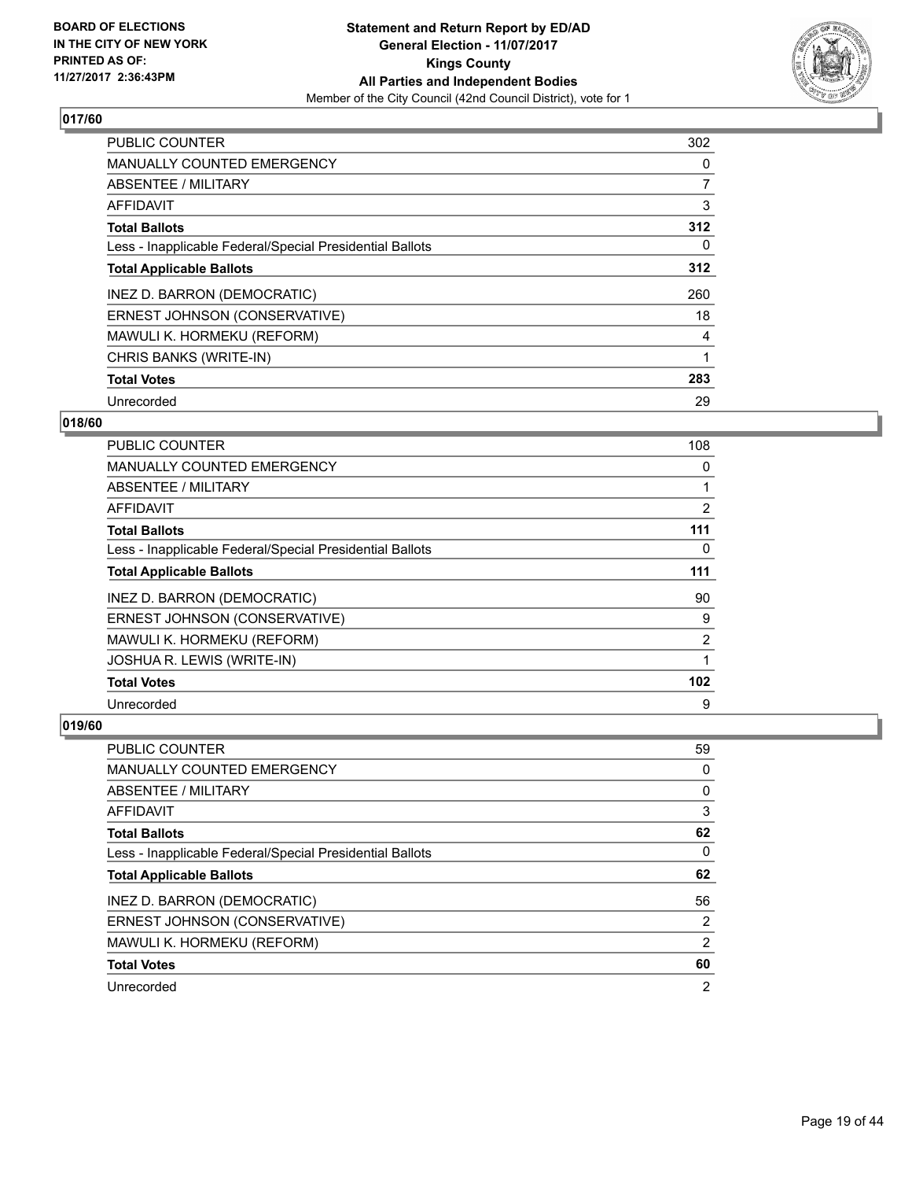**Statement and Return Report by ED/AD**
**General Election - 11/07/2017**
**Kings County**
**All Parties and Independent Bodies**
Member of the City Council (42nd Council District), vote for 1

BOARD OF ELECTIONS
IN THE CITY OF NEW YORK
PRINTED AS OF:
11/27/2017 2:36:43PM

### 017/60

| | |
|---|---|
| PUBLIC COUNTER | 302 |
| MANUALLY COUNTED EMERGENCY | 0 |
| ABSENTEE / MILITARY | 7 |
| AFFIDAVIT | 3 |
| **Total Ballots** | **312** |
| Less - Inapplicable Federal/Special Presidential Ballots | 0 |
| **Total Applicable Ballots** | **312** |
| INEZ D. BARRON (DEMOCRATIC) | 260 |
| ERNEST JOHNSON (CONSERVATIVE) | 18 |
| MAWULI K. HORMEKU (REFORM) | 4 |
| CHRIS BANKS (WRITE-IN) | 1 |
| **Total Votes** | **283** |
| Unrecorded | 29 |

### 018/60

| | |
|---|---|
| PUBLIC COUNTER | 108 |
| MANUALLY COUNTED EMERGENCY | 0 |
| ABSENTEE / MILITARY | 1 |
| AFFIDAVIT | 2 |
| **Total Ballots** | **111** |
| Less - Inapplicable Federal/Special Presidential Ballots | 0 |
| **Total Applicable Ballots** | **111** |
| INEZ D. BARRON (DEMOCRATIC) | 90 |
| ERNEST JOHNSON (CONSERVATIVE) | 9 |
| MAWULI K. HORMEKU (REFORM) | 2 |
| JOSHUA R. LEWIS (WRITE-IN) | 1 |
| **Total Votes** | **102** |
| Unrecorded | 9 |

### 019/60

| | |
|---|---|
| PUBLIC COUNTER | 59 |
| MANUALLY COUNTED EMERGENCY | 0 |
| ABSENTEE / MILITARY | 0 |
| AFFIDAVIT | 3 |
| **Total Ballots** | **62** |
| Less - Inapplicable Federal/Special Presidential Ballots | 0 |
| **Total Applicable Ballots** | **62** |
| INEZ D. BARRON (DEMOCRATIC) | 56 |
| ERNEST JOHNSON (CONSERVATIVE) | 2 |
| MAWULI K. HORMEKU (REFORM) | 2 |
| **Total Votes** | **60** |
| Unrecorded | 2 |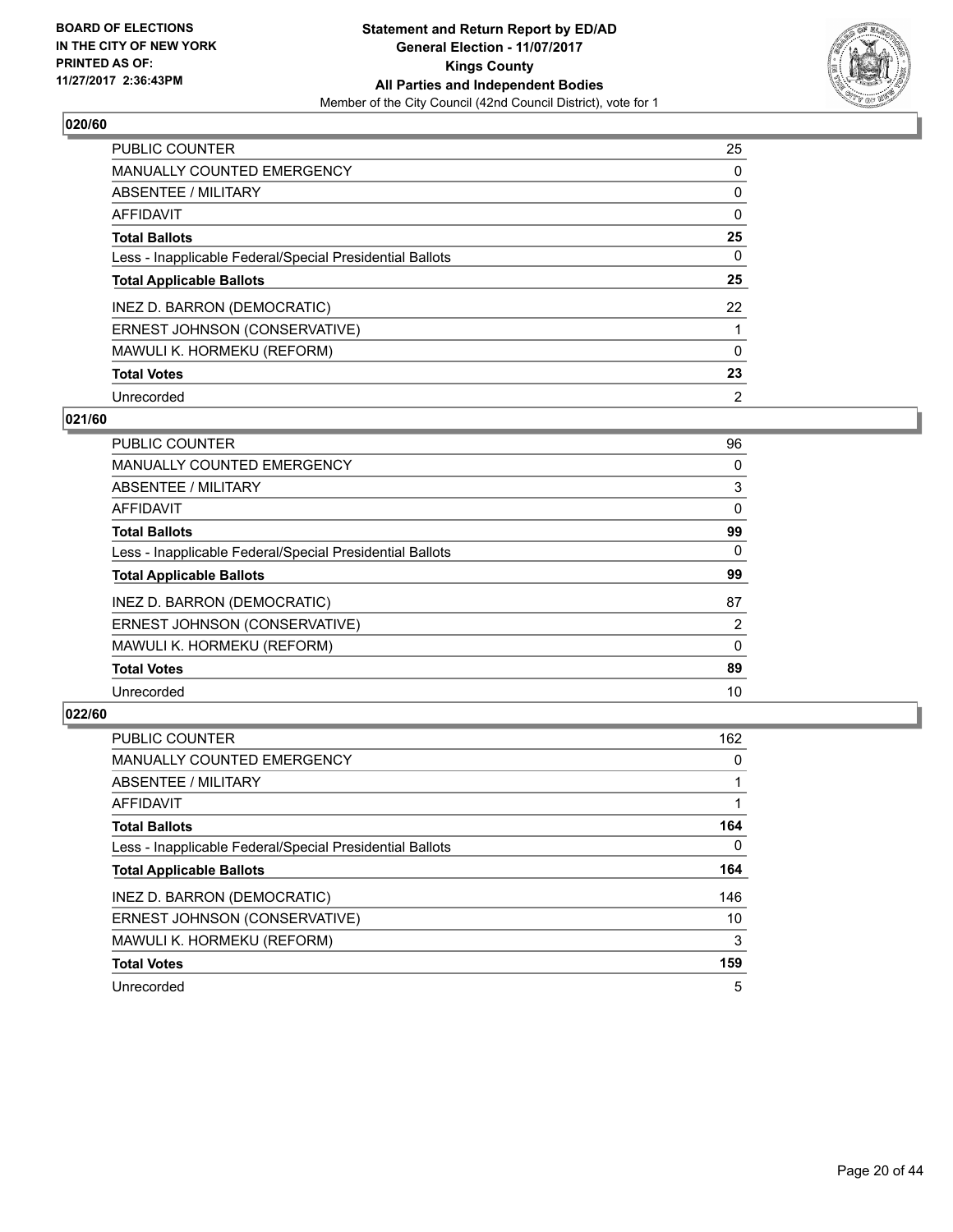**BOARD OF ELECTIONS IN THE CITY OF NEW YORK PRINTED AS OF: 11/27/2017 2:36:43PM**

**Statement and Return Report by ED/AD**
**General Election - 11/07/2017**
**Kings County**
**All Parties and Independent Bodies**
Member of the City Council (42nd Council District), vote for 1

### 020/60

| | |
|---|---|
| PUBLIC COUNTER | 25 |
| MANUALLY COUNTED EMERGENCY | 0 |
| ABSENTEE / MILITARY | 0 |
| AFFIDAVIT | 0 |
| **Total Ballots** | **25** |
| Less - Inapplicable Federal/Special Presidential Ballots | 0 |
| **Total Applicable Ballots** | **25** |
| INEZ D. BARRON (DEMOCRATIC) | 22 |
| ERNEST JOHNSON (CONSERVATIVE) | 1 |
| MAWULI K. HORMEKU (REFORM) | 0 |
| **Total Votes** | **23** |
| Unrecorded | 2 |

### 021/60

| | |
|---|---|
| PUBLIC COUNTER | 96 |
| MANUALLY COUNTED EMERGENCY | 0 |
| ABSENTEE / MILITARY | 3 |
| AFFIDAVIT | 0 |
| **Total Ballots** | **99** |
| Less - Inapplicable Federal/Special Presidential Ballots | 0 |
| **Total Applicable Ballots** | **99** |
| INEZ D. BARRON (DEMOCRATIC) | 87 |
| ERNEST JOHNSON (CONSERVATIVE) | 2 |
| MAWULI K. HORMEKU (REFORM) | 0 |
| **Total Votes** | **89** |
| Unrecorded | 10 |

### 022/60

| | |
|---|---|
| PUBLIC COUNTER | 162 |
| MANUALLY COUNTED EMERGENCY | 0 |
| ABSENTEE / MILITARY | 1 |
| AFFIDAVIT | 1 |
| **Total Ballots** | **164** |
| Less - Inapplicable Federal/Special Presidential Ballots | 0 |
| **Total Applicable Ballots** | **164** |
| INEZ D. BARRON (DEMOCRATIC) | 146 |
| ERNEST JOHNSON (CONSERVATIVE) | 10 |
| MAWULI K. HORMEKU (REFORM) | 3 |
| **Total Votes** | **159** |
| Unrecorded | 5 |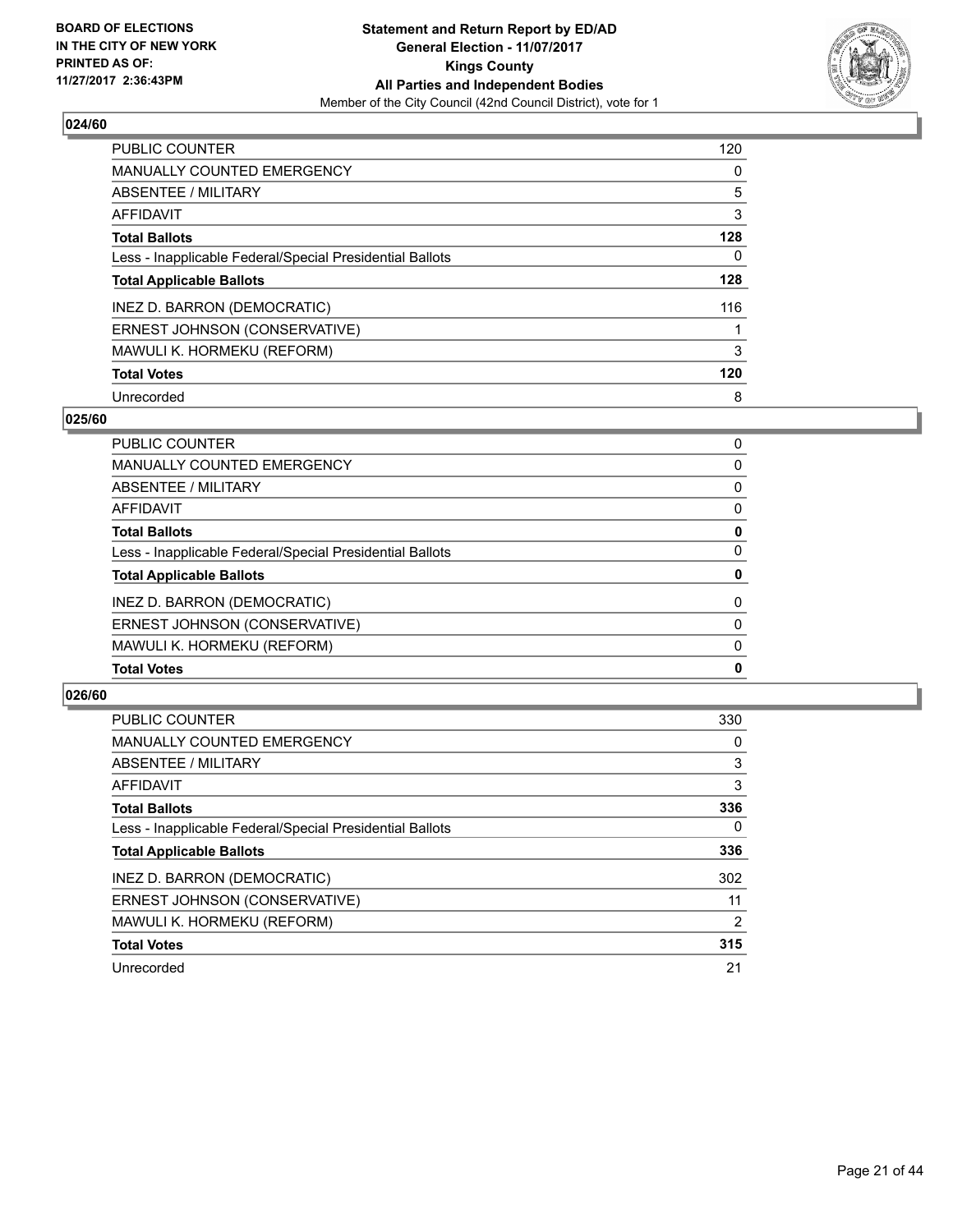**BOARD OF ELECTIONS IN THE CITY OF NEW YORK PRINTED AS OF: 11/27/2017 2:36:43PM**

**Statement and Return Report by ED/AD**
**General Election - 11/07/2017**
**Kings County**
**All Parties and Independent Bodies**
Member of the City Council (42nd Council District), vote for 1

## 024/60

| | |
|---|---|
| PUBLIC COUNTER | 120 |
| MANUALLY COUNTED EMERGENCY | 0 |
| ABSENTEE / MILITARY | 5 |
| AFFIDAVIT | 3 |
| **Total Ballots** | **128** |
| Less - Inapplicable Federal/Special Presidential Ballots | 0 |
| **Total Applicable Ballots** | **128** |
| INEZ D. BARRON (DEMOCRATIC) | 116 |
| ERNEST JOHNSON (CONSERVATIVE) | 1 |
| MAWULI K. HORMEKU (REFORM) | 3 |
| **Total Votes** | **120** |
| Unrecorded | 8 |

## 025/60

| | |
|---|---|
| PUBLIC COUNTER | 0 |
| MANUALLY COUNTED EMERGENCY | 0 |
| ABSENTEE / MILITARY | 0 |
| AFFIDAVIT | 0 |
| **Total Ballots** | **0** |
| Less - Inapplicable Federal/Special Presidential Ballots | 0 |
| **Total Applicable Ballots** | **0** |
| INEZ D. BARRON (DEMOCRATIC) | 0 |
| ERNEST JOHNSON (CONSERVATIVE) | 0 |
| MAWULI K. HORMEKU (REFORM) | 0 |
| **Total Votes** | **0** |

## 026/60

| | |
|---|---|
| PUBLIC COUNTER | 330 |
| MANUALLY COUNTED EMERGENCY | 0 |
| ABSENTEE / MILITARY | 3 |
| AFFIDAVIT | 3 |
| **Total Ballots** | **336** |
| Less - Inapplicable Federal/Special Presidential Ballots | 0 |
| **Total Applicable Ballots** | **336** |
| INEZ D. BARRON (DEMOCRATIC) | 302 |
| ERNEST JOHNSON (CONSERVATIVE) | 11 |
| MAWULI K. HORMEKU (REFORM) | 2 |
| **Total Votes** | **315** |
| Unrecorded | 21 |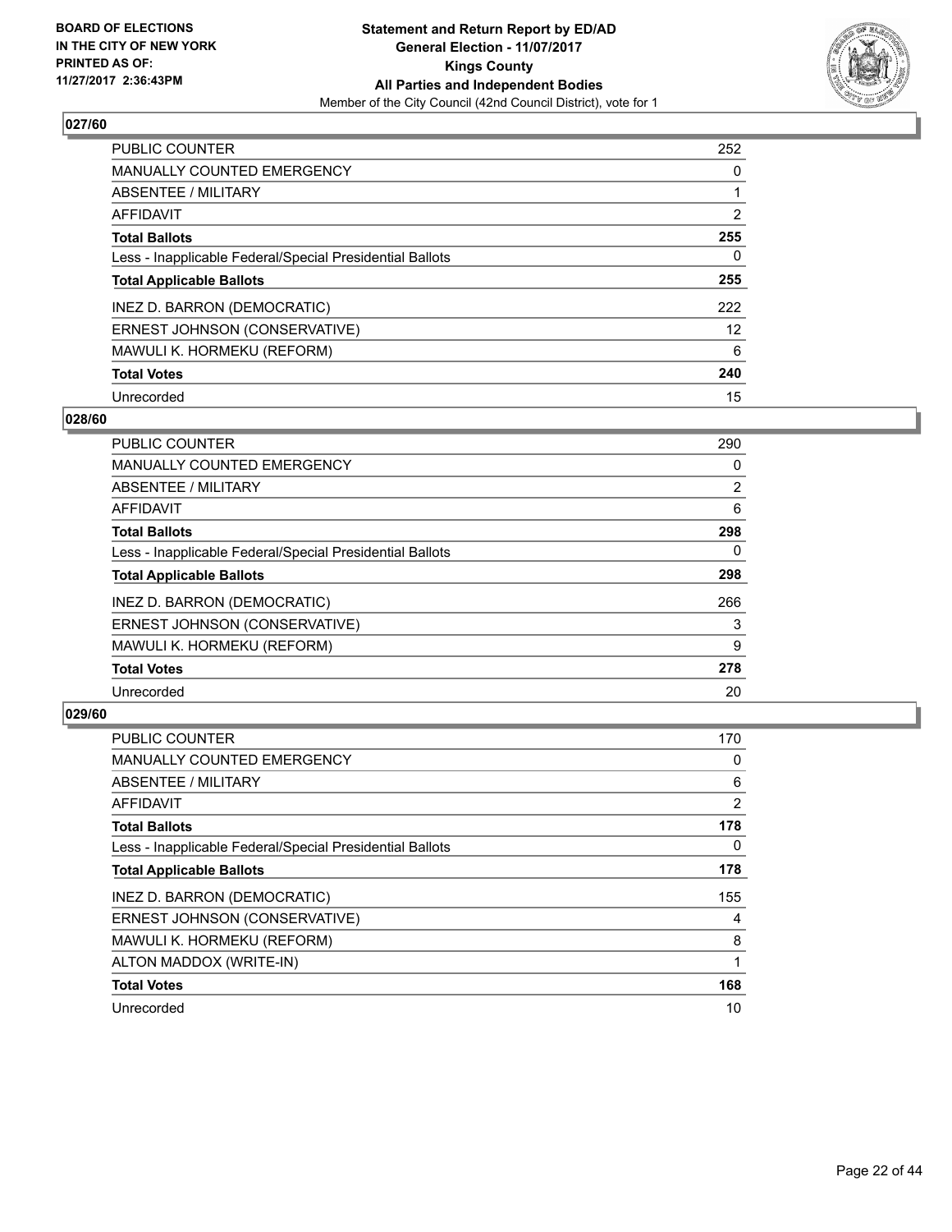**BOARD OF ELECTIONS IN THE CITY OF NEW YORK PRINTED AS OF: 11/27/2017 2:36:43PM**

**Statement and Return Report by ED/AD**
**General Election - 11/07/2017**
**Kings County**
**All Parties and Independent Bodies**
Member of the City Council (42nd Council District), vote for 1

### 027/60

| | |
|---|---|
| PUBLIC COUNTER | 252 |
| MANUALLY COUNTED EMERGENCY | 0 |
| ABSENTEE / MILITARY | 1 |
| AFFIDAVIT | 2 |
| **Total Ballots** | **255** |
| Less - Inapplicable Federal/Special Presidential Ballots | 0 |
| **Total Applicable Ballots** | **255** |
| INEZ D. BARRON (DEMOCRATIC) | 222 |
| ERNEST JOHNSON (CONSERVATIVE) | 12 |
| MAWULI K. HORMEKU (REFORM) | 6 |
| **Total Votes** | **240** |
| Unrecorded | 15 |

### 028/60

| | |
|---|---|
| PUBLIC COUNTER | 290 |
| MANUALLY COUNTED EMERGENCY | 0 |
| ABSENTEE / MILITARY | 2 |
| AFFIDAVIT | 6 |
| **Total Ballots** | **298** |
| Less - Inapplicable Federal/Special Presidential Ballots | 0 |
| **Total Applicable Ballots** | **298** |
| INEZ D. BARRON (DEMOCRATIC) | 266 |
| ERNEST JOHNSON (CONSERVATIVE) | 3 |
| MAWULI K. HORMEKU (REFORM) | 9 |
| **Total Votes** | **278** |
| Unrecorded | 20 |

### 029/60

| | |
|---|---|
| PUBLIC COUNTER | 170 |
| MANUALLY COUNTED EMERGENCY | 0 |
| ABSENTEE / MILITARY | 6 |
| AFFIDAVIT | 2 |
| **Total Ballots** | **178** |
| Less - Inapplicable Federal/Special Presidential Ballots | 0 |
| **Total Applicable Ballots** | **178** |
| INEZ D. BARRON (DEMOCRATIC) | 155 |
| ERNEST JOHNSON (CONSERVATIVE) | 4 |
| MAWULI K. HORMEKU (REFORM) | 8 |
| ALTON MADDOX (WRITE-IN) | 1 |
| **Total Votes** | **168** |
| Unrecorded | 10 |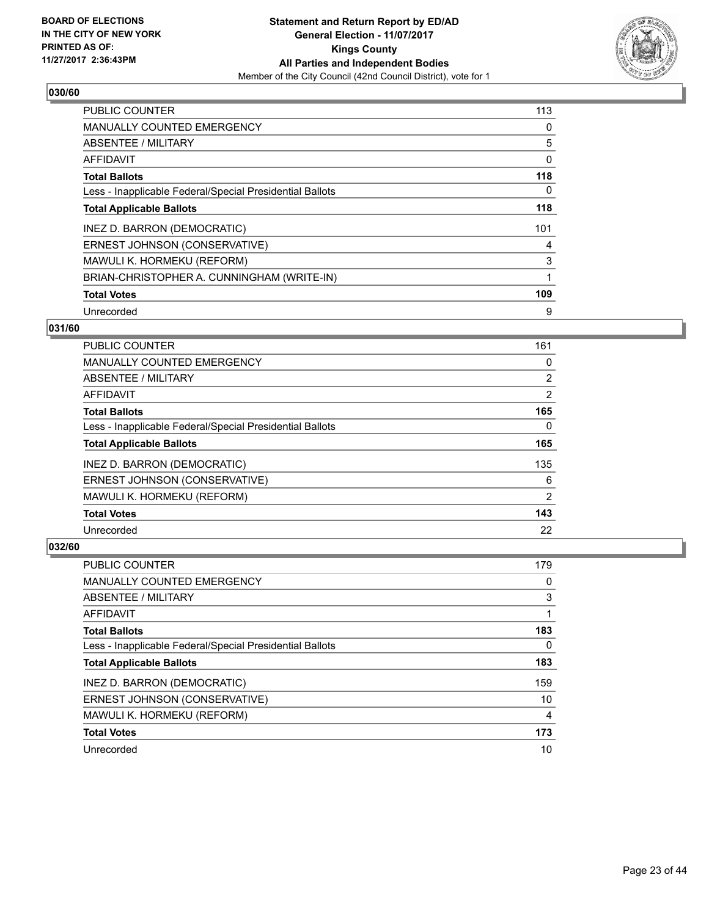**BOARD OF ELECTIONS IN THE CITY OF NEW YORK PRINTED AS OF: 11/27/2017 2:36:43PM**

**Statement and Return Report by ED/AD**
**General Election - 11/07/2017**
**Kings County**
**All Parties and Independent Bodies**
Member of the City Council (42nd Council District), vote for 1

## 030/60

| | |
|---|---|
| PUBLIC COUNTER | 113 |
| MANUALLY COUNTED EMERGENCY | 0 |
| ABSENTEE / MILITARY | 5 |
| AFFIDAVIT | 0 |
| **Total Ballots** | **118** |
| Less - Inapplicable Federal/Special Presidential Ballots | 0 |
| **Total Applicable Ballots** | **118** |
| INEZ D. BARRON (DEMOCRATIC) | 101 |
| ERNEST JOHNSON (CONSERVATIVE) | 4 |
| MAWULI K. HORMEKU (REFORM) | 3 |
| BRIAN-CHRISTOPHER A. CUNNINGHAM (WRITE-IN) | 1 |
| **Total Votes** | **109** |
| Unrecorded | 9 |

## 031/60

| | |
|---|---|
| PUBLIC COUNTER | 161 |
| MANUALLY COUNTED EMERGENCY | 0 |
| ABSENTEE / MILITARY | 2 |
| AFFIDAVIT | 2 |
| **Total Ballots** | **165** |
| Less - Inapplicable Federal/Special Presidential Ballots | 0 |
| **Total Applicable Ballots** | **165** |
| INEZ D. BARRON (DEMOCRATIC) | 135 |
| ERNEST JOHNSON (CONSERVATIVE) | 6 |
| MAWULI K. HORMEKU (REFORM) | 2 |
| **Total Votes** | **143** |
| Unrecorded | 22 |

## 032/60

| | |
|---|---|
| PUBLIC COUNTER | 179 |
| MANUALLY COUNTED EMERGENCY | 0 |
| ABSENTEE / MILITARY | 3 |
| AFFIDAVIT | 1 |
| **Total Ballots** | **183** |
| Less - Inapplicable Federal/Special Presidential Ballots | 0 |
| **Total Applicable Ballots** | **183** |
| INEZ D. BARRON (DEMOCRATIC) | 159 |
| ERNEST JOHNSON (CONSERVATIVE) | 10 |
| MAWULI K. HORMEKU (REFORM) | 4 |
| **Total Votes** | **173** |
| Unrecorded | 10 |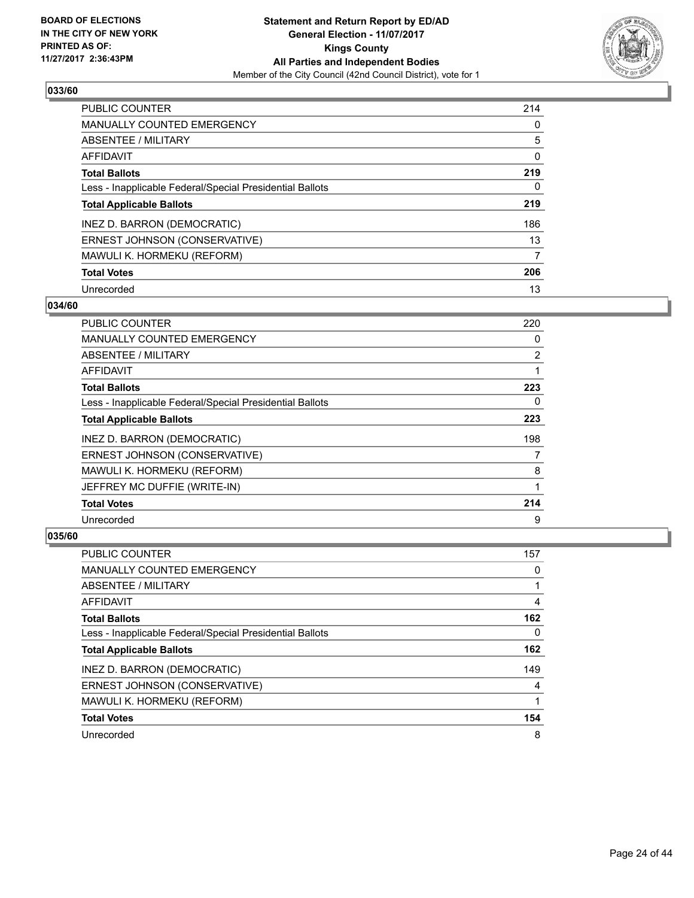**BOARD OF ELECTIONS IN THE CITY OF NEW YORK PRINTED AS OF: 11/27/2017 2:36:43PM**

**Statement and Return Report by ED/AD General Election - 11/07/2017 Kings County All Parties and Independent Bodies**
Member of the City Council (42nd Council District), vote for 1

### 033/60

| | |
|---|---|
| PUBLIC COUNTER | 214 |
| MANUALLY COUNTED EMERGENCY | 0 |
| ABSENTEE / MILITARY | 5 |
| AFFIDAVIT | 0 |
| **Total Ballots** | **219** |
| Less - Inapplicable Federal/Special Presidential Ballots | 0 |
| **Total Applicable Ballots** | **219** |
| INEZ D. BARRON (DEMOCRATIC) | 186 |
| ERNEST JOHNSON (CONSERVATIVE) | 13 |
| MAWULI K. HORMEKU (REFORM) | 7 |
| **Total Votes** | **206** |
| Unrecorded | 13 |

### 034/60

| | |
|---|---|
| PUBLIC COUNTER | 220 |
| MANUALLY COUNTED EMERGENCY | 0 |
| ABSENTEE / MILITARY | 2 |
| AFFIDAVIT | 1 |
| **Total Ballots** | **223** |
| Less - Inapplicable Federal/Special Presidential Ballots | 0 |
| **Total Applicable Ballots** | **223** |
| INEZ D. BARRON (DEMOCRATIC) | 198 |
| ERNEST JOHNSON (CONSERVATIVE) | 7 |
| MAWULI K. HORMEKU (REFORM) | 8 |
| JEFFREY MC DUFFIE (WRITE-IN) | 1 |
| **Total Votes** | **214** |
| Unrecorded | 9 |

### 035/60

| | |
|---|---|
| PUBLIC COUNTER | 157 |
| MANUALLY COUNTED EMERGENCY | 0 |
| ABSENTEE / MILITARY | 1 |
| AFFIDAVIT | 4 |
| **Total Ballots** | **162** |
| Less - Inapplicable Federal/Special Presidential Ballots | 0 |
| **Total Applicable Ballots** | **162** |
| INEZ D. BARRON (DEMOCRATIC) | 149 |
| ERNEST JOHNSON (CONSERVATIVE) | 4 |
| MAWULI K. HORMEKU (REFORM) | 1 |
| **Total Votes** | **154** |
| Unrecorded | 8 |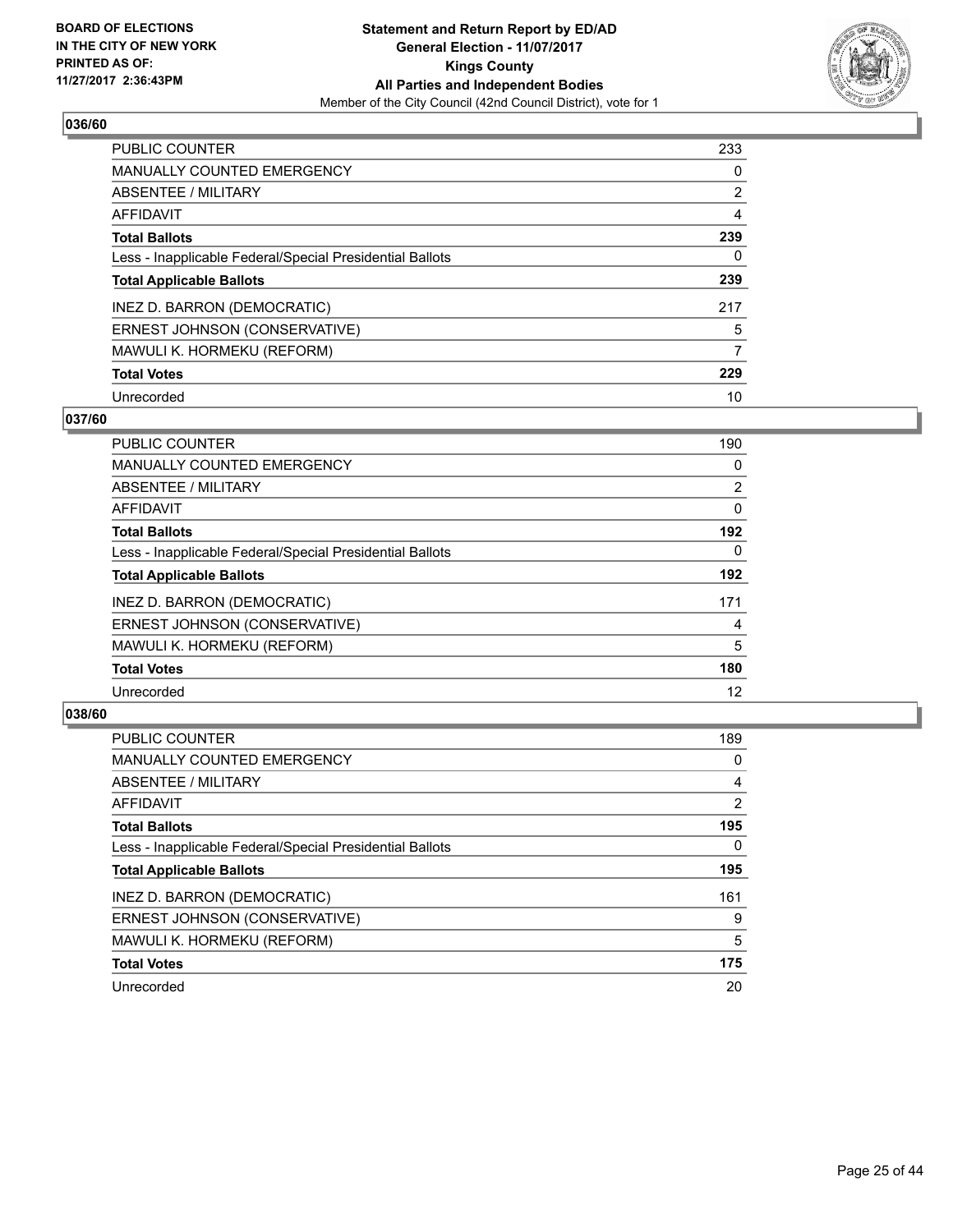BOARD OF ELECTIONS
IN THE CITY OF NEW YORK
PRINTED AS OF:
11/27/2017 2:36:43PM

**Statement and Return Report by ED/AD**
**General Election - 11/07/2017**
**Kings County**
**All Parties and Independent Bodies**
Member of the City Council (42nd Council District), vote for 1

### 036/60

| | |
|---|---|
| PUBLIC COUNTER | 233 |
| MANUALLY COUNTED EMERGENCY | 0 |
| ABSENTEE / MILITARY | 2 |
| AFFIDAVIT | 4 |
| **Total Ballots** | **239** |
| Less - Inapplicable Federal/Special Presidential Ballots | 0 |
| **Total Applicable Ballots** | **239** |
| INEZ D. BARRON (DEMOCRATIC) | 217 |
| ERNEST JOHNSON (CONSERVATIVE) | 5 |
| MAWULI K. HORMEKU (REFORM) | 7 |
| **Total Votes** | **229** |
| Unrecorded | 10 |

### 037/60

| | |
|---|---|
| PUBLIC COUNTER | 190 |
| MANUALLY COUNTED EMERGENCY | 0 |
| ABSENTEE / MILITARY | 2 |
| AFFIDAVIT | 0 |
| **Total Ballots** | **192** |
| Less - Inapplicable Federal/Special Presidential Ballots | 0 |
| **Total Applicable Ballots** | **192** |
| INEZ D. BARRON (DEMOCRATIC) | 171 |
| ERNEST JOHNSON (CONSERVATIVE) | 4 |
| MAWULI K. HORMEKU (REFORM) | 5 |
| **Total Votes** | **180** |
| Unrecorded | 12 |

### 038/60

| | |
|---|---|
| PUBLIC COUNTER | 189 |
| MANUALLY COUNTED EMERGENCY | 0 |
| ABSENTEE / MILITARY | 4 |
| AFFIDAVIT | 2 |
| **Total Ballots** | **195** |
| Less - Inapplicable Federal/Special Presidential Ballots | 0 |
| **Total Applicable Ballots** | **195** |
| INEZ D. BARRON (DEMOCRATIC) | 161 |
| ERNEST JOHNSON (CONSERVATIVE) | 9 |
| MAWULI K. HORMEKU (REFORM) | 5 |
| **Total Votes** | **175** |
| Unrecorded | 20 |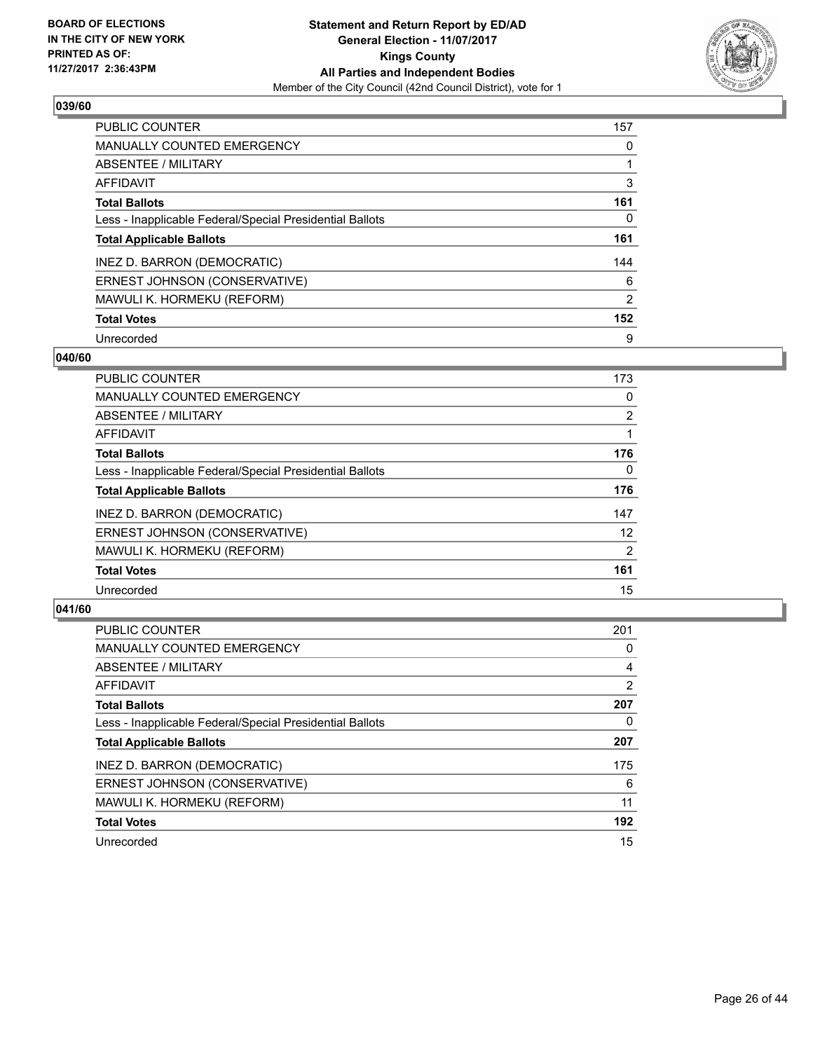**BOARD OF ELECTIONS IN THE CITY OF NEW YORK PRINTED AS OF: 11/27/2017 2:36:43PM**

**Statement and Return Report by ED/AD**
**General Election - 11/07/2017**
**Kings County**
**All Parties and Independent Bodies**
Member of the City Council (42nd Council District), vote for 1

## 039/60

| | |
|---|---|
| PUBLIC COUNTER | 157 |
| MANUALLY COUNTED EMERGENCY | 0 |
| ABSENTEE / MILITARY | 1 |
| AFFIDAVIT | 3 |
| **Total Ballots** | **161** |
| Less - Inapplicable Federal/Special Presidential Ballots | 0 |
| **Total Applicable Ballots** | **161** |
| INEZ D. BARRON (DEMOCRATIC) | 144 |
| ERNEST JOHNSON (CONSERVATIVE) | 6 |
| MAWULI K. HORMEKU (REFORM) | 2 |
| **Total Votes** | **152** |
| Unrecorded | 9 |

## 040/60

| | |
|---|---|
| PUBLIC COUNTER | 173 |
| MANUALLY COUNTED EMERGENCY | 0 |
| ABSENTEE / MILITARY | 2 |
| AFFIDAVIT | 1 |
| **Total Ballots** | **176** |
| Less - Inapplicable Federal/Special Presidential Ballots | 0 |
| **Total Applicable Ballots** | **176** |
| INEZ D. BARRON (DEMOCRATIC) | 147 |
| ERNEST JOHNSON (CONSERVATIVE) | 12 |
| MAWULI K. HORMEKU (REFORM) | 2 |
| **Total Votes** | **161** |
| Unrecorded | 15 |

## 041/60

| | |
|---|---|
| PUBLIC COUNTER | 201 |
| MANUALLY COUNTED EMERGENCY | 0 |
| ABSENTEE / MILITARY | 4 |
| AFFIDAVIT | 2 |
| **Total Ballots** | **207** |
| Less - Inapplicable Federal/Special Presidential Ballots | 0 |
| **Total Applicable Ballots** | **207** |
| INEZ D. BARRON (DEMOCRATIC) | 175 |
| ERNEST JOHNSON (CONSERVATIVE) | 6 |
| MAWULI K. HORMEKU (REFORM) | 11 |
| **Total Votes** | **192** |
| Unrecorded | 15 |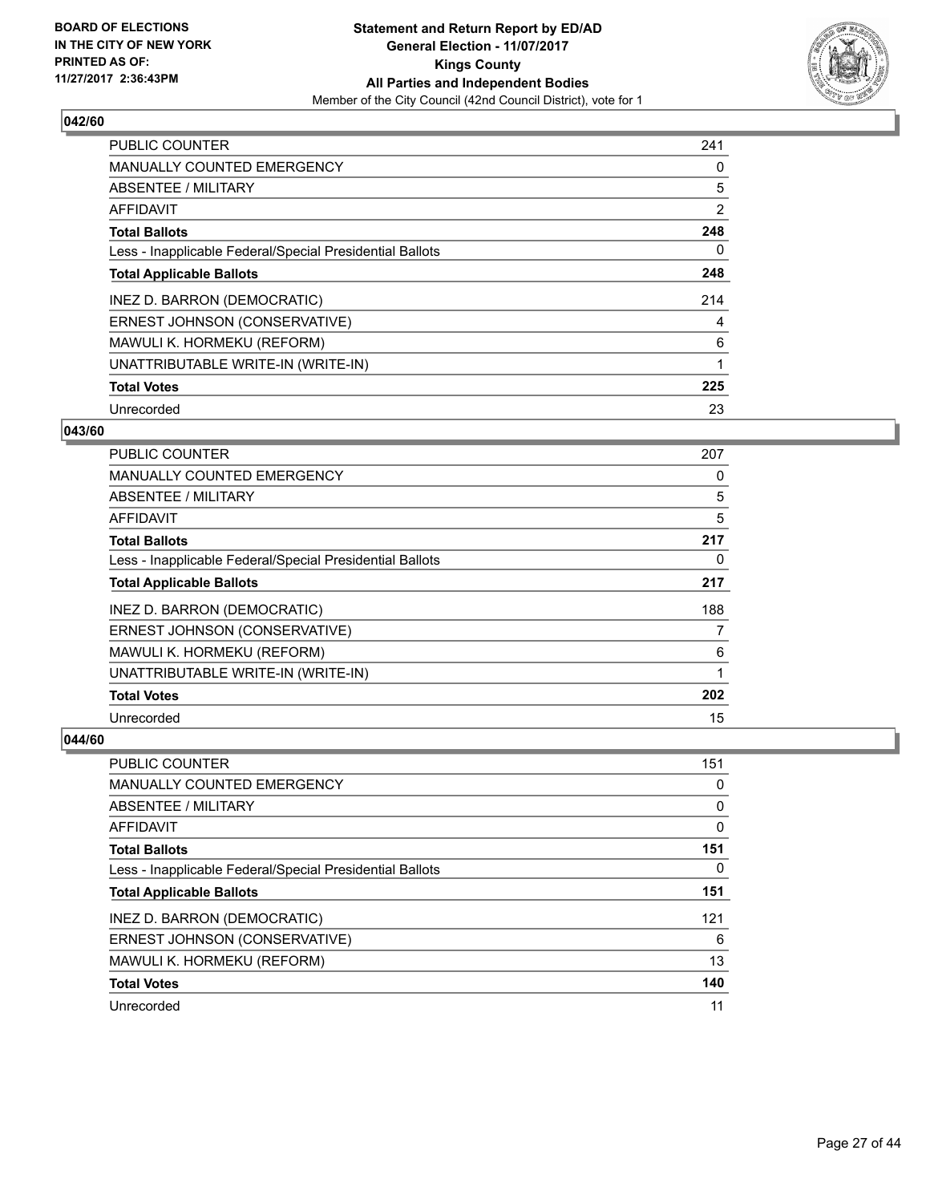BOARD OF ELECTIONS
IN THE CITY OF NEW YORK
PRINTED AS OF:
11/27/2017 2:36:43PM

**Statement and Return Report by ED/AD**
**General Election - 11/07/2017**
**Kings County**
**All Parties and Independent Bodies**
Member of the City Council (42nd Council District), vote for 1

### 042/60

| | |
|---|---|
| PUBLIC COUNTER | 241 |
| MANUALLY COUNTED EMERGENCY | 0 |
| ABSENTEE / MILITARY | 5 |
| AFFIDAVIT | 2 |
| **Total Ballots** | **248** |
| Less - Inapplicable Federal/Special Presidential Ballots | 0 |
| **Total Applicable Ballots** | **248** |
| INEZ D. BARRON (DEMOCRATIC) | 214 |
| ERNEST JOHNSON (CONSERVATIVE) | 4 |
| MAWULI K. HORMEKU (REFORM) | 6 |
| UNATTRIBUTABLE WRITE-IN (WRITE-IN) | 1 |
| **Total Votes** | **225** |
| Unrecorded | 23 |

### 043/60

| | |
|---|---|
| PUBLIC COUNTER | 207 |
| MANUALLY COUNTED EMERGENCY | 0 |
| ABSENTEE / MILITARY | 5 |
| AFFIDAVIT | 5 |
| **Total Ballots** | **217** |
| Less - Inapplicable Federal/Special Presidential Ballots | 0 |
| **Total Applicable Ballots** | **217** |
| INEZ D. BARRON (DEMOCRATIC) | 188 |
| ERNEST JOHNSON (CONSERVATIVE) | 7 |
| MAWULI K. HORMEKU (REFORM) | 6 |
| UNATTRIBUTABLE WRITE-IN (WRITE-IN) | 1 |
| **Total Votes** | **202** |
| Unrecorded | 15 |

### 044/60

| | |
|---|---|
| PUBLIC COUNTER | 151 |
| MANUALLY COUNTED EMERGENCY | 0 |
| ABSENTEE / MILITARY | 0 |
| AFFIDAVIT | 0 |
| **Total Ballots** | **151** |
| Less - Inapplicable Federal/Special Presidential Ballots | 0 |
| **Total Applicable Ballots** | **151** |
| INEZ D. BARRON (DEMOCRATIC) | 121 |
| ERNEST JOHNSON (CONSERVATIVE) | 6 |
| MAWULI K. HORMEKU (REFORM) | 13 |
| **Total Votes** | **140** |
| Unrecorded | 11 |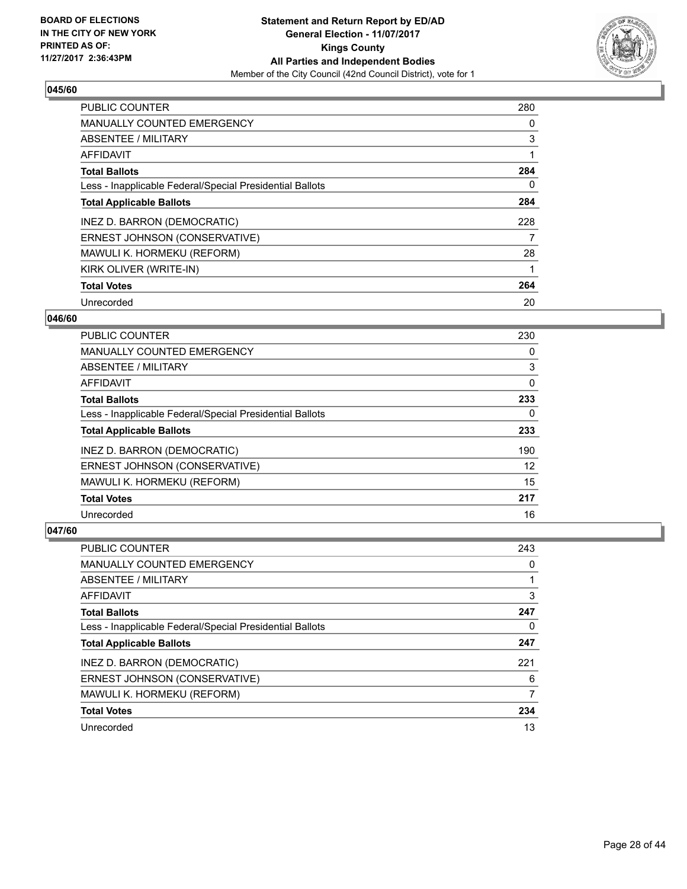**BOARD OF ELECTIONS IN THE CITY OF NEW YORK PRINTED AS OF: 11/27/2017 2:36:43PM**

**Statement and Return Report by ED/AD General Election - 11/07/2017 Kings County All Parties and Independent Bodies**

Member of the City Council (42nd Council District), vote for 1

## 045/60

| | |
|---|---|
| PUBLIC COUNTER | 280 |
| MANUALLY COUNTED EMERGENCY | 0 |
| ABSENTEE / MILITARY | 3 |
| AFFIDAVIT | 1 |
| **Total Ballots** | **284** |
| Less - Inapplicable Federal/Special Presidential Ballots | 0 |
| **Total Applicable Ballots** | **284** |
| INEZ D. BARRON (DEMOCRATIC) | 228 |
| ERNEST JOHNSON (CONSERVATIVE) | 7 |
| MAWULI K. HORMEKU (REFORM) | 28 |
| KIRK OLIVER (WRITE-IN) | 1 |
| **Total Votes** | **264** |
| Unrecorded | 20 |

## 046/60

| | |
|---|---|
| PUBLIC COUNTER | 230 |
| MANUALLY COUNTED EMERGENCY | 0 |
| ABSENTEE / MILITARY | 3 |
| AFFIDAVIT | 0 |
| **Total Ballots** | **233** |
| Less - Inapplicable Federal/Special Presidential Ballots | 0 |
| **Total Applicable Ballots** | **233** |
| INEZ D. BARRON (DEMOCRATIC) | 190 |
| ERNEST JOHNSON (CONSERVATIVE) | 12 |
| MAWULI K. HORMEKU (REFORM) | 15 |
| **Total Votes** | **217** |
| Unrecorded | 16 |

## 047/60

| | |
|---|---|
| PUBLIC COUNTER | 243 |
| MANUALLY COUNTED EMERGENCY | 0 |
| ABSENTEE / MILITARY | 1 |
| AFFIDAVIT | 3 |
| **Total Ballots** | **247** |
| Less - Inapplicable Federal/Special Presidential Ballots | 0 |
| **Total Applicable Ballots** | **247** |
| INEZ D. BARRON (DEMOCRATIC) | 221 |
| ERNEST JOHNSON (CONSERVATIVE) | 6 |
| MAWULI K. HORMEKU (REFORM) | 7 |
| **Total Votes** | **234** |
| Unrecorded | 13 |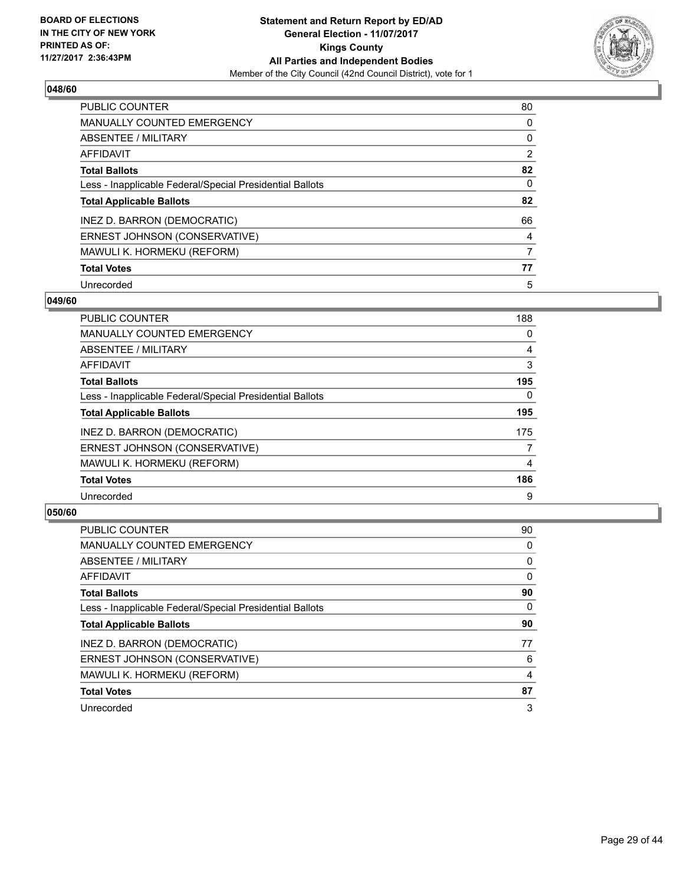**BOARD OF ELECTIONS IN THE CITY OF NEW YORK PRINTED AS OF: 11/27/2017 2:36:43PM**

**Statement and Return Report by ED/AD**
**General Election - 11/07/2017**
**Kings County**
**All Parties and Independent Bodies**
Member of the City Council (42nd Council District), vote for 1

### 048/60

| | |
|---|---|
| PUBLIC COUNTER | 80 |
| MANUALLY COUNTED EMERGENCY | 0 |
| ABSENTEE / MILITARY | 0 |
| AFFIDAVIT | 2 |
| **Total Ballots** | **82** |
| Less - Inapplicable Federal/Special Presidential Ballots | 0 |
| **Total Applicable Ballots** | **82** |
| INEZ D. BARRON (DEMOCRATIC) | 66 |
| ERNEST JOHNSON (CONSERVATIVE) | 4 |
| MAWULI K. HORMEKU (REFORM) | 7 |
| **Total Votes** | **77** |
| Unrecorded | 5 |

### 049/60

| | |
|---|---|
| PUBLIC COUNTER | 188 |
| MANUALLY COUNTED EMERGENCY | 0 |
| ABSENTEE / MILITARY | 4 |
| AFFIDAVIT | 3 |
| **Total Ballots** | **195** |
| Less - Inapplicable Federal/Special Presidential Ballots | 0 |
| **Total Applicable Ballots** | **195** |
| INEZ D. BARRON (DEMOCRATIC) | 175 |
| ERNEST JOHNSON (CONSERVATIVE) | 7 |
| MAWULI K. HORMEKU (REFORM) | 4 |
| **Total Votes** | **186** |
| Unrecorded | 9 |

### 050/60

| | |
|---|---|
| PUBLIC COUNTER | 90 |
| MANUALLY COUNTED EMERGENCY | 0 |
| ABSENTEE / MILITARY | 0 |
| AFFIDAVIT | 0 |
| **Total Ballots** | **90** |
| Less - Inapplicable Federal/Special Presidential Ballots | 0 |
| **Total Applicable Ballots** | **90** |
| INEZ D. BARRON (DEMOCRATIC) | 77 |
| ERNEST JOHNSON (CONSERVATIVE) | 6 |
| MAWULI K. HORMEKU (REFORM) | 4 |
| **Total Votes** | **87** |
| Unrecorded | 3 |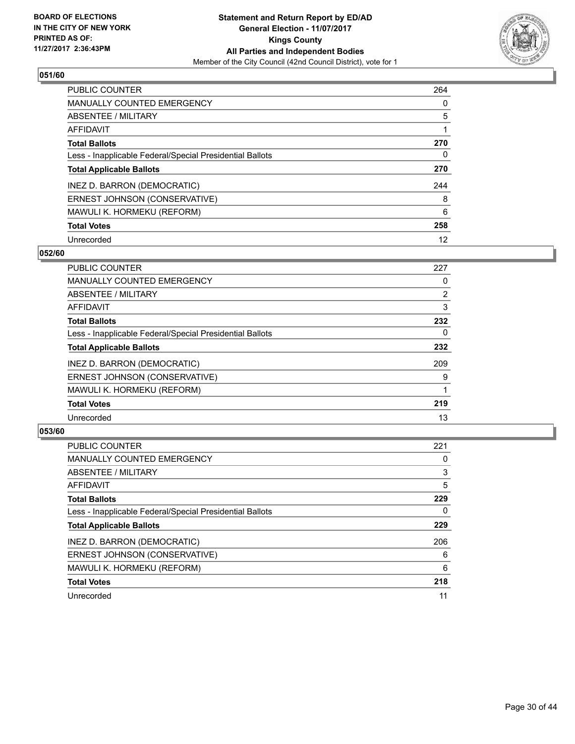BOARD OF ELECTIONS
IN THE CITY OF NEW YORK
PRINTED AS OF:
11/27/2017 2:36:43PM

**Statement and Return Report by ED/AD**
**General Election - 11/07/2017**
**Kings County**
**All Parties and Independent Bodies**
Member of the City Council (42nd Council District), vote for 1

### 051/60

| | |
|---|---|
| PUBLIC COUNTER | 264 |
| MANUALLY COUNTED EMERGENCY | 0 |
| ABSENTEE / MILITARY | 5 |
| AFFIDAVIT | 1 |
| **Total Ballots** | **270** |
| Less - Inapplicable Federal/Special Presidential Ballots | 0 |
| **Total Applicable Ballots** | **270** |
| INEZ D. BARRON (DEMOCRATIC) | 244 |
| ERNEST JOHNSON (CONSERVATIVE) | 8 |
| MAWULI K. HORMEKU (REFORM) | 6 |
| **Total Votes** | **258** |
| Unrecorded | 12 |

### 052/60

| | |
|---|---|
| PUBLIC COUNTER | 227 |
| MANUALLY COUNTED EMERGENCY | 0 |
| ABSENTEE / MILITARY | 2 |
| AFFIDAVIT | 3 |
| **Total Ballots** | **232** |
| Less - Inapplicable Federal/Special Presidential Ballots | 0 |
| **Total Applicable Ballots** | **232** |
| INEZ D. BARRON (DEMOCRATIC) | 209 |
| ERNEST JOHNSON (CONSERVATIVE) | 9 |
| MAWULI K. HORMEKU (REFORM) | 1 |
| **Total Votes** | **219** |
| Unrecorded | 13 |

### 053/60

| | |
|---|---|
| PUBLIC COUNTER | 221 |
| MANUALLY COUNTED EMERGENCY | 0 |
| ABSENTEE / MILITARY | 3 |
| AFFIDAVIT | 5 |
| **Total Ballots** | **229** |
| Less - Inapplicable Federal/Special Presidential Ballots | 0 |
| **Total Applicable Ballots** | **229** |
| INEZ D. BARRON (DEMOCRATIC) | 206 |
| ERNEST JOHNSON (CONSERVATIVE) | 6 |
| MAWULI K. HORMEKU (REFORM) | 6 |
| **Total Votes** | **218** |
| Unrecorded | 11 |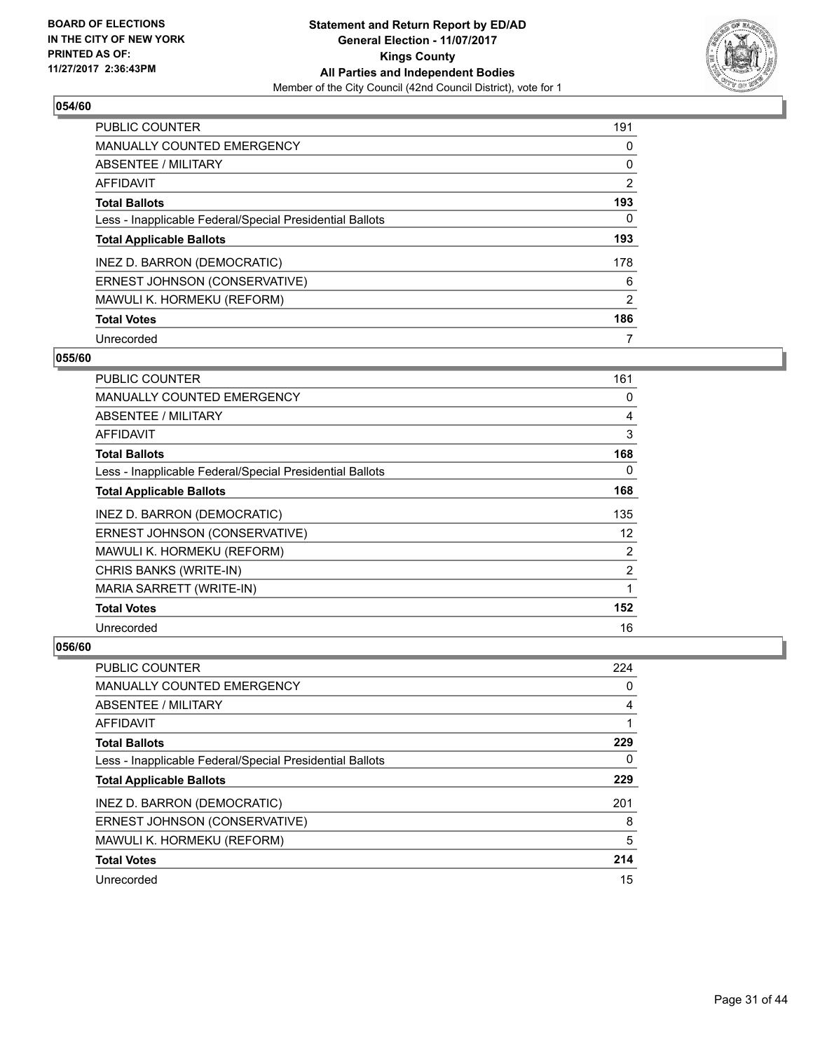**Statement and Return Report by ED/AD**
**General Election - 11/07/2017**
**Kings County**
**All Parties and Independent Bodies**
Member of the City Council (42nd Council District), vote for 1

BOARD OF ELECTIONS IN THE CITY OF NEW YORK PRINTED AS OF: 11/27/2017 2:36:43PM

### 054/60

| | |
|---|---|
| PUBLIC COUNTER | 191 |
| MANUALLY COUNTED EMERGENCY | 0 |
| ABSENTEE / MILITARY | 0 |
| AFFIDAVIT | 2 |
| **Total Ballots** | **193** |
| Less - Inapplicable Federal/Special Presidential Ballots | 0 |
| **Total Applicable Ballots** | **193** |
| INEZ D. BARRON (DEMOCRATIC) | 178 |
| ERNEST JOHNSON (CONSERVATIVE) | 6 |
| MAWULI K. HORMEKU (REFORM) | 2 |
| **Total Votes** | **186** |
| Unrecorded | 7 |

### 055/60

| | |
|---|---|
| PUBLIC COUNTER | 161 |
| MANUALLY COUNTED EMERGENCY | 0 |
| ABSENTEE / MILITARY | 4 |
| AFFIDAVIT | 3 |
| **Total Ballots** | **168** |
| Less - Inapplicable Federal/Special Presidential Ballots | 0 |
| **Total Applicable Ballots** | **168** |
| INEZ D. BARRON (DEMOCRATIC) | 135 |
| ERNEST JOHNSON (CONSERVATIVE) | 12 |
| MAWULI K. HORMEKU (REFORM) | 2 |
| CHRIS BANKS (WRITE-IN) | 2 |
| MARIA SARRETT (WRITE-IN) | 1 |
| **Total Votes** | **152** |
| Unrecorded | 16 |

### 056/60

| | |
|---|---|
| PUBLIC COUNTER | 224 |
| MANUALLY COUNTED EMERGENCY | 0 |
| ABSENTEE / MILITARY | 4 |
| AFFIDAVIT | 1 |
| **Total Ballots** | **229** |
| Less - Inapplicable Federal/Special Presidential Ballots | 0 |
| **Total Applicable Ballots** | **229** |
| INEZ D. BARRON (DEMOCRATIC) | 201 |
| ERNEST JOHNSON (CONSERVATIVE) | 8 |
| MAWULI K. HORMEKU (REFORM) | 5 |
| **Total Votes** | **214** |
| Unrecorded | 15 |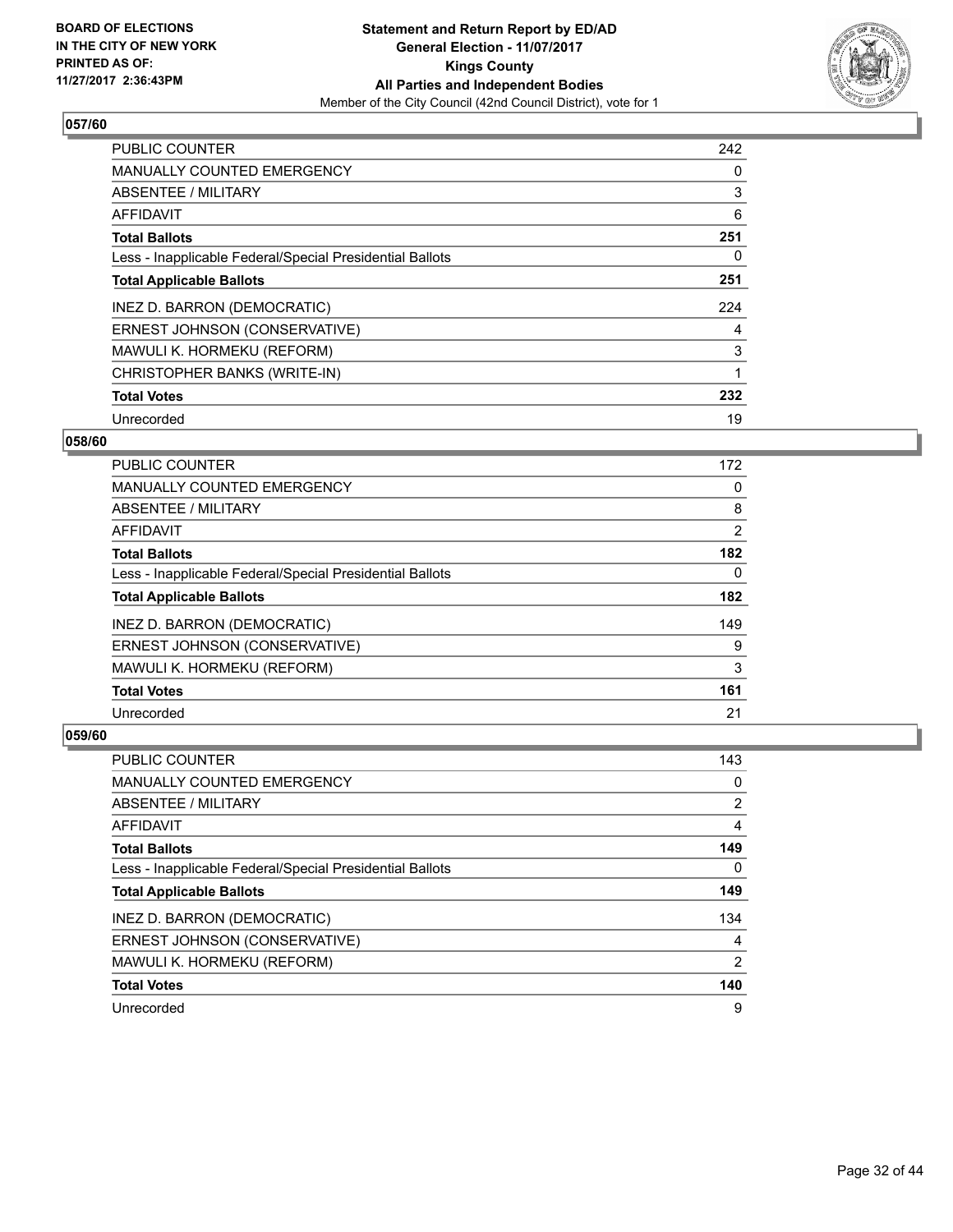BOARD OF ELECTIONS
IN THE CITY OF NEW YORK
PRINTED AS OF:
11/27/2017 2:36:43PM

**Statement and Return Report by ED/AD**
**General Election - 11/07/2017**
**Kings County**
**All Parties and Independent Bodies**
Member of the City Council (42nd Council District), vote for 1

### 057/60

| | |
|---|---|
| PUBLIC COUNTER | 242 |
| MANUALLY COUNTED EMERGENCY | 0 |
| ABSENTEE / MILITARY | 3 |
| AFFIDAVIT | 6 |
| **Total Ballots** | **251** |
| Less - Inapplicable Federal/Special Presidential Ballots | 0 |
| **Total Applicable Ballots** | **251** |
| INEZ D. BARRON (DEMOCRATIC) | 224 |
| ERNEST JOHNSON (CONSERVATIVE) | 4 |
| MAWULI K. HORMEKU (REFORM) | 3 |
| CHRISTOPHER BANKS (WRITE-IN) | 1 |
| **Total Votes** | **232** |
| Unrecorded | 19 |

### 058/60

| | |
|---|---|
| PUBLIC COUNTER | 172 |
| MANUALLY COUNTED EMERGENCY | 0 |
| ABSENTEE / MILITARY | 8 |
| AFFIDAVIT | 2 |
| **Total Ballots** | **182** |
| Less - Inapplicable Federal/Special Presidential Ballots | 0 |
| **Total Applicable Ballots** | **182** |
| INEZ D. BARRON (DEMOCRATIC) | 149 |
| ERNEST JOHNSON (CONSERVATIVE) | 9 |
| MAWULI K. HORMEKU (REFORM) | 3 |
| **Total Votes** | **161** |
| Unrecorded | 21 |

### 059/60

| | |
|---|---|
| PUBLIC COUNTER | 143 |
| MANUALLY COUNTED EMERGENCY | 0 |
| ABSENTEE / MILITARY | 2 |
| AFFIDAVIT | 4 |
| **Total Ballots** | **149** |
| Less - Inapplicable Federal/Special Presidential Ballots | 0 |
| **Total Applicable Ballots** | **149** |
| INEZ D. BARRON (DEMOCRATIC) | 134 |
| ERNEST JOHNSON (CONSERVATIVE) | 4 |
| MAWULI K. HORMEKU (REFORM) | 2 |
| **Total Votes** | **140** |
| Unrecorded | 9 |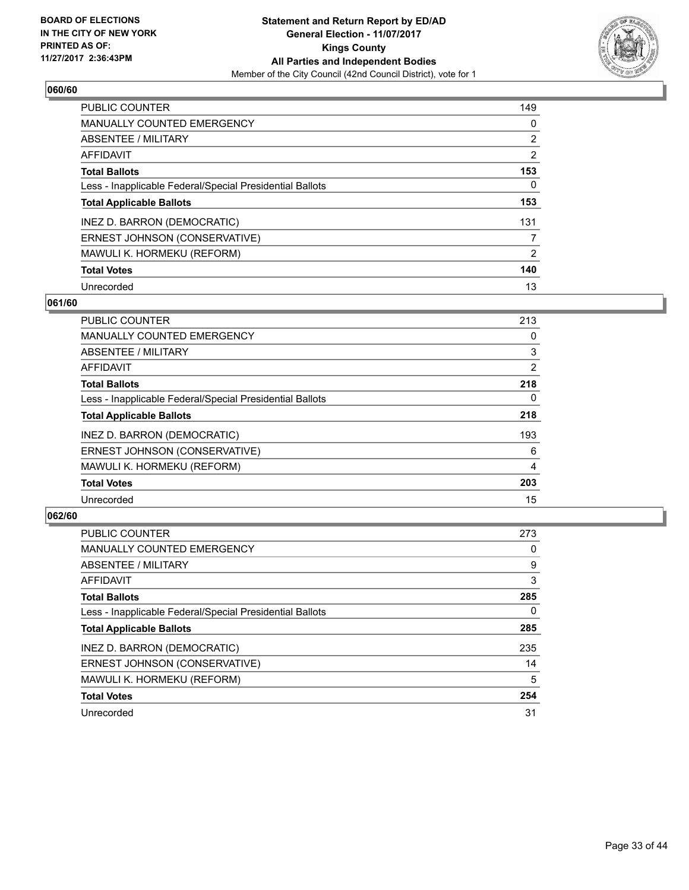**BOARD OF ELECTIONS IN THE CITY OF NEW YORK PRINTED AS OF: 11/27/2017 2:36:43PM**

**Statement and Return Report by ED/AD**
**General Election - 11/07/2017**
**Kings County**
**All Parties and Independent Bodies**
Member of the City Council (42nd Council District), vote for 1

### 060/60

| | |
|---|---|
| PUBLIC COUNTER | 149 |
| MANUALLY COUNTED EMERGENCY | 0 |
| ABSENTEE / MILITARY | 2 |
| AFFIDAVIT | 2 |
| **Total Ballots** | **153** |
| Less - Inapplicable Federal/Special Presidential Ballots | 0 |
| **Total Applicable Ballots** | **153** |
| INEZ D. BARRON (DEMOCRATIC) | 131 |
| ERNEST JOHNSON (CONSERVATIVE) | 7 |
| MAWULI K. HORMEKU (REFORM) | 2 |
| **Total Votes** | **140** |
| Unrecorded | 13 |

### 061/60

| | |
|---|---|
| PUBLIC COUNTER | 213 |
| MANUALLY COUNTED EMERGENCY | 0 |
| ABSENTEE / MILITARY | 3 |
| AFFIDAVIT | 2 |
| **Total Ballots** | **218** |
| Less - Inapplicable Federal/Special Presidential Ballots | 0 |
| **Total Applicable Ballots** | **218** |
| INEZ D. BARRON (DEMOCRATIC) | 193 |
| ERNEST JOHNSON (CONSERVATIVE) | 6 |
| MAWULI K. HORMEKU (REFORM) | 4 |
| **Total Votes** | **203** |
| Unrecorded | 15 |

### 062/60

| | |
|---|---|
| PUBLIC COUNTER | 273 |
| MANUALLY COUNTED EMERGENCY | 0 |
| ABSENTEE / MILITARY | 9 |
| AFFIDAVIT | 3 |
| **Total Ballots** | **285** |
| Less - Inapplicable Federal/Special Presidential Ballots | 0 |
| **Total Applicable Ballots** | **285** |
| INEZ D. BARRON (DEMOCRATIC) | 235 |
| ERNEST JOHNSON (CONSERVATIVE) | 14 |
| MAWULI K. HORMEKU (REFORM) | 5 |
| **Total Votes** | **254** |
| Unrecorded | 31 |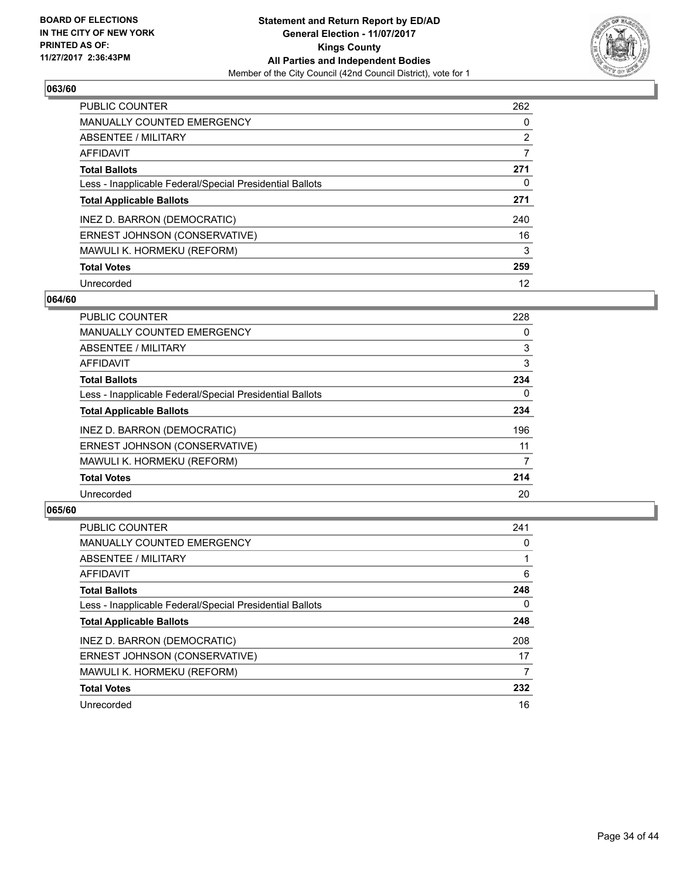## 063/60

| | |
|---|---|
| PUBLIC COUNTER | 262 |
| MANUALLY COUNTED EMERGENCY | 0 |
| ABSENTEE / MILITARY | 2 |
| AFFIDAVIT | 7 |
| **Total Ballots** | **271** |
| Less - Inapplicable Federal/Special Presidential Ballots | 0 |
| **Total Applicable Ballots** | **271** |
| INEZ D. BARRON (DEMOCRATIC) | 240 |
| ERNEST JOHNSON (CONSERVATIVE) | 16 |
| MAWULI K. HORMEKU (REFORM) | 3 |
| **Total Votes** | **259** |
| Unrecorded | 12 |

## 064/60

| | |
|---|---|
| PUBLIC COUNTER | 228 |
| MANUALLY COUNTED EMERGENCY | 0 |
| ABSENTEE / MILITARY | 3 |
| AFFIDAVIT | 3 |
| **Total Ballots** | **234** |
| Less - Inapplicable Federal/Special Presidential Ballots | 0 |
| **Total Applicable Ballots** | **234** |
| INEZ D. BARRON (DEMOCRATIC) | 196 |
| ERNEST JOHNSON (CONSERVATIVE) | 11 |
| MAWULI K. HORMEKU (REFORM) | 7 |
| **Total Votes** | **214** |
| Unrecorded | 20 |

## 065/60

| | |
|---|---|
| PUBLIC COUNTER | 241 |
| MANUALLY COUNTED EMERGENCY | 0 |
| ABSENTEE / MILITARY | 1 |
| AFFIDAVIT | 6 |
| **Total Ballots** | **248** |
| Less - Inapplicable Federal/Special Presidential Ballots | 0 |
| **Total Applicable Ballots** | **248** |
| INEZ D. BARRON (DEMOCRATIC) | 208 |
| ERNEST JOHNSON (CONSERVATIVE) | 17 |
| MAWULI K. HORMEKU (REFORM) | 7 |
| **Total Votes** | **232** |
| Unrecorded | 16 |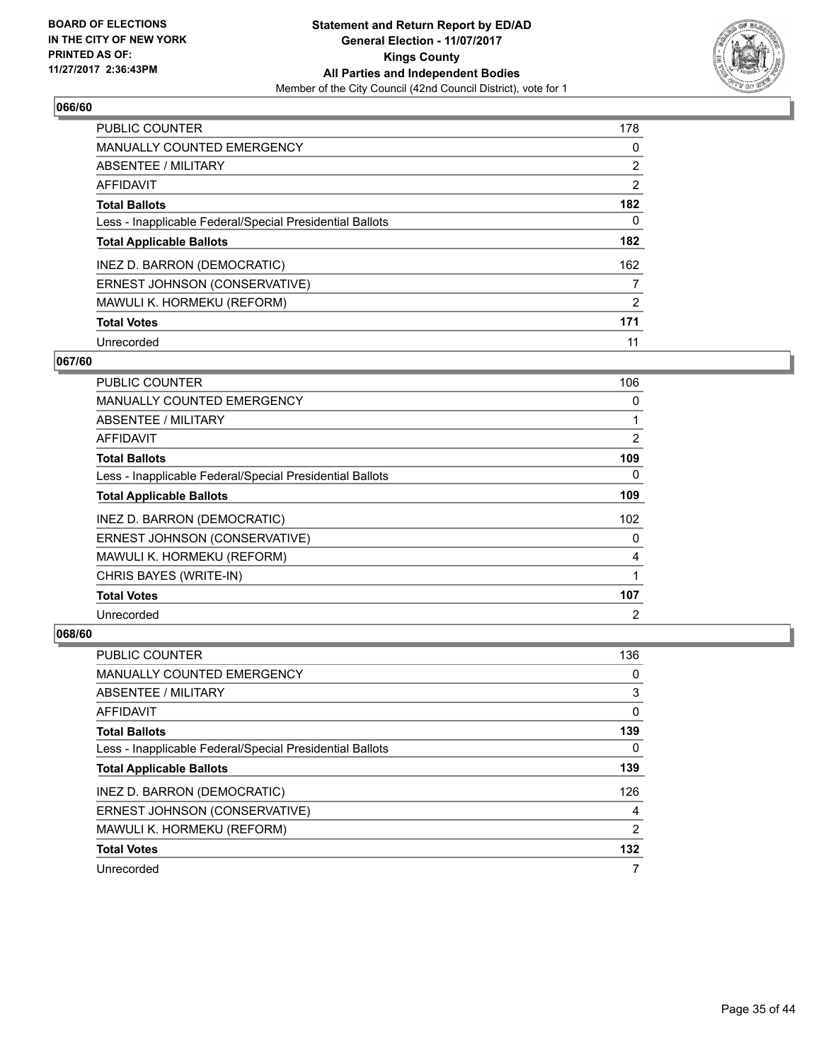**BOARD OF ELECTIONS IN THE CITY OF NEW YORK PRINTED AS OF: 11/27/2017 2:36:43PM**

**Statement and Return Report by ED/AD General Election - 11/07/2017 Kings County All Parties and Independent Bodies**

Member of the City Council (42nd Council District), vote for 1

### 066/60

| | |
|---|---|
| PUBLIC COUNTER | 178 |
| MANUALLY COUNTED EMERGENCY | 0 |
| ABSENTEE / MILITARY | 2 |
| AFFIDAVIT | 2 |
| **Total Ballots** | **182** |
| Less - Inapplicable Federal/Special Presidential Ballots | 0 |
| **Total Applicable Ballots** | **182** |
| INEZ D. BARRON (DEMOCRATIC) | 162 |
| ERNEST JOHNSON (CONSERVATIVE) | 7 |
| MAWULI K. HORMEKU (REFORM) | 2 |
| **Total Votes** | **171** |
| Unrecorded | 11 |

### 067/60

| | |
|---|---|
| PUBLIC COUNTER | 106 |
| MANUALLY COUNTED EMERGENCY | 0 |
| ABSENTEE / MILITARY | 1 |
| AFFIDAVIT | 2 |
| **Total Ballots** | **109** |
| Less - Inapplicable Federal/Special Presidential Ballots | 0 |
| **Total Applicable Ballots** | **109** |
| INEZ D. BARRON (DEMOCRATIC) | 102 |
| ERNEST JOHNSON (CONSERVATIVE) | 0 |
| MAWULI K. HORMEKU (REFORM) | 4 |
| CHRIS BAYES (WRITE-IN) | 1 |
| **Total Votes** | **107** |
| Unrecorded | 2 |

### 068/60

| | |
|---|---|
| PUBLIC COUNTER | 136 |
| MANUALLY COUNTED EMERGENCY | 0 |
| ABSENTEE / MILITARY | 3 |
| AFFIDAVIT | 0 |
| **Total Ballots** | **139** |
| Less - Inapplicable Federal/Special Presidential Ballots | 0 |
| **Total Applicable Ballots** | **139** |
| INEZ D. BARRON (DEMOCRATIC) | 126 |
| ERNEST JOHNSON (CONSERVATIVE) | 4 |
| MAWULI K. HORMEKU (REFORM) | 2 |
| **Total Votes** | **132** |
| Unrecorded | 7 |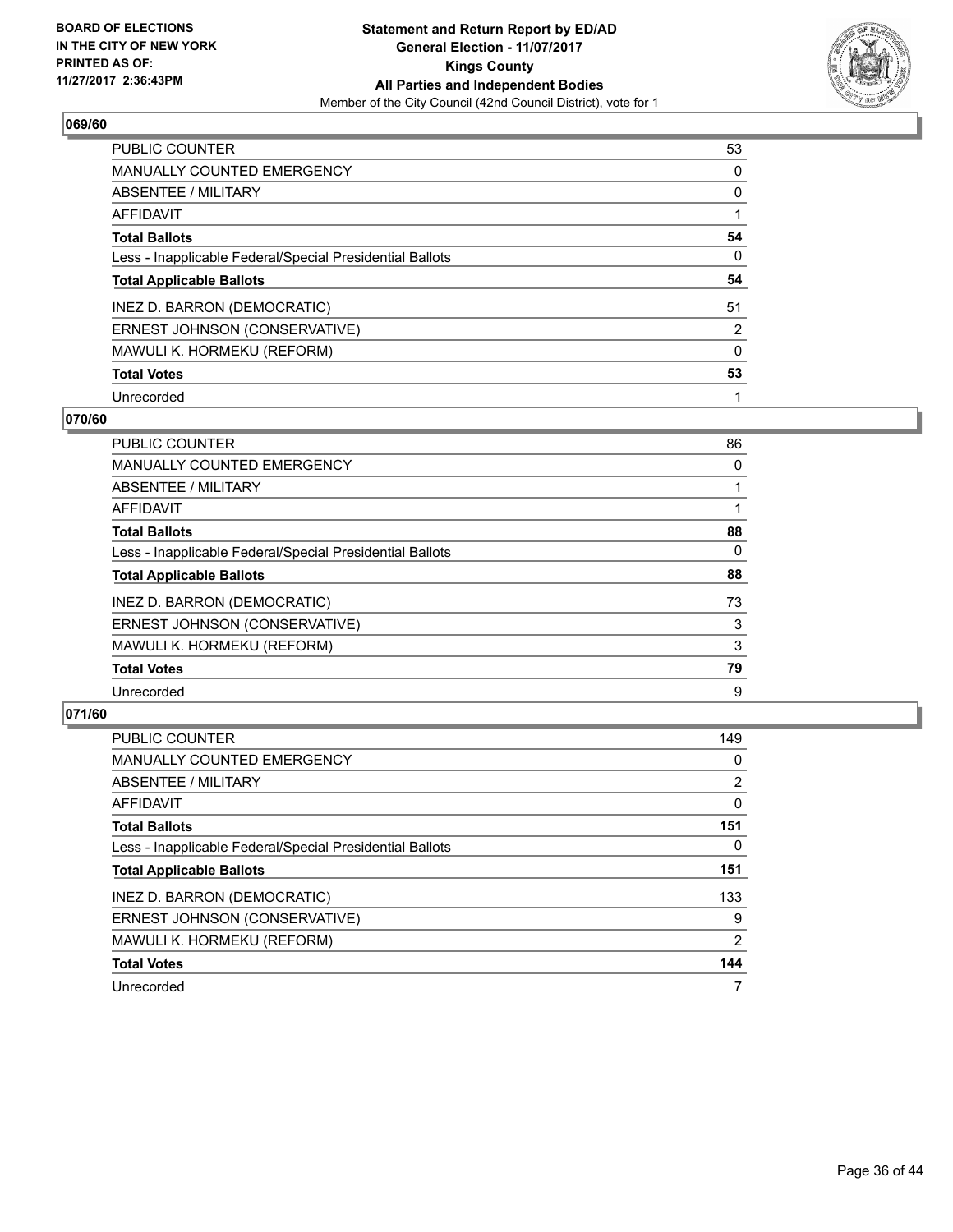**Statement and Return Report by ED/AD**
**General Election - 11/07/2017**
**Kings County**
**All Parties and Independent Bodies**
Member of the City Council (42nd Council District), vote for 1

BOARD OF ELECTIONS IN THE CITY OF NEW YORK PRINTED AS OF: 11/27/2017 2:36:43PM

### 069/60

| | |
|---|---|
| PUBLIC COUNTER | 53 |
| MANUALLY COUNTED EMERGENCY | 0 |
| ABSENTEE / MILITARY | 0 |
| AFFIDAVIT | 1 |
| **Total Ballots** | **54** |
| Less - Inapplicable Federal/Special Presidential Ballots | 0 |
| **Total Applicable Ballots** | **54** |
| INEZ D. BARRON (DEMOCRATIC) | 51 |
| ERNEST JOHNSON (CONSERVATIVE) | 2 |
| MAWULI K. HORMEKU (REFORM) | 0 |
| **Total Votes** | **53** |
| Unrecorded | 1 |

### 070/60

| | |
|---|---|
| PUBLIC COUNTER | 86 |
| MANUALLY COUNTED EMERGENCY | 0 |
| ABSENTEE / MILITARY | 1 |
| AFFIDAVIT | 1 |
| **Total Ballots** | **88** |
| Less - Inapplicable Federal/Special Presidential Ballots | 0 |
| **Total Applicable Ballots** | **88** |
| INEZ D. BARRON (DEMOCRATIC) | 73 |
| ERNEST JOHNSON (CONSERVATIVE) | 3 |
| MAWULI K. HORMEKU (REFORM) | 3 |
| **Total Votes** | **79** |
| Unrecorded | 9 |

### 071/60

| | |
|---|---|
| PUBLIC COUNTER | 149 |
| MANUALLY COUNTED EMERGENCY | 0 |
| ABSENTEE / MILITARY | 2 |
| AFFIDAVIT | 0 |
| **Total Ballots** | **151** |
| Less - Inapplicable Federal/Special Presidential Ballots | 0 |
| **Total Applicable Ballots** | **151** |
| INEZ D. BARRON (DEMOCRATIC) | 133 |
| ERNEST JOHNSON (CONSERVATIVE) | 9 |
| MAWULI K. HORMEKU (REFORM) | 2 |
| **Total Votes** | **144** |
| Unrecorded | 7 |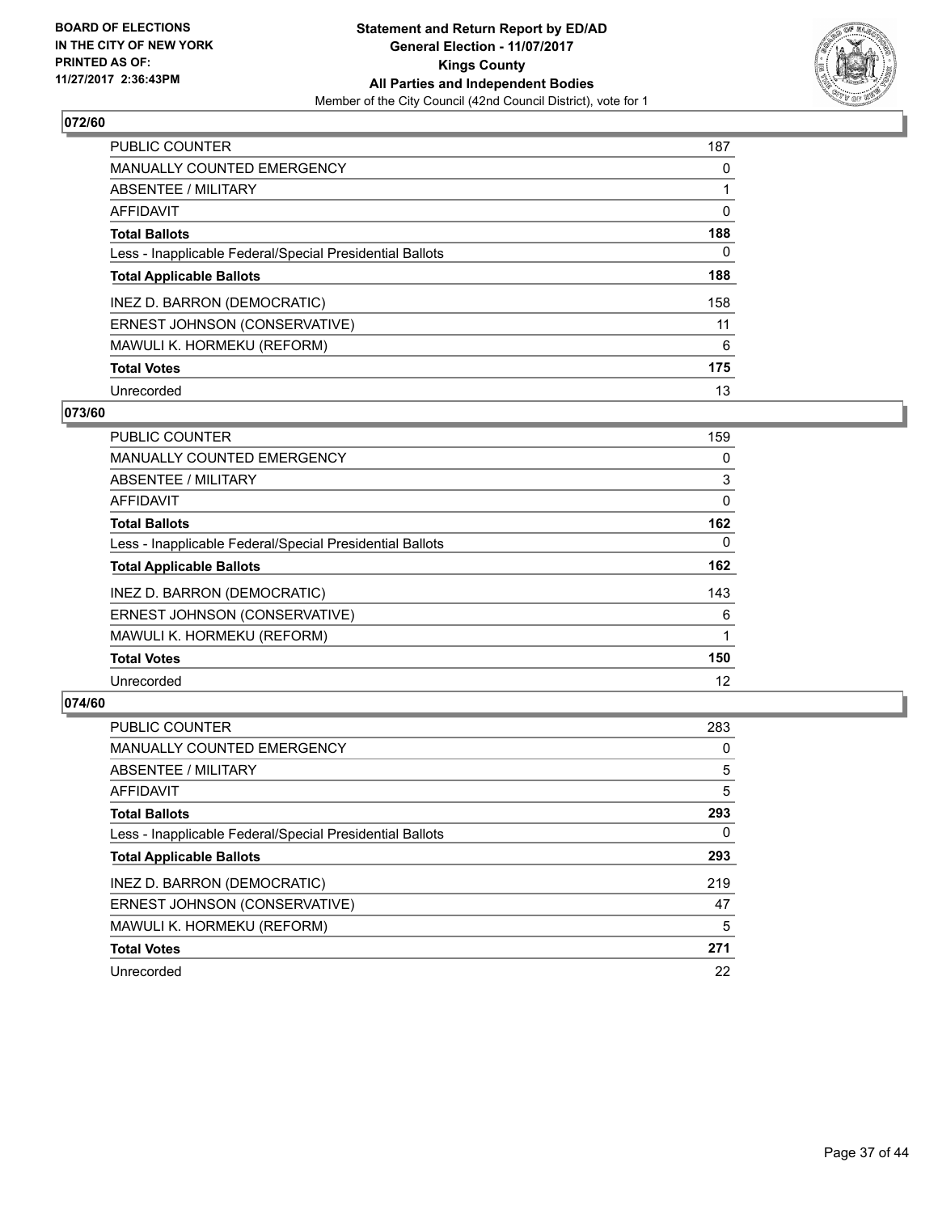**BOARD OF ELECTIONS IN THE CITY OF NEW YORK PRINTED AS OF: 11/27/2017 2:36:43PM**

**Statement and Return Report by ED/AD**
**General Election - 11/07/2017**
**Kings County**
**All Parties and Independent Bodies**
Member of the City Council (42nd Council District), vote for 1

## 072/60

| | |
|---|---|
| PUBLIC COUNTER | 187 |
| MANUALLY COUNTED EMERGENCY | 0 |
| ABSENTEE / MILITARY | 1 |
| AFFIDAVIT | 0 |
| **Total Ballots** | **188** |
| Less - Inapplicable Federal/Special Presidential Ballots | 0 |
| **Total Applicable Ballots** | **188** |
| INEZ D. BARRON (DEMOCRATIC) | 158 |
| ERNEST JOHNSON (CONSERVATIVE) | 11 |
| MAWULI K. HORMEKU (REFORM) | 6 |
| **Total Votes** | **175** |
| Unrecorded | 13 |

## 073/60

| | |
|---|---|
| PUBLIC COUNTER | 159 |
| MANUALLY COUNTED EMERGENCY | 0 |
| ABSENTEE / MILITARY | 3 |
| AFFIDAVIT | 0 |
| **Total Ballots** | **162** |
| Less - Inapplicable Federal/Special Presidential Ballots | 0 |
| **Total Applicable Ballots** | **162** |
| INEZ D. BARRON (DEMOCRATIC) | 143 |
| ERNEST JOHNSON (CONSERVATIVE) | 6 |
| MAWULI K. HORMEKU (REFORM) | 1 |
| **Total Votes** | **150** |
| Unrecorded | 12 |

## 074/60

| | |
|---|---|
| PUBLIC COUNTER | 283 |
| MANUALLY COUNTED EMERGENCY | 0 |
| ABSENTEE / MILITARY | 5 |
| AFFIDAVIT | 5 |
| **Total Ballots** | **293** |
| Less - Inapplicable Federal/Special Presidential Ballots | 0 |
| **Total Applicable Ballots** | **293** |
| INEZ D. BARRON (DEMOCRATIC) | 219 |
| ERNEST JOHNSON (CONSERVATIVE) | 47 |
| MAWULI K. HORMEKU (REFORM) | 5 |
| **Total Votes** | **271** |
| Unrecorded | 22 |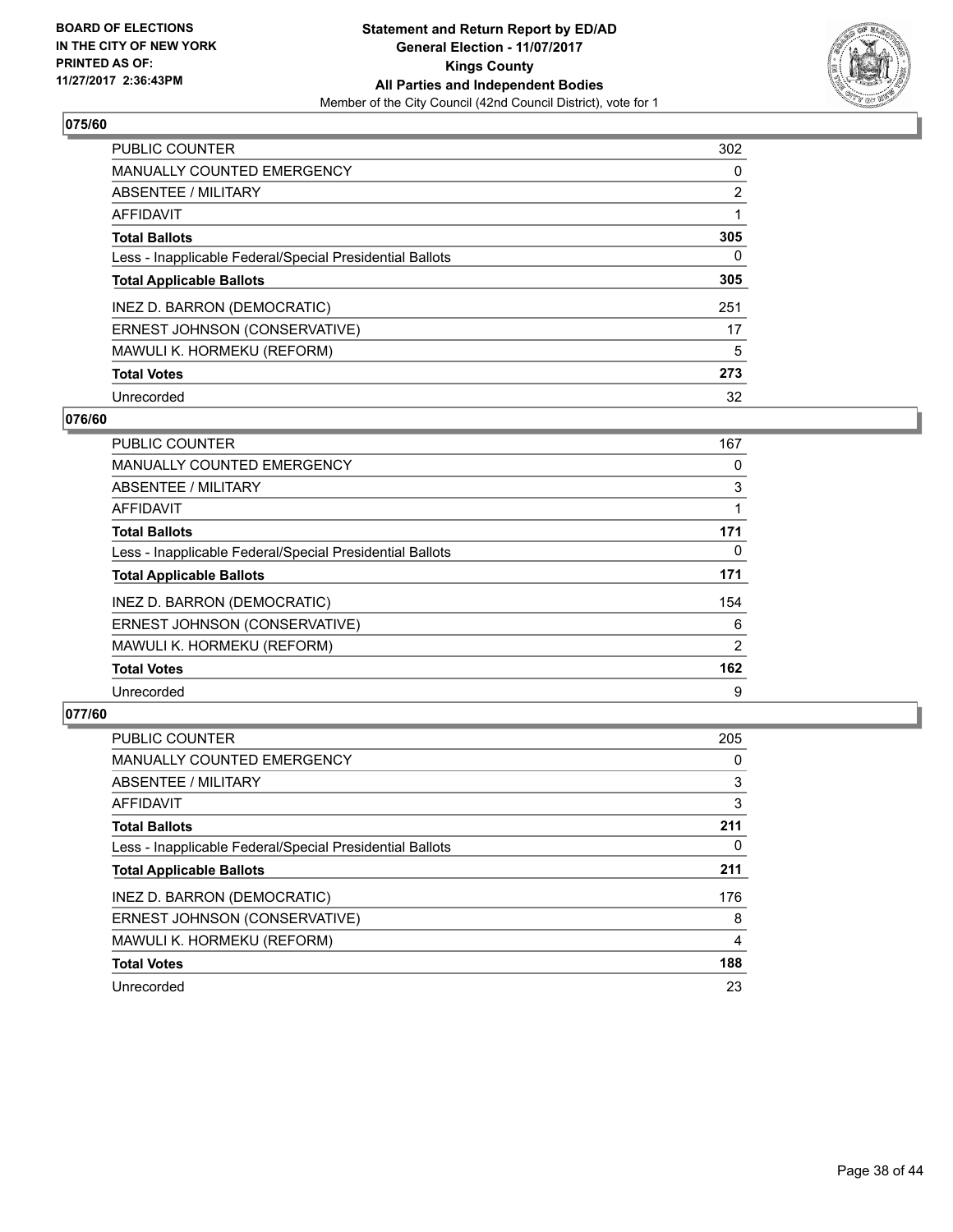BOARD OF ELECTIONS
IN THE CITY OF NEW YORK
PRINTED AS OF:
11/27/2017 2:36:43PM

**Statement and Return Report by ED/AD**
**General Election - 11/07/2017**
**Kings County**
**All Parties and Independent Bodies**
Member of the City Council (42nd Council District), vote for 1

### 075/60

| | |
|---|---|
| PUBLIC COUNTER | 302 |
| MANUALLY COUNTED EMERGENCY | 0 |
| ABSENTEE / MILITARY | 2 |
| AFFIDAVIT | 1 |
| **Total Ballots** | **305** |
| Less - Inapplicable Federal/Special Presidential Ballots | 0 |
| **Total Applicable Ballots** | **305** |
| INEZ D. BARRON (DEMOCRATIC) | 251 |
| ERNEST JOHNSON (CONSERVATIVE) | 17 |
| MAWULI K. HORMEKU (REFORM) | 5 |
| **Total Votes** | **273** |
| Unrecorded | 32 |

### 076/60

| | |
|---|---|
| PUBLIC COUNTER | 167 |
| MANUALLY COUNTED EMERGENCY | 0 |
| ABSENTEE / MILITARY | 3 |
| AFFIDAVIT | 1 |
| **Total Ballots** | **171** |
| Less - Inapplicable Federal/Special Presidential Ballots | 0 |
| **Total Applicable Ballots** | **171** |
| INEZ D. BARRON (DEMOCRATIC) | 154 |
| ERNEST JOHNSON (CONSERVATIVE) | 6 |
| MAWULI K. HORMEKU (REFORM) | 2 |
| **Total Votes** | **162** |
| Unrecorded | 9 |

### 077/60

| | |
|---|---|
| PUBLIC COUNTER | 205 |
| MANUALLY COUNTED EMERGENCY | 0 |
| ABSENTEE / MILITARY | 3 |
| AFFIDAVIT | 3 |
| **Total Ballots** | **211** |
| Less - Inapplicable Federal/Special Presidential Ballots | 0 |
| **Total Applicable Ballots** | **211** |
| INEZ D. BARRON (DEMOCRATIC) | 176 |
| ERNEST JOHNSON (CONSERVATIVE) | 8 |
| MAWULI K. HORMEKU (REFORM) | 4 |
| **Total Votes** | **188** |
| Unrecorded | 23 |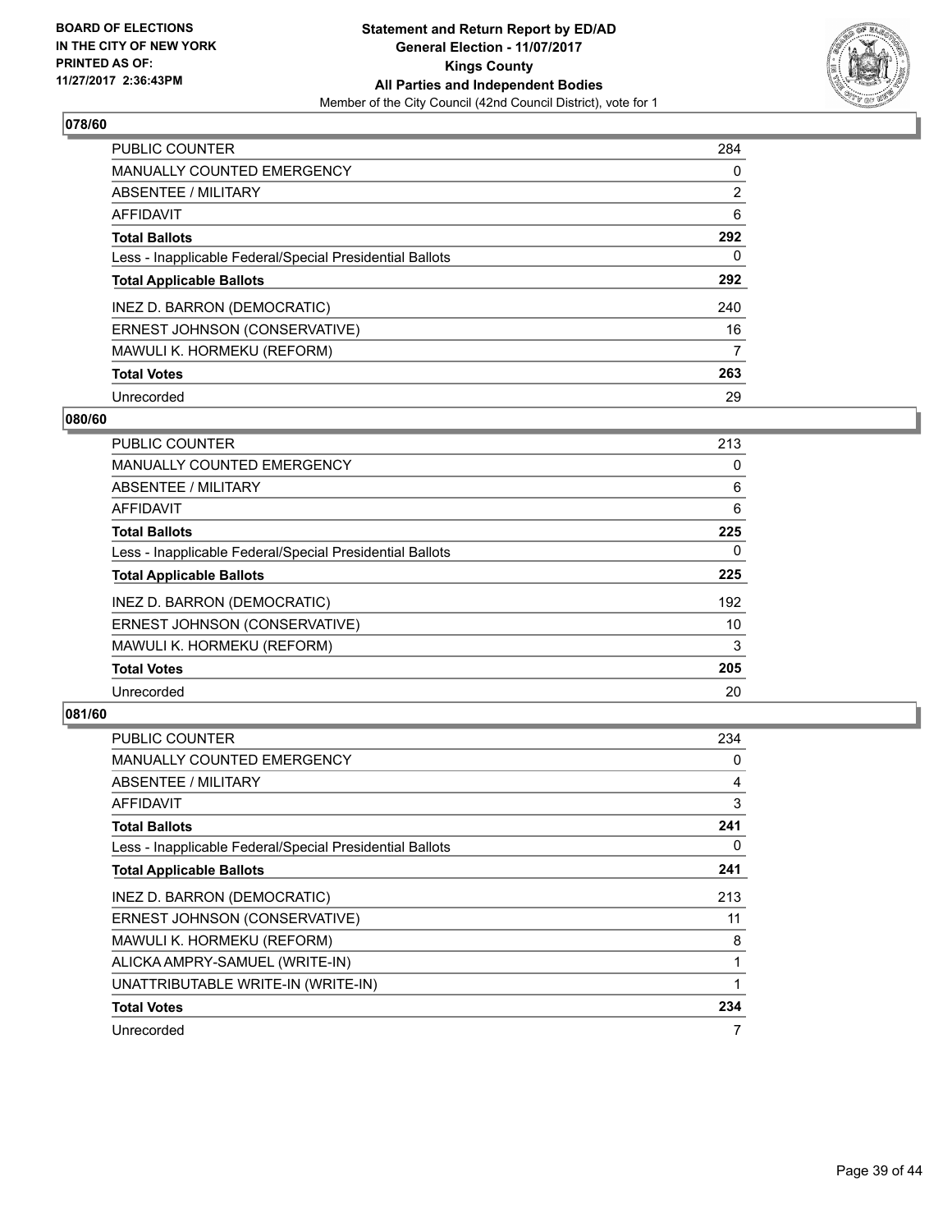**BOARD OF ELECTIONS IN THE CITY OF NEW YORK PRINTED AS OF: 11/27/2017 2:36:43PM**

**Statement and Return Report by ED/AD General Election - 11/07/2017 Kings County All Parties and Independent Bodies**
Member of the City Council (42nd Council District), vote for 1

## 078/60

| | |
|---|---|
| PUBLIC COUNTER | 284 |
| MANUALLY COUNTED EMERGENCY | 0 |
| ABSENTEE / MILITARY | 2 |
| AFFIDAVIT | 6 |
| **Total Ballots** | **292** |
| Less - Inapplicable Federal/Special Presidential Ballots | 0 |
| **Total Applicable Ballots** | **292** |
| INEZ D. BARRON (DEMOCRATIC) | 240 |
| ERNEST JOHNSON (CONSERVATIVE) | 16 |
| MAWULI K. HORMEKU (REFORM) | 7 |
| **Total Votes** | **263** |
| Unrecorded | 29 |

## 080/60

| | |
|---|---|
| PUBLIC COUNTER | 213 |
| MANUALLY COUNTED EMERGENCY | 0 |
| ABSENTEE / MILITARY | 6 |
| AFFIDAVIT | 6 |
| **Total Ballots** | **225** |
| Less - Inapplicable Federal/Special Presidential Ballots | 0 |
| **Total Applicable Ballots** | **225** |
| INEZ D. BARRON (DEMOCRATIC) | 192 |
| ERNEST JOHNSON (CONSERVATIVE) | 10 |
| MAWULI K. HORMEKU (REFORM) | 3 |
| **Total Votes** | **205** |
| Unrecorded | 20 |

## 081/60

| | |
|---|---|
| PUBLIC COUNTER | 234 |
| MANUALLY COUNTED EMERGENCY | 0 |
| ABSENTEE / MILITARY | 4 |
| AFFIDAVIT | 3 |
| **Total Ballots** | **241** |
| Less - Inapplicable Federal/Special Presidential Ballots | 0 |
| **Total Applicable Ballots** | **241** |
| INEZ D. BARRON (DEMOCRATIC) | 213 |
| ERNEST JOHNSON (CONSERVATIVE) | 11 |
| MAWULI K. HORMEKU (REFORM) | 8 |
| ALICKA AMPRY-SAMUEL (WRITE-IN) | 1 |
| UNATTRIBUTABLE WRITE-IN (WRITE-IN) | 1 |
| **Total Votes** | **234** |
| Unrecorded | 7 |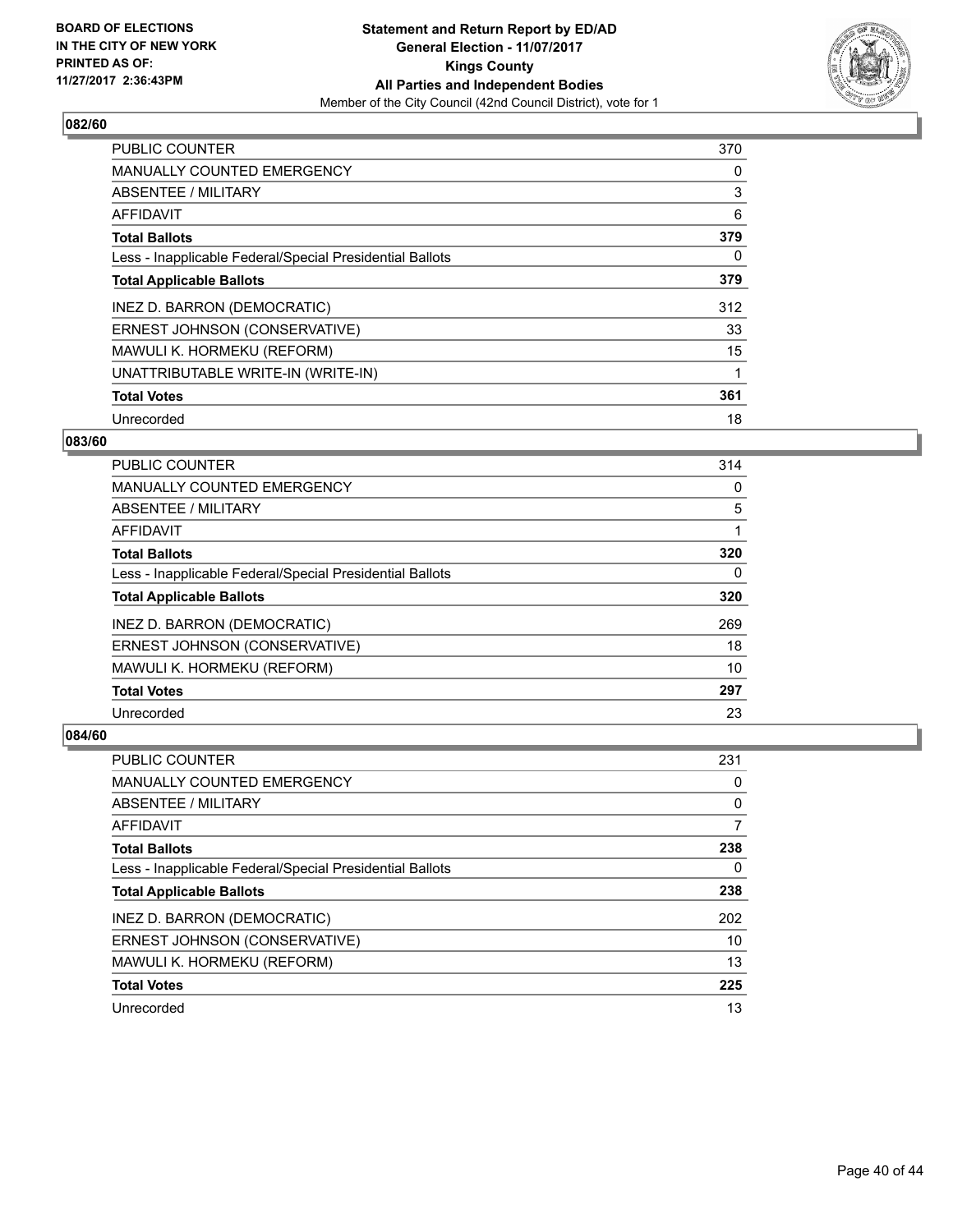**BOARD OF ELECTIONS IN THE CITY OF NEW YORK PRINTED AS OF: 11/27/2017 2:36:43PM**

**Statement and Return Report by ED/AD**
**General Election - 11/07/2017**
**Kings County**
**All Parties and Independent Bodies**
Member of the City Council (42nd Council District), vote for 1

## 082/60

| | |
|---|---|
| PUBLIC COUNTER | 370 |
| MANUALLY COUNTED EMERGENCY | 0 |
| ABSENTEE / MILITARY | 3 |
| AFFIDAVIT | 6 |
| **Total Ballots** | **379** |
| Less - Inapplicable Federal/Special Presidential Ballots | 0 |
| **Total Applicable Ballots** | **379** |
| INEZ D. BARRON (DEMOCRATIC) | 312 |
| ERNEST JOHNSON (CONSERVATIVE) | 33 |
| MAWULI K. HORMEKU (REFORM) | 15 |
| UNATTRIBUTABLE WRITE-IN (WRITE-IN) | 1 |
| **Total Votes** | **361** |
| Unrecorded | 18 |

## 083/60

| | |
|---|---|
| PUBLIC COUNTER | 314 |
| MANUALLY COUNTED EMERGENCY | 0 |
| ABSENTEE / MILITARY | 5 |
| AFFIDAVIT | 1 |
| **Total Ballots** | **320** |
| Less - Inapplicable Federal/Special Presidential Ballots | 0 |
| **Total Applicable Ballots** | **320** |
| INEZ D. BARRON (DEMOCRATIC) | 269 |
| ERNEST JOHNSON (CONSERVATIVE) | 18 |
| MAWULI K. HORMEKU (REFORM) | 10 |
| **Total Votes** | **297** |
| Unrecorded | 23 |

## 084/60

| | |
|---|---|
| PUBLIC COUNTER | 231 |
| MANUALLY COUNTED EMERGENCY | 0 |
| ABSENTEE / MILITARY | 0 |
| AFFIDAVIT | 7 |
| **Total Ballots** | **238** |
| Less - Inapplicable Federal/Special Presidential Ballots | 0 |
| **Total Applicable Ballots** | **238** |
| INEZ D. BARRON (DEMOCRATIC) | 202 |
| ERNEST JOHNSON (CONSERVATIVE) | 10 |
| MAWULI K. HORMEKU (REFORM) | 13 |
| **Total Votes** | **225** |
| Unrecorded | 13 |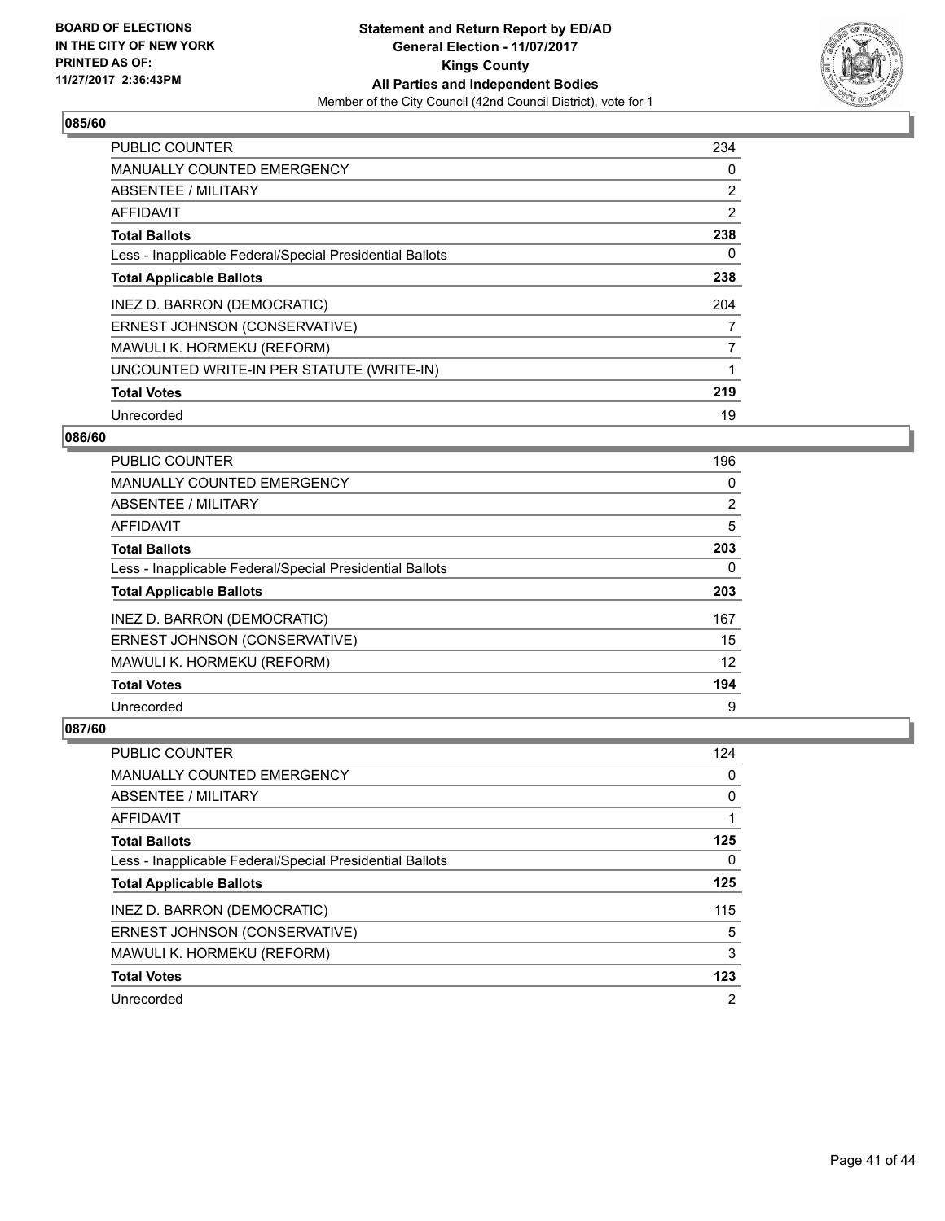BOARD OF ELECTIONS IN THE CITY OF NEW YORK PRINTED AS OF: 11/27/2017 2:36:43PM

**Statement and Return Report by ED/AD**
**General Election - 11/07/2017**
**Kings County**
**All Parties and Independent Bodies**
Member of the City Council (42nd Council District), vote for 1

### 085/60

| | |
|---|---|
| PUBLIC COUNTER | 234 |
| MANUALLY COUNTED EMERGENCY | 0 |
| ABSENTEE / MILITARY | 2 |
| AFFIDAVIT | 2 |
| **Total Ballots** | **238** |
| Less - Inapplicable Federal/Special Presidential Ballots | 0 |
| **Total Applicable Ballots** | **238** |
| INEZ D. BARRON (DEMOCRATIC) | 204 |
| ERNEST JOHNSON (CONSERVATIVE) | 7 |
| MAWULI K. HORMEKU (REFORM) | 7 |
| UNCOUNTED WRITE-IN PER STATUTE (WRITE-IN) | 1 |
| **Total Votes** | **219** |
| Unrecorded | 19 |

### 086/60

| | |
|---|---|
| PUBLIC COUNTER | 196 |
| MANUALLY COUNTED EMERGENCY | 0 |
| ABSENTEE / MILITARY | 2 |
| AFFIDAVIT | 5 |
| **Total Ballots** | **203** |
| Less - Inapplicable Federal/Special Presidential Ballots | 0 |
| **Total Applicable Ballots** | **203** |
| INEZ D. BARRON (DEMOCRATIC) | 167 |
| ERNEST JOHNSON (CONSERVATIVE) | 15 |
| MAWULI K. HORMEKU (REFORM) | 12 |
| **Total Votes** | **194** |
| Unrecorded | 9 |

### 087/60

| | |
|---|---|
| PUBLIC COUNTER | 124 |
| MANUALLY COUNTED EMERGENCY | 0 |
| ABSENTEE / MILITARY | 0 |
| AFFIDAVIT | 1 |
| **Total Ballots** | **125** |
| Less - Inapplicable Federal/Special Presidential Ballots | 0 |
| **Total Applicable Ballots** | **125** |
| INEZ D. BARRON (DEMOCRATIC) | 115 |
| ERNEST JOHNSON (CONSERVATIVE) | 5 |
| MAWULI K. HORMEKU (REFORM) | 3 |
| **Total Votes** | **123** |
| Unrecorded | 2 |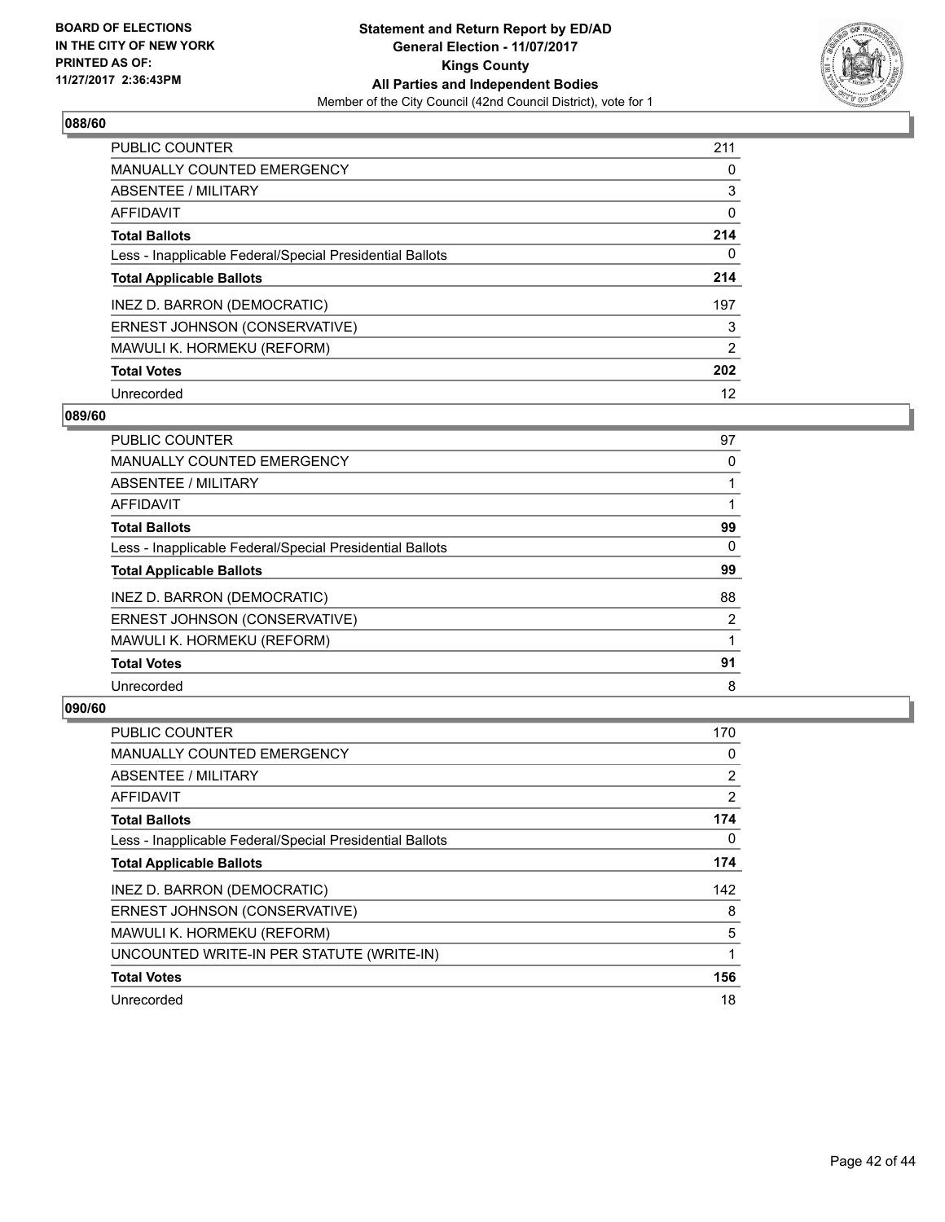**BOARD OF ELECTIONS IN THE CITY OF NEW YORK PRINTED AS OF: 11/27/2017 2:36:43PM**

**Statement and Return Report by ED/AD**
**General Election - 11/07/2017**
**Kings County**
**All Parties and Independent Bodies**
Member of the City Council (42nd Council District), vote for 1

### 088/60

| | |
|---|---|
| PUBLIC COUNTER | 211 |
| MANUALLY COUNTED EMERGENCY | 0 |
| ABSENTEE / MILITARY | 3 |
| AFFIDAVIT | 0 |
| **Total Ballots** | **214** |
| Less - Inapplicable Federal/Special Presidential Ballots | 0 |
| **Total Applicable Ballots** | **214** |
| INEZ D. BARRON (DEMOCRATIC) | 197 |
| ERNEST JOHNSON (CONSERVATIVE) | 3 |
| MAWULI K. HORMEKU (REFORM) | 2 |
| **Total Votes** | **202** |
| Unrecorded | 12 |

### 089/60

| | |
|---|---|
| PUBLIC COUNTER | 97 |
| MANUALLY COUNTED EMERGENCY | 0 |
| ABSENTEE / MILITARY | 1 |
| AFFIDAVIT | 1 |
| **Total Ballots** | **99** |
| Less - Inapplicable Federal/Special Presidential Ballots | 0 |
| **Total Applicable Ballots** | **99** |
| INEZ D. BARRON (DEMOCRATIC) | 88 |
| ERNEST JOHNSON (CONSERVATIVE) | 2 |
| MAWULI K. HORMEKU (REFORM) | 1 |
| **Total Votes** | **91** |
| Unrecorded | 8 |

### 090/60

| | |
|---|---|
| PUBLIC COUNTER | 170 |
| MANUALLY COUNTED EMERGENCY | 0 |
| ABSENTEE / MILITARY | 2 |
| AFFIDAVIT | 2 |
| **Total Ballots** | **174** |
| Less - Inapplicable Federal/Special Presidential Ballots | 0 |
| **Total Applicable Ballots** | **174** |
| INEZ D. BARRON (DEMOCRATIC) | 142 |
| ERNEST JOHNSON (CONSERVATIVE) | 8 |
| MAWULI K. HORMEKU (REFORM) | 5 |
| UNCOUNTED WRITE-IN PER STATUTE (WRITE-IN) | 1 |
| **Total Votes** | **156** |
| Unrecorded | 18 |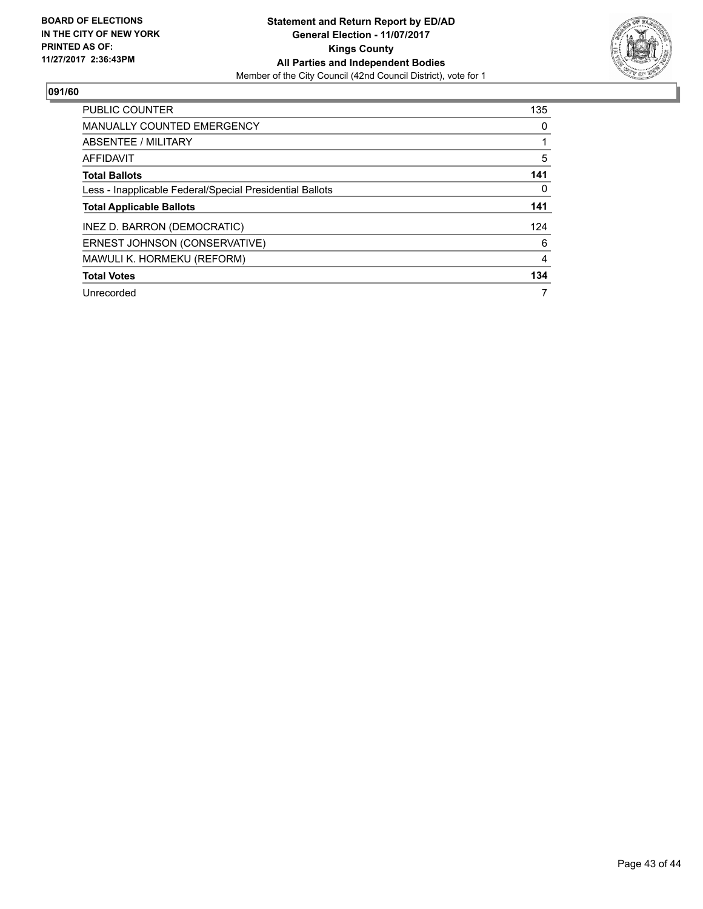BOARD OF ELECTIONS
IN THE CITY OF NEW YORK
PRINTED AS OF:
11/27/2017 2:36:43PM

**Statement and Return Report by ED/AD**
**General Election - 11/07/2017**
**Kings County**
**All Parties and Independent Bodies**
Member of the City Council (42nd Council District), vote for 1

## 091/60

| | |
|---|---|
| PUBLIC COUNTER | 135 |
| MANUALLY COUNTED EMERGENCY | 0 |
| ABSENTEE / MILITARY | 1 |
| AFFIDAVIT | 5 |
| **Total Ballots** | **141** |
| Less - Inapplicable Federal/Special Presidential Ballots | 0 |
| **Total Applicable Ballots** | **141** |
| INEZ D. BARRON (DEMOCRATIC) | 124 |
| ERNEST JOHNSON (CONSERVATIVE) | 6 |
| MAWULI K. HORMEKU (REFORM) | 4 |
| **Total Votes** | **134** |
| Unrecorded | 7 |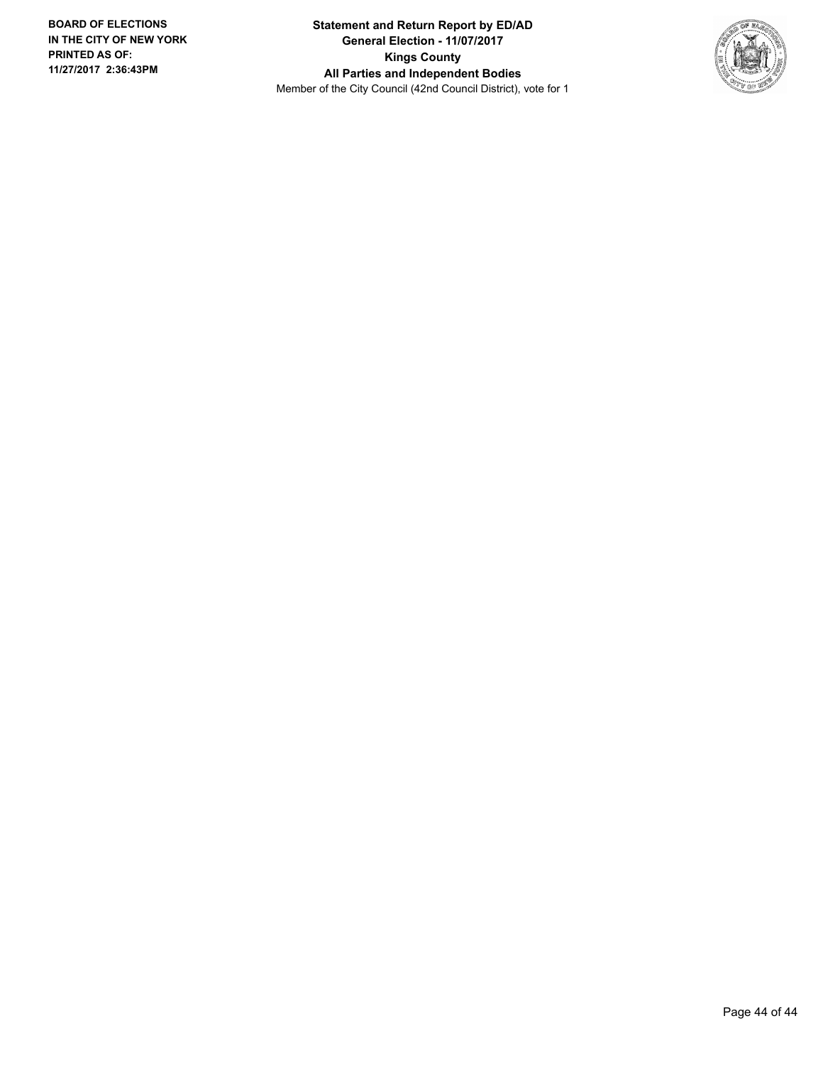**BOARD OF ELECTIONS IN THE CITY OF NEW YORK PRINTED AS OF: 11/27/2017 2:36:43PM**

**Statement and Return Report by ED/AD**
**General Election - 11/07/2017**
**Kings County**
**All Parties and Independent Bodies**
Member of the City Council (42nd Council District), vote for 1